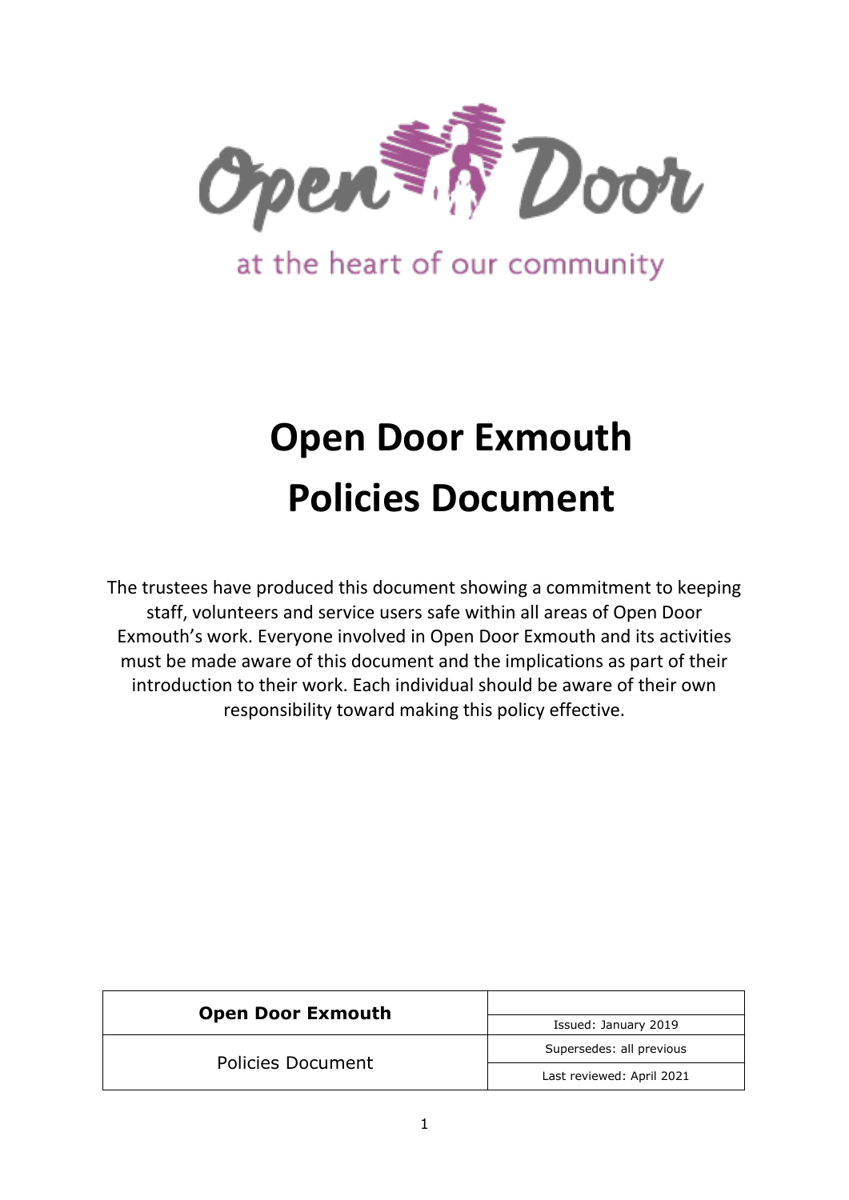Open Door

at the heart of our community

# Open Door Exmouth
# Policies Document

The trustees have produced this document showing a commitment to keeping staff, volunteers and service users safe within all areas of Open Door Exmouth's work. Everyone involved in Open Door Exmouth and its activities must be made aware of this document and the implications as part of their introduction to their work. Each individual should be aware of their own responsibility toward making this policy effective.

| **Open Door Exmouth** | |
|---|---|
| | Issued: January 2019 |
| Policies Document | Supersedes: all previous |
| | Last reviewed: April 2021 |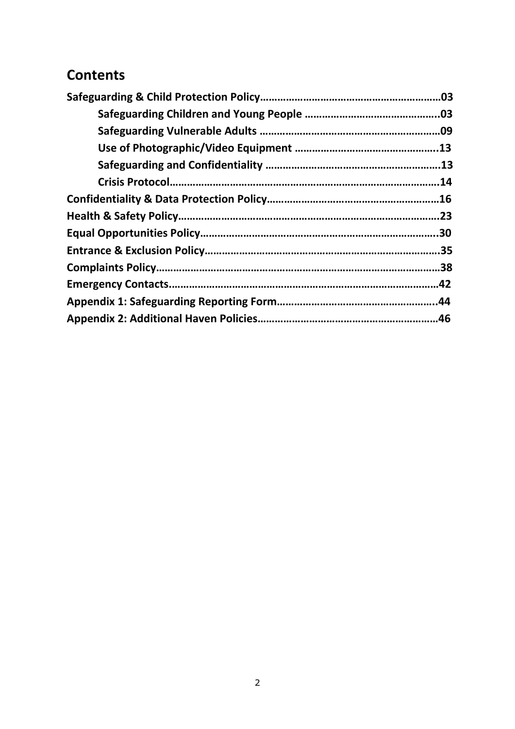## Contents

**Safeguarding & Child Protection Policy……………………………………………………03**

- **Safeguarding Children and Young People ………………………………………..03**
- **Safeguarding Vulnerable Adults ………………………………………………………09**
- **Use of Photographic/Video Equipment …………………………………………..13**
- **Safeguarding and Confidentiality ……………………………………………………..13**
- **Crisis Protocol………………………………………………………………………………….14**

**Confidentiality & Data Protection Policy……………………………………………………16**

**Health & Safety Policy……………………………………………………………………………….23**

**Equal Opportunities Policy……………………………………………………………………….30**

**Entrance & Exclusion Policy…………………………………………………………………….35**

**Complaints Policy……………………………………………………………………………………38**

**Emergency Contacts…………………………………………………………………………………42**

**Appendix 1: Safeguarding Reporting Form………………………………………………..44**

**Appendix 2: Additional Haven Policies……………………………………………………..46**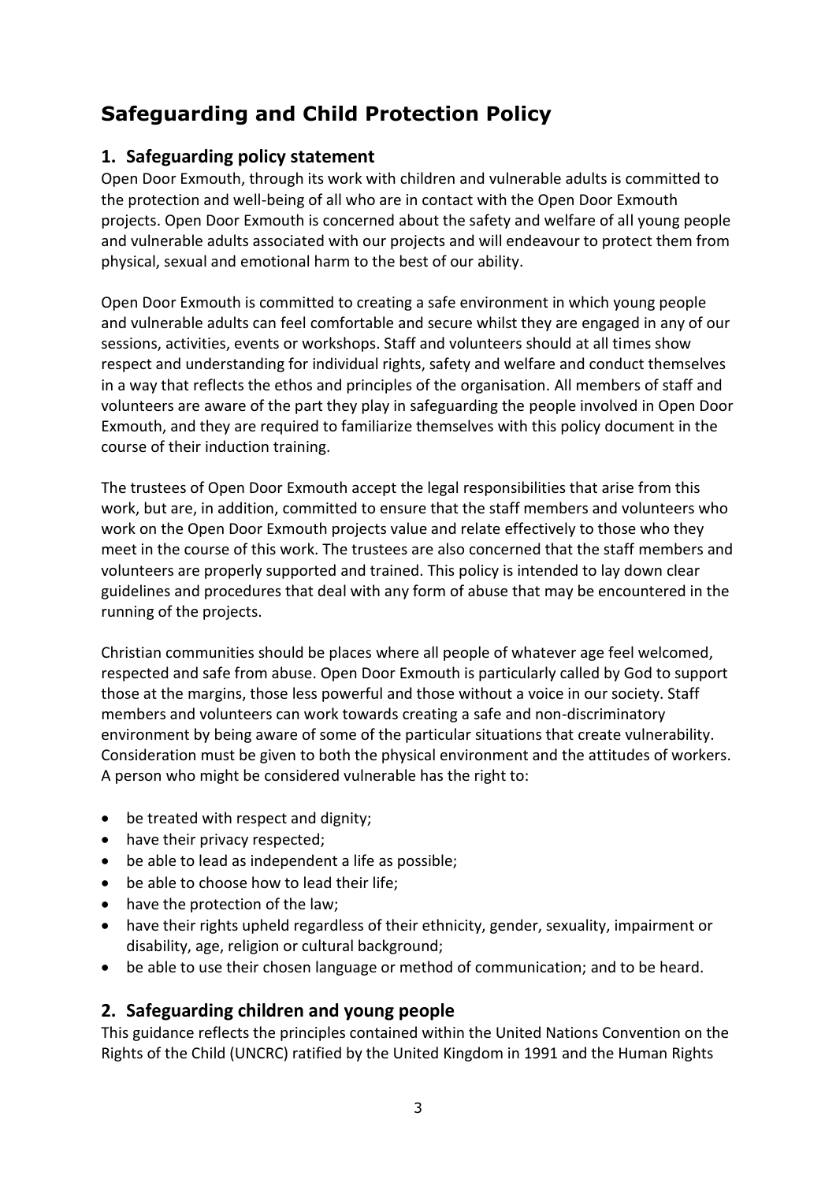# Safeguarding and Child Protection Policy

## 1. Safeguarding policy statement

Open Door Exmouth, through its work with children and vulnerable adults is committed to the protection and well-being of all who are in contact with the Open Door Exmouth projects. Open Door Exmouth is concerned about the safety and welfare of all young people and vulnerable adults associated with our projects and will endeavour to protect them from physical, sexual and emotional harm to the best of our ability.

Open Door Exmouth is committed to creating a safe environment in which young people and vulnerable adults can feel comfortable and secure whilst they are engaged in any of our sessions, activities, events or workshops. Staff and volunteers should at all times show respect and understanding for individual rights, safety and welfare and conduct themselves in a way that reflects the ethos and principles of the organisation. All members of staff and volunteers are aware of the part they play in safeguarding the people involved in Open Door Exmouth, and they are required to familiarize themselves with this policy document in the course of their induction training.

The trustees of Open Door Exmouth accept the legal responsibilities that arise from this work, but are, in addition, committed to ensure that the staff members and volunteers who work on the Open Door Exmouth projects value and relate effectively to those who they meet in the course of this work. The trustees are also concerned that the staff members and volunteers are properly supported and trained. This policy is intended to lay down clear guidelines and procedures that deal with any form of abuse that may be encountered in the running of the projects.

Christian communities should be places where all people of whatever age feel welcomed, respected and safe from abuse. Open Door Exmouth is particularly called by God to support those at the margins, those less powerful and those without a voice in our society. Staff members and volunteers can work towards creating a safe and non-discriminatory environment by being aware of some of the particular situations that create vulnerability. Consideration must be given to both the physical environment and the attitudes of workers. A person who might be considered vulnerable has the right to:

- be treated with respect and dignity;
- have their privacy respected;
- be able to lead as independent a life as possible;
- be able to choose how to lead their life;
- have the protection of the law;
- have their rights upheld regardless of their ethnicity, gender, sexuality, impairment or disability, age, religion or cultural background;
- be able to use their chosen language or method of communication; and to be heard.

## 2. Safeguarding children and young people

This guidance reflects the principles contained within the United Nations Convention on the Rights of the Child (UNCRC) ratified by the United Kingdom in 1991 and the Human Rights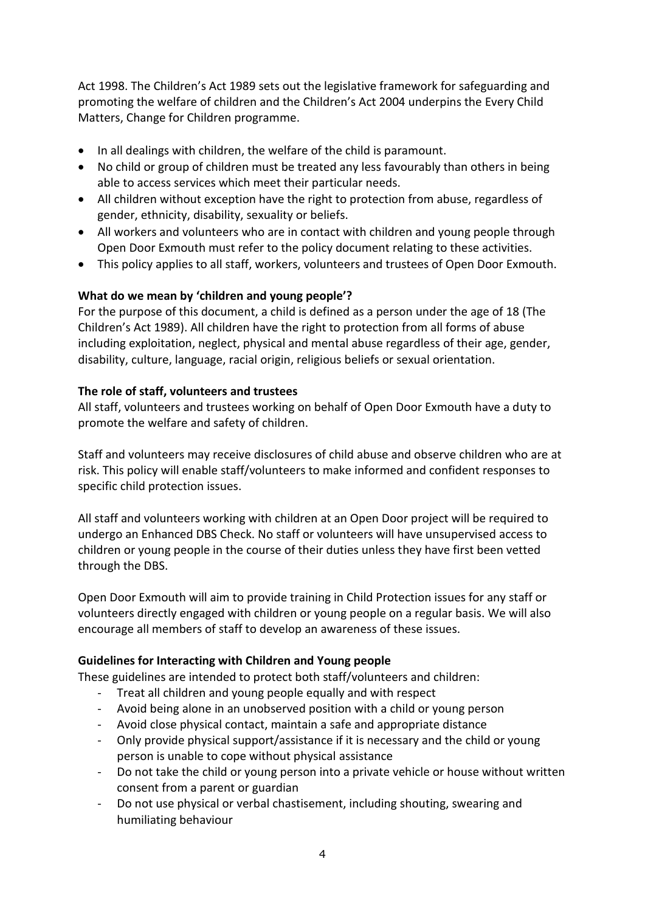Act 1998. The Children's Act 1989 sets out the legislative framework for safeguarding and promoting the welfare of children and the Children's Act 2004 underpins the Every Child Matters, Change for Children programme.

- In all dealings with children, the welfare of the child is paramount.
- No child or group of children must be treated any less favourably than others in being able to access services which meet their particular needs.
- All children without exception have the right to protection from abuse, regardless of gender, ethnicity, disability, sexuality or beliefs.
- All workers and volunteers who are in contact with children and young people through Open Door Exmouth must refer to the policy document relating to these activities.
- This policy applies to all staff, workers, volunteers and trustees of Open Door Exmouth.

**What do we mean by 'children and young people'?**

For the purpose of this document, a child is defined as a person under the age of 18 (The Children's Act 1989). All children have the right to protection from all forms of abuse including exploitation, neglect, physical and mental abuse regardless of their age, gender, disability, culture, language, racial origin, religious beliefs or sexual orientation.

**The role of staff, volunteers and trustees**

All staff, volunteers and trustees working on behalf of Open Door Exmouth have a duty to promote the welfare and safety of children.

Staff and volunteers may receive disclosures of child abuse and observe children who are at risk. This policy will enable staff/volunteers to make informed and confident responses to specific child protection issues.

All staff and volunteers working with children at an Open Door project will be required to undergo an Enhanced DBS Check. No staff or volunteers will have unsupervised access to children or young people in the course of their duties unless they have first been vetted through the DBS.

Open Door Exmouth will aim to provide training in Child Protection issues for any staff or volunteers directly engaged with children or young people on a regular basis. We will also encourage all members of staff to develop an awareness of these issues.

**Guidelines for Interacting with Children and Young people**

These guidelines are intended to protect both staff/volunteers and children:

- Treat all children and young people equally and with respect
- Avoid being alone in an unobserved position with a child or young person
- Avoid close physical contact, maintain a safe and appropriate distance
- Only provide physical support/assistance if it is necessary and the child or young person is unable to cope without physical assistance
- Do not take the child or young person into a private vehicle or house without written consent from a parent or guardian
- Do not use physical or verbal chastisement, including shouting, swearing and humiliating behaviour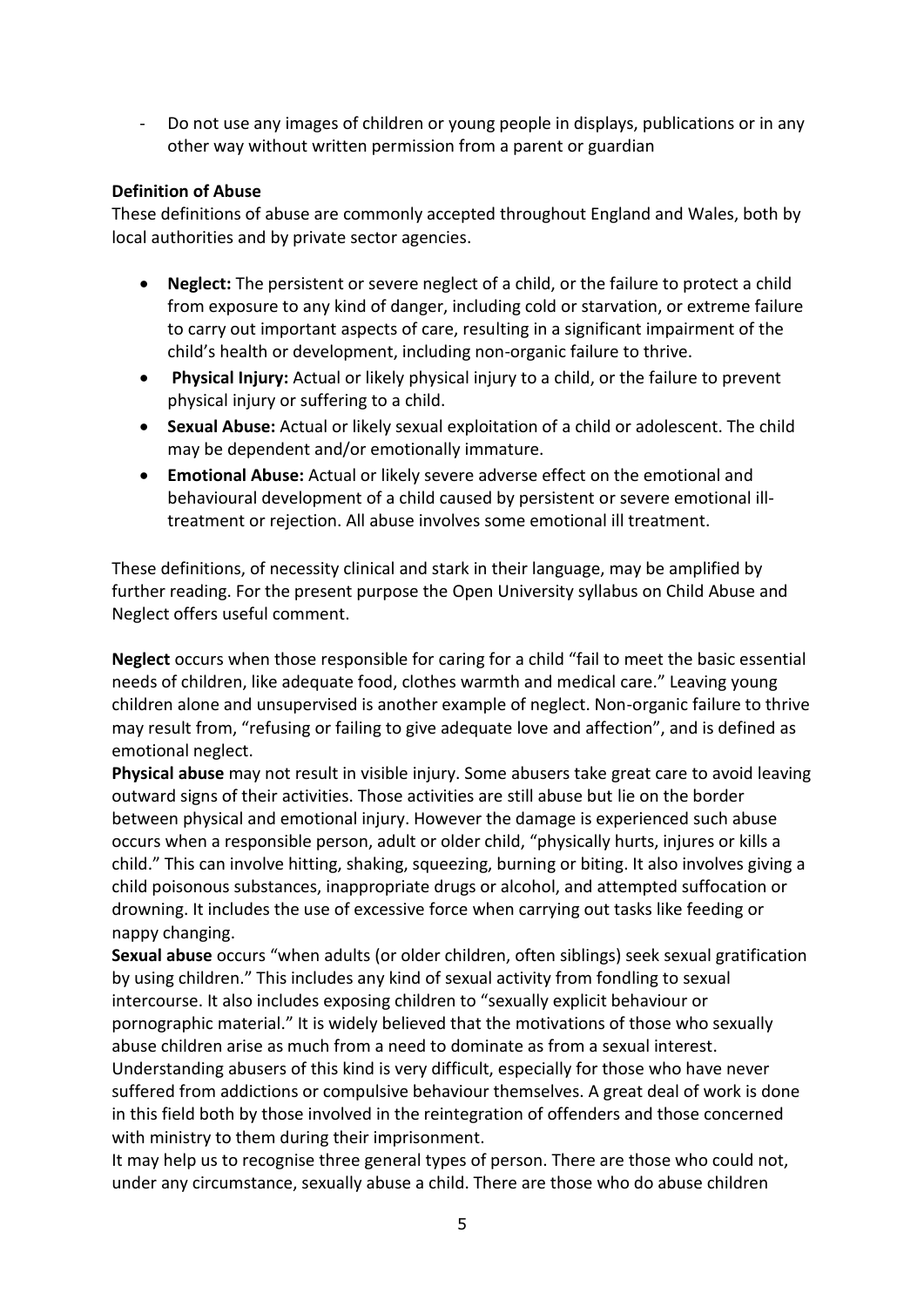- Do not use any images of children or young people in displays, publications or in any other way without written permission from a parent or guardian

**Definition of Abuse**

These definitions of abuse are commonly accepted throughout England and Wales, both by local authorities and by private sector agencies.

- **Neglect:** The persistent or severe neglect of a child, or the failure to protect a child from exposure to any kind of danger, including cold or starvation, or extreme failure to carry out important aspects of care, resulting in a significant impairment of the child's health or development, including non-organic failure to thrive.
- **Physical Injury:** Actual or likely physical injury to a child, or the failure to prevent physical injury or suffering to a child.
- **Sexual Abuse:** Actual or likely sexual exploitation of a child or adolescent. The child may be dependent and/or emotionally immature.
- **Emotional Abuse:** Actual or likely severe adverse effect on the emotional and behavioural development of a child caused by persistent or severe emotional ill-treatment or rejection. All abuse involves some emotional ill treatment.

These definitions, of necessity clinical and stark in their language, may be amplified by further reading. For the present purpose the Open University syllabus on Child Abuse and Neglect offers useful comment.

**Neglect** occurs when those responsible for caring for a child "fail to meet the basic essential needs of children, like adequate food, clothes warmth and medical care." Leaving young children alone and unsupervised is another example of neglect. Non-organic failure to thrive may result from, "refusing or failing to give adequate love and affection", and is defined as emotional neglect.

**Physical abuse** may not result in visible injury. Some abusers take great care to avoid leaving outward signs of their activities. Those activities are still abuse but lie on the border between physical and emotional injury. However the damage is experienced such abuse occurs when a responsible person, adult or older child, "physically hurts, injures or kills a child." This can involve hitting, shaking, squeezing, burning or biting. It also involves giving a child poisonous substances, inappropriate drugs or alcohol, and attempted suffocation or drowning. It includes the use of excessive force when carrying out tasks like feeding or nappy changing.

**Sexual abuse** occurs "when adults (or older children, often siblings) seek sexual gratification by using children." This includes any kind of sexual activity from fondling to sexual intercourse. It also includes exposing children to "sexually explicit behaviour or pornographic material." It is widely believed that the motivations of those who sexually abuse children arise as much from a need to dominate as from a sexual interest. Understanding abusers of this kind is very difficult, especially for those who have never suffered from addictions or compulsive behaviour themselves. A great deal of work is done in this field both by those involved in the reintegration of offenders and those concerned with ministry to them during their imprisonment.

It may help us to recognise three general types of person. There are those who could not, under any circumstance, sexually abuse a child. There are those who do abuse children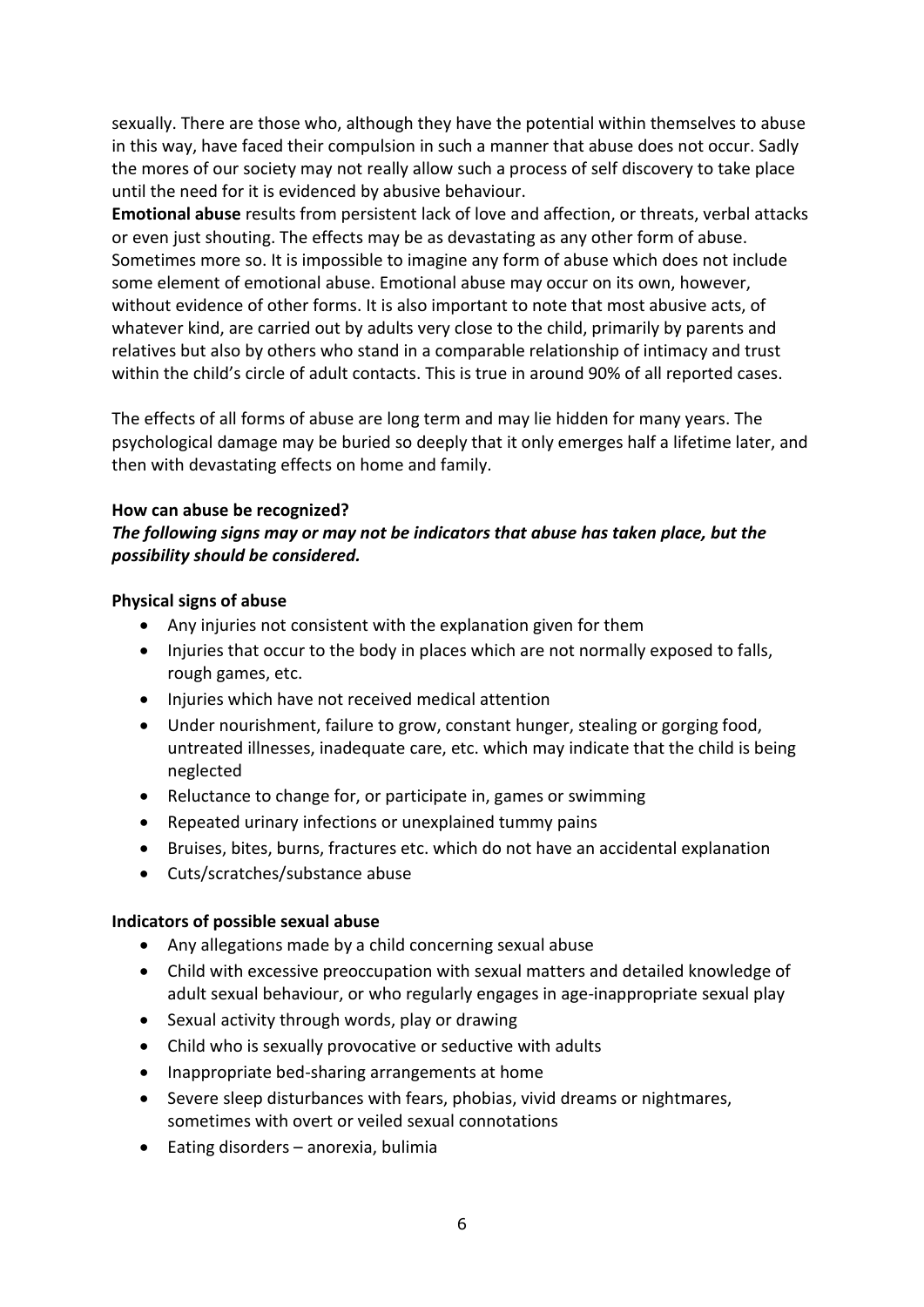sexually. There are those who, although they have the potential within themselves to abuse in this way, have faced their compulsion in such a manner that abuse does not occur. Sadly the mores of our society may not really allow such a process of self discovery to take place until the need for it is evidenced by abusive behaviour.

**Emotional abuse** results from persistent lack of love and affection, or threats, verbal attacks or even just shouting. The effects may be as devastating as any other form of abuse. Sometimes more so. It is impossible to imagine any form of abuse which does not include some element of emotional abuse. Emotional abuse may occur on its own, however, without evidence of other forms. It is also important to note that most abusive acts, of whatever kind, are carried out by adults very close to the child, primarily by parents and relatives but also by others who stand in a comparable relationship of intimacy and trust within the child's circle of adult contacts. This is true in around 90% of all reported cases.

The effects of all forms of abuse are long term and may lie hidden for many years. The psychological damage may be buried so deeply that it only emerges half a lifetime later, and then with devastating effects on home and family.

**How can abuse be recognized?**

***The following signs may or may not be indicators that abuse has taken place, but the possibility should be considered.***

**Physical signs of abuse**

- Any injuries not consistent with the explanation given for them
- Injuries that occur to the body in places which are not normally exposed to falls, rough games, etc.
- Injuries which have not received medical attention
- Under nourishment, failure to grow, constant hunger, stealing or gorging food, untreated illnesses, inadequate care, etc. which may indicate that the child is being neglected
- Reluctance to change for, or participate in, games or swimming
- Repeated urinary infections or unexplained tummy pains
- Bruises, bites, burns, fractures etc. which do not have an accidental explanation
- Cuts/scratches/substance abuse

**Indicators of possible sexual abuse**

- Any allegations made by a child concerning sexual abuse
- Child with excessive preoccupation with sexual matters and detailed knowledge of adult sexual behaviour, or who regularly engages in age-inappropriate sexual play
- Sexual activity through words, play or drawing
- Child who is sexually provocative or seductive with adults
- Inappropriate bed-sharing arrangements at home
- Severe sleep disturbances with fears, phobias, vivid dreams or nightmares, sometimes with overt or veiled sexual connotations
- Eating disorders – anorexia, bulimia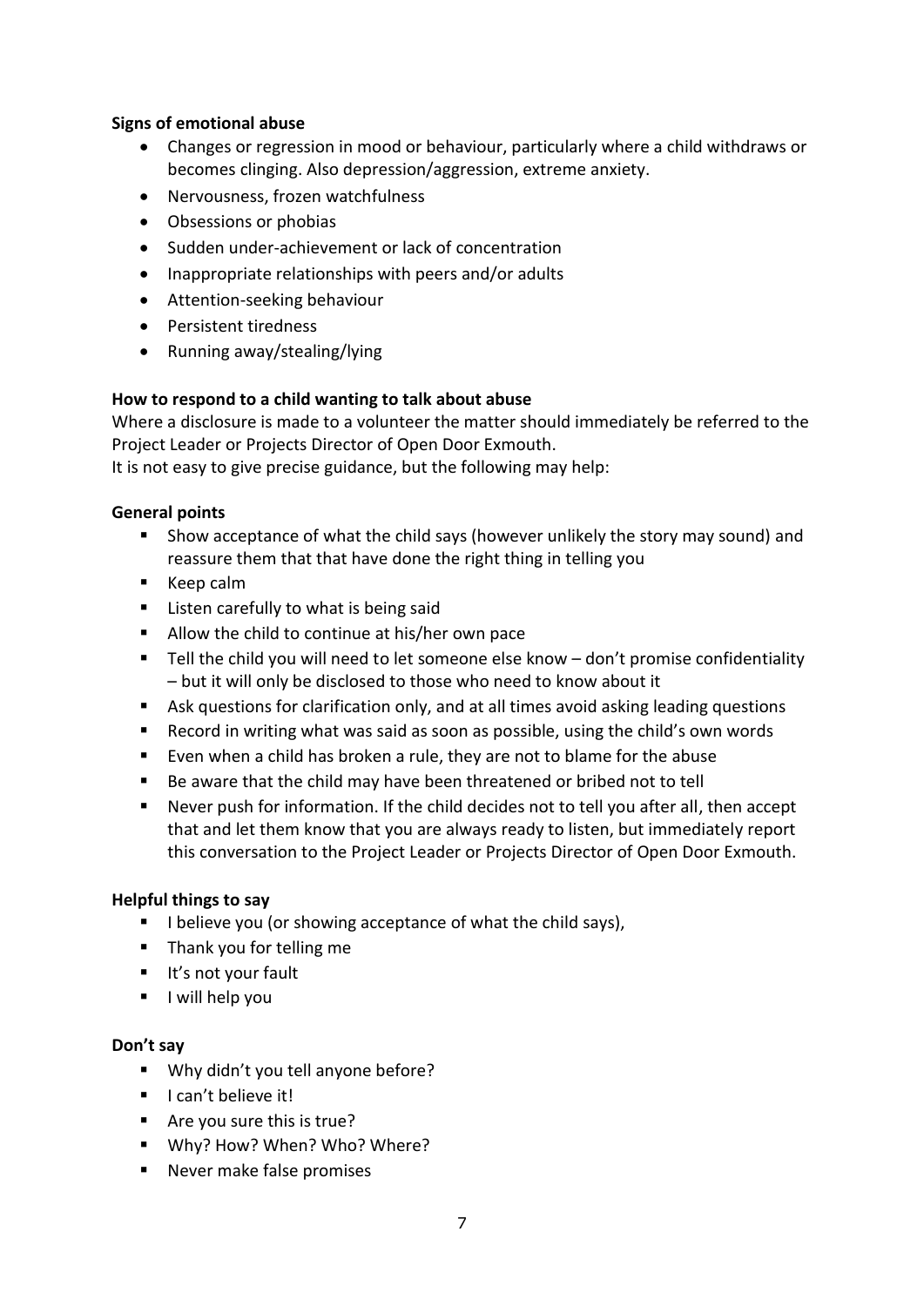**Signs of emotional abuse**

- Changes or regression in mood or behaviour, particularly where a child withdraws or becomes clinging. Also depression/aggression, extreme anxiety.
- Nervousness, frozen watchfulness
- Obsessions or phobias
- Sudden under-achievement or lack of concentration
- Inappropriate relationships with peers and/or adults
- Attention-seeking behaviour
- Persistent tiredness
- Running away/stealing/lying

**How to respond to a child wanting to talk about abuse**

Where a disclosure is made to a volunteer the matter should immediately be referred to the Project Leader or Projects Director of Open Door Exmouth.
It is not easy to give precise guidance, but the following may help:

**General points**

- Show acceptance of what the child says (however unlikely the story may sound) and reassure them that that have done the right thing in telling you
- Keep calm
- Listen carefully to what is being said
- Allow the child to continue at his/her own pace
- Tell the child you will need to let someone else know – don't promise confidentiality – but it will only be disclosed to those who need to know about it
- Ask questions for clarification only, and at all times avoid asking leading questions
- Record in writing what was said as soon as possible, using the child's own words
- Even when a child has broken a rule, they are not to blame for the abuse
- Be aware that the child may have been threatened or bribed not to tell
- Never push for information. If the child decides not to tell you after all, then accept that and let them know that you are always ready to listen, but immediately report this conversation to the Project Leader or Projects Director of Open Door Exmouth.

**Helpful things to say**

- I believe you (or showing acceptance of what the child says),
- Thank you for telling me
- It's not your fault
- I will help you

**Don't say**

- Why didn't you tell anyone before?
- I can't believe it!
- Are you sure this is true?
- Why? How? When? Who? Where?
- Never make false promises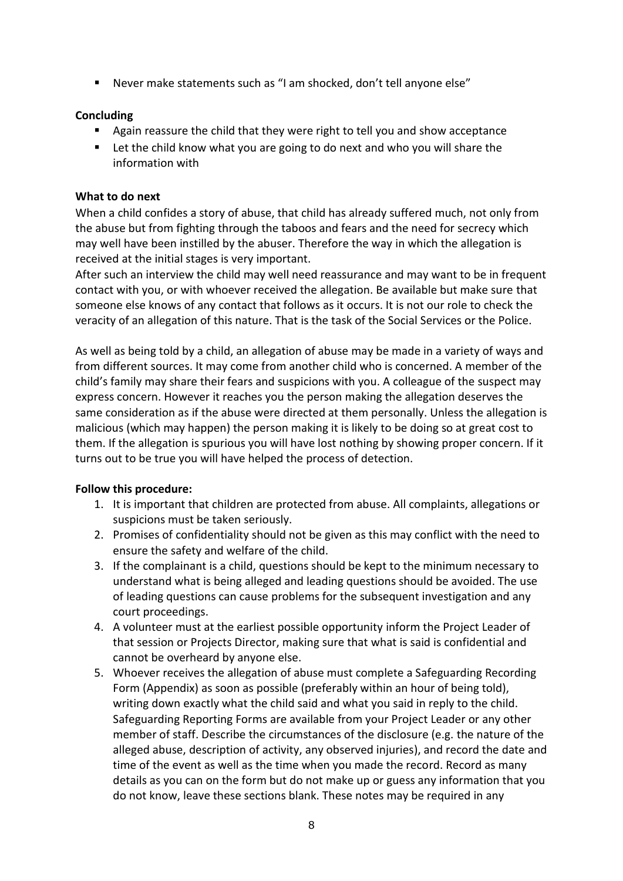- Never make statements such as "I am shocked, don't tell anyone else"

**Concluding**

- Again reassure the child that they were right to tell you and show acceptance
- Let the child know what you are going to do next and who you will share the information with

**What to do next**

When a child confides a story of abuse, that child has already suffered much, not only from the abuse but from fighting through the taboos and fears and the need for secrecy which may well have been instilled by the abuser. Therefore the way in which the allegation is received at the initial stages is very important.

After such an interview the child may well need reassurance and may want to be in frequent contact with you, or with whoever received the allegation. Be available but make sure that someone else knows of any contact that follows as it occurs. It is not our role to check the veracity of an allegation of this nature. That is the task of the Social Services or the Police.

As well as being told by a child, an allegation of abuse may be made in a variety of ways and from different sources. It may come from another child who is concerned. A member of the child's family may share their fears and suspicions with you. A colleague of the suspect may express concern. However it reaches you the person making the allegation deserves the same consideration as if the abuse were directed at them personally. Unless the allegation is malicious (which may happen) the person making it is likely to be doing so at great cost to them. If the allegation is spurious you will have lost nothing by showing proper concern. If it turns out to be true you will have helped the process of detection.

**Follow this procedure:**

1. It is important that children are protected from abuse. All complaints, allegations or suspicions must be taken seriously.
2. Promises of confidentiality should not be given as this may conflict with the need to ensure the safety and welfare of the child.
3. If the complainant is a child, questions should be kept to the minimum necessary to understand what is being alleged and leading questions should be avoided. The use of leading questions can cause problems for the subsequent investigation and any court proceedings.
4. A volunteer must at the earliest possible opportunity inform the Project Leader of that session or Projects Director, making sure that what is said is confidential and cannot be overheard by anyone else.
5. Whoever receives the allegation of abuse must complete a Safeguarding Recording Form (Appendix) as soon as possible (preferably within an hour of being told), writing down exactly what the child said and what you said in reply to the child. Safeguarding Reporting Forms are available from your Project Leader or any other member of staff. Describe the circumstances of the disclosure (e.g. the nature of the alleged abuse, description of activity, any observed injuries), and record the date and time of the event as well as the time when you made the record. Record as many details as you can on the form but do not make up or guess any information that you do not know, leave these sections blank. These notes may be required in any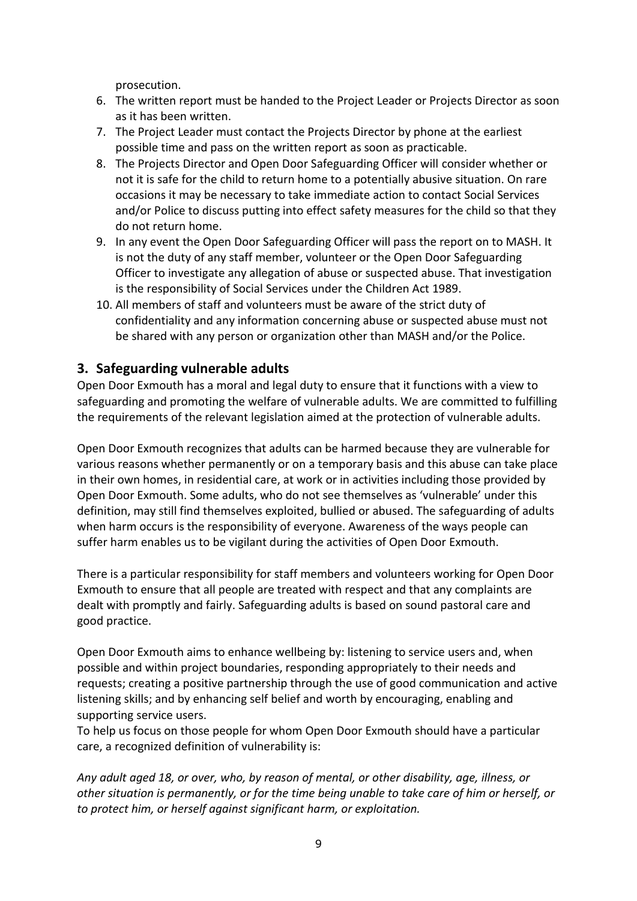prosecution.

6. The written report must be handed to the Project Leader or Projects Director as soon as it has been written.
7. The Project Leader must contact the Projects Director by phone at the earliest possible time and pass on the written report as soon as practicable.
8. The Projects Director and Open Door Safeguarding Officer will consider whether or not it is safe for the child to return home to a potentially abusive situation. On rare occasions it may be necessary to take immediate action to contact Social Services and/or Police to discuss putting into effect safety measures for the child so that they do not return home.
9. In any event the Open Door Safeguarding Officer will pass the report on to MASH. It is not the duty of any staff member, volunteer or the Open Door Safeguarding Officer to investigate any allegation of abuse or suspected abuse. That investigation is the responsibility of Social Services under the Children Act 1989.
10. All members of staff and volunteers must be aware of the strict duty of confidentiality and any information concerning abuse or suspected abuse must not be shared with any person or organization other than MASH and/or the Police.

## 3. Safeguarding vulnerable adults

Open Door Exmouth has a moral and legal duty to ensure that it functions with a view to safeguarding and promoting the welfare of vulnerable adults. We are committed to fulfilling the requirements of the relevant legislation aimed at the protection of vulnerable adults.

Open Door Exmouth recognizes that adults can be harmed because they are vulnerable for various reasons whether permanently or on a temporary basis and this abuse can take place in their own homes, in residential care, at work or in activities including those provided by Open Door Exmouth. Some adults, who do not see themselves as 'vulnerable' under this definition, may still find themselves exploited, bullied or abused. The safeguarding of adults when harm occurs is the responsibility of everyone. Awareness of the ways people can suffer harm enables us to be vigilant during the activities of Open Door Exmouth.

There is a particular responsibility for staff members and volunteers working for Open Door Exmouth to ensure that all people are treated with respect and that any complaints are dealt with promptly and fairly. Safeguarding adults is based on sound pastoral care and good practice.

Open Door Exmouth aims to enhance wellbeing by: listening to service users and, when possible and within project boundaries, responding appropriately to their needs and requests; creating a positive partnership through the use of good communication and active listening skills; and by enhancing self belief and worth by encouraging, enabling and supporting service users.
To help us focus on those people for whom Open Door Exmouth should have a particular care, a recognized definition of vulnerability is:

*Any adult aged 18, or over, who, by reason of mental, or other disability, age, illness, or other situation is permanently, or for the time being unable to take care of him or herself, or to protect him, or herself against significant harm, or exploitation.*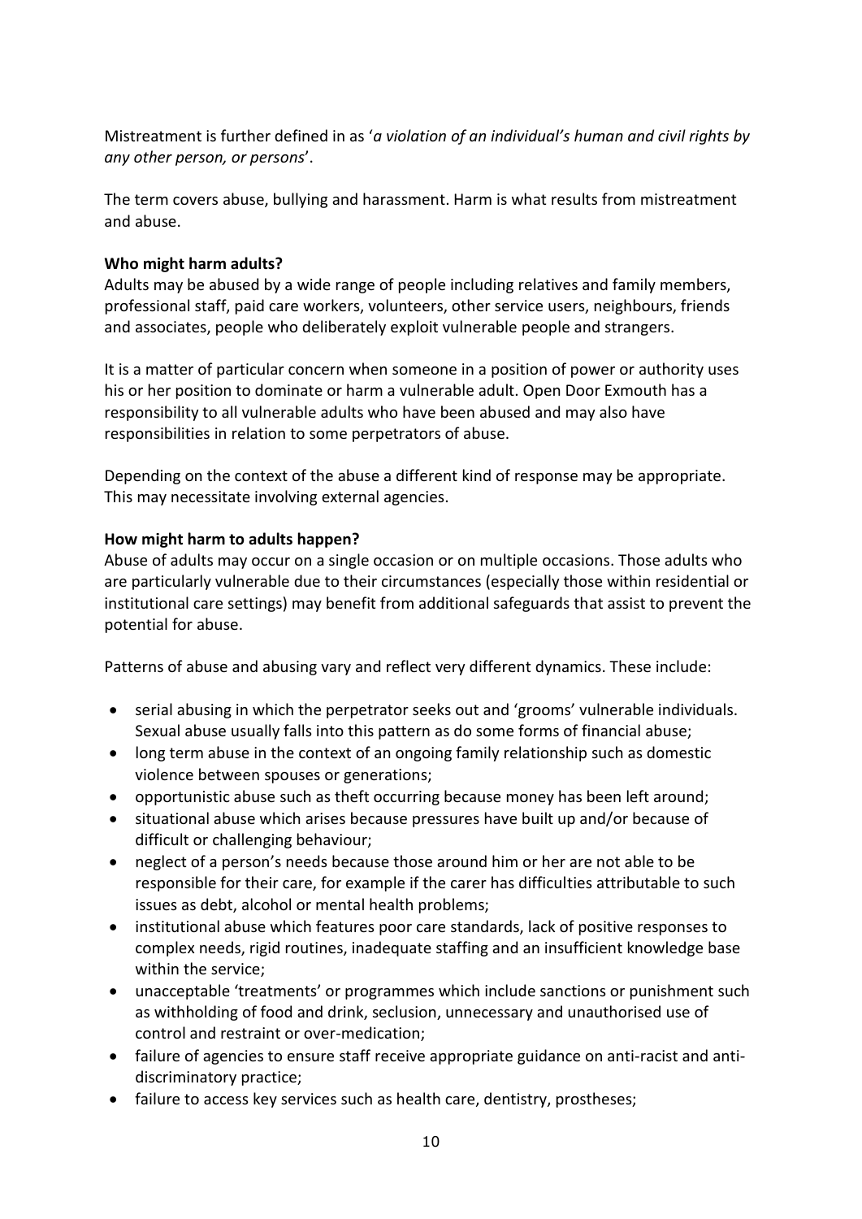Mistreatment is further defined in as '*a violation of an individual's human and civil rights by any other person, or persons*'.

The term covers abuse, bullying and harassment. Harm is what results from mistreatment and abuse.

**Who might harm adults?**

Adults may be abused by a wide range of people including relatives and family members, professional staff, paid care workers, volunteers, other service users, neighbours, friends and associates, people who deliberately exploit vulnerable people and strangers.

It is a matter of particular concern when someone in a position of power or authority uses his or her position to dominate or harm a vulnerable adult. Open Door Exmouth has a responsibility to all vulnerable adults who have been abused and may also have responsibilities in relation to some perpetrators of abuse.

Depending on the context of the abuse a different kind of response may be appropriate. This may necessitate involving external agencies.

**How might harm to adults happen?**

Abuse of adults may occur on a single occasion or on multiple occasions. Those adults who are particularly vulnerable due to their circumstances (especially those within residential or institutional care settings) may benefit from additional safeguards that assist to prevent the potential for abuse.

Patterns of abuse and abusing vary and reflect very different dynamics. These include:

- serial abusing in which the perpetrator seeks out and 'grooms' vulnerable individuals. Sexual abuse usually falls into this pattern as do some forms of financial abuse;
- long term abuse in the context of an ongoing family relationship such as domestic violence between spouses or generations;
- opportunistic abuse such as theft occurring because money has been left around;
- situational abuse which arises because pressures have built up and/or because of difficult or challenging behaviour;
- neglect of a person's needs because those around him or her are not able to be responsible for their care, for example if the carer has difficulties attributable to such issues as debt, alcohol or mental health problems;
- institutional abuse which features poor care standards, lack of positive responses to complex needs, rigid routines, inadequate staffing and an insufficient knowledge base within the service;
- unacceptable 'treatments' or programmes which include sanctions or punishment such as withholding of food and drink, seclusion, unnecessary and unauthorised use of control and restraint or over-medication;
- failure of agencies to ensure staff receive appropriate guidance on anti-racist and anti-discriminatory practice;
- failure to access key services such as health care, dentistry, prostheses;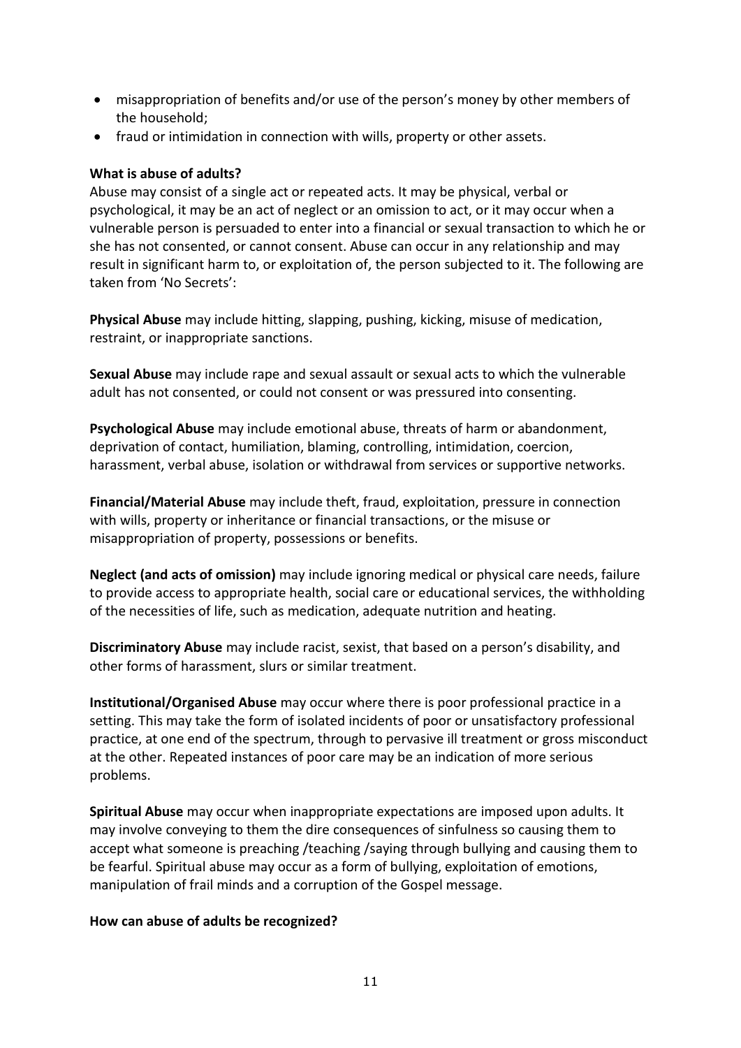- misappropriation of benefits and/or use of the person's money by other members of the household;
- fraud or intimidation in connection with wills, property or other assets.

**What is abuse of adults?**

Abuse may consist of a single act or repeated acts. It may be physical, verbal or psychological, it may be an act of neglect or an omission to act, or it may occur when a vulnerable person is persuaded to enter into a financial or sexual transaction to which he or she has not consented, or cannot consent. Abuse can occur in any relationship and may result in significant harm to, or exploitation of, the person subjected to it. The following are taken from 'No Secrets':

**Physical Abuse** may include hitting, slapping, pushing, kicking, misuse of medication, restraint, or inappropriate sanctions.

**Sexual Abuse** may include rape and sexual assault or sexual acts to which the vulnerable adult has not consented, or could not consent or was pressured into consenting.

**Psychological Abuse** may include emotional abuse, threats of harm or abandonment, deprivation of contact, humiliation, blaming, controlling, intimidation, coercion, harassment, verbal abuse, isolation or withdrawal from services or supportive networks.

**Financial/Material Abuse** may include theft, fraud, exploitation, pressure in connection with wills, property or inheritance or financial transactions, or the misuse or misappropriation of property, possessions or benefits.

**Neglect (and acts of omission)** may include ignoring medical or physical care needs, failure to provide access to appropriate health, social care or educational services, the withholding of the necessities of life, such as medication, adequate nutrition and heating.

**Discriminatory Abuse** may include racist, sexist, that based on a person's disability, and other forms of harassment, slurs or similar treatment.

**Institutional/Organised Abuse** may occur where there is poor professional practice in a setting. This may take the form of isolated incidents of poor or unsatisfactory professional practice, at one end of the spectrum, through to pervasive ill treatment or gross misconduct at the other. Repeated instances of poor care may be an indication of more serious problems.

**Spiritual Abuse** may occur when inappropriate expectations are imposed upon adults. It may involve conveying to them the dire consequences of sinfulness so causing them to accept what someone is preaching /teaching /saying through bullying and causing them to be fearful. Spiritual abuse may occur as a form of bullying, exploitation of emotions, manipulation of frail minds and a corruption of the Gospel message.

**How can abuse of adults be recognized?**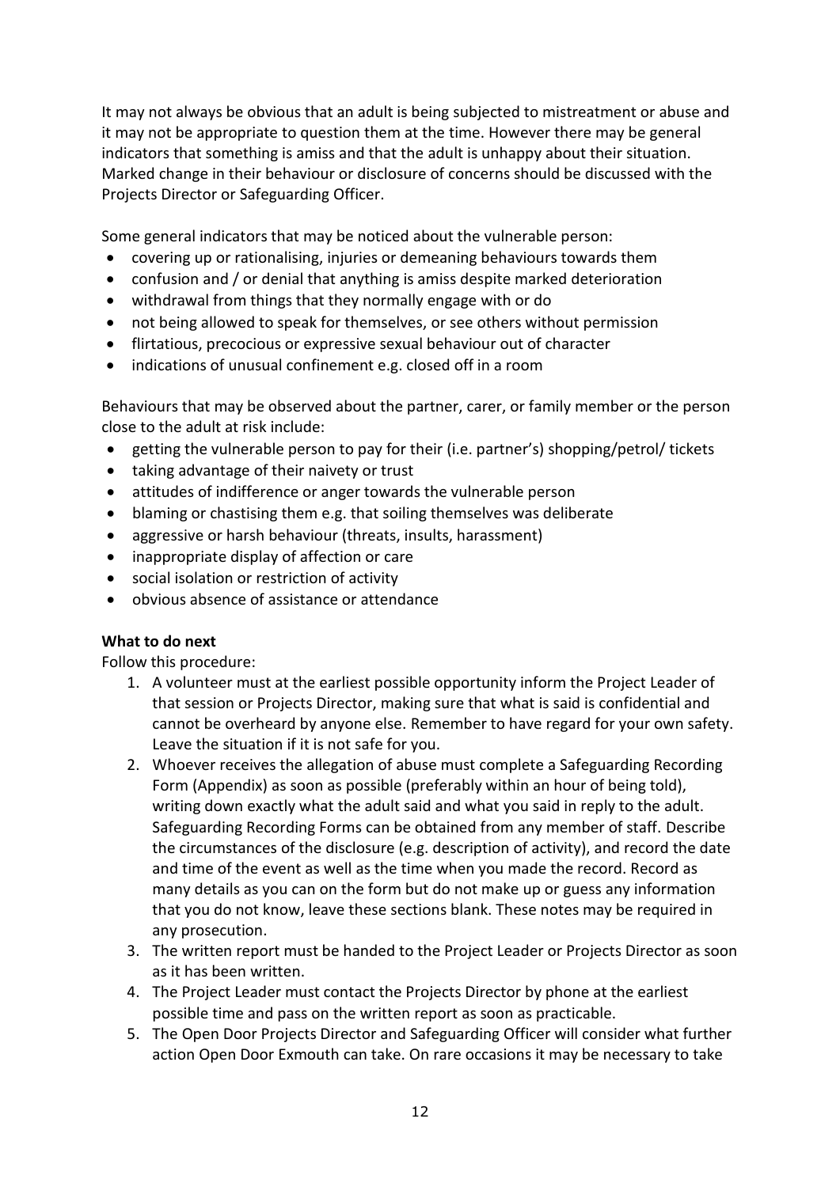It may not always be obvious that an adult is being subjected to mistreatment or abuse and it may not be appropriate to question them at the time. However there may be general indicators that something is amiss and that the adult is unhappy about their situation. Marked change in their behaviour or disclosure of concerns should be discussed with the Projects Director or Safeguarding Officer.

Some general indicators that may be noticed about the vulnerable person:

- covering up or rationalising, injuries or demeaning behaviours towards them
- confusion and / or denial that anything is amiss despite marked deterioration
- withdrawal from things that they normally engage with or do
- not being allowed to speak for themselves, or see others without permission
- flirtatious, precocious or expressive sexual behaviour out of character
- indications of unusual confinement e.g. closed off in a room

Behaviours that may be observed about the partner, carer, or family member or the person close to the adult at risk include:

- getting the vulnerable person to pay for their (i.e. partner's) shopping/petrol/ tickets
- taking advantage of their naivety or trust
- attitudes of indifference or anger towards the vulnerable person
- blaming or chastising them e.g. that soiling themselves was deliberate
- aggressive or harsh behaviour (threats, insults, harassment)
- inappropriate display of affection or care
- social isolation or restriction of activity
- obvious absence of assistance or attendance

**What to do next**

Follow this procedure:

1. A volunteer must at the earliest possible opportunity inform the Project Leader of that session or Projects Director, making sure that what is said is confidential and cannot be overheard by anyone else. Remember to have regard for your own safety. Leave the situation if it is not safe for you.
2. Whoever receives the allegation of abuse must complete a Safeguarding Recording Form (Appendix) as soon as possible (preferably within an hour of being told), writing down exactly what the adult said and what you said in reply to the adult. Safeguarding Recording Forms can be obtained from any member of staff. Describe the circumstances of the disclosure (e.g. description of activity), and record the date and time of the event as well as the time when you made the record. Record as many details as you can on the form but do not make up or guess any information that you do not know, leave these sections blank. These notes may be required in any prosecution.
3. The written report must be handed to the Project Leader or Projects Director as soon as it has been written.
4. The Project Leader must contact the Projects Director by phone at the earliest possible time and pass on the written report as soon as practicable.
5. The Open Door Projects Director and Safeguarding Officer will consider what further action Open Door Exmouth can take. On rare occasions it may be necessary to take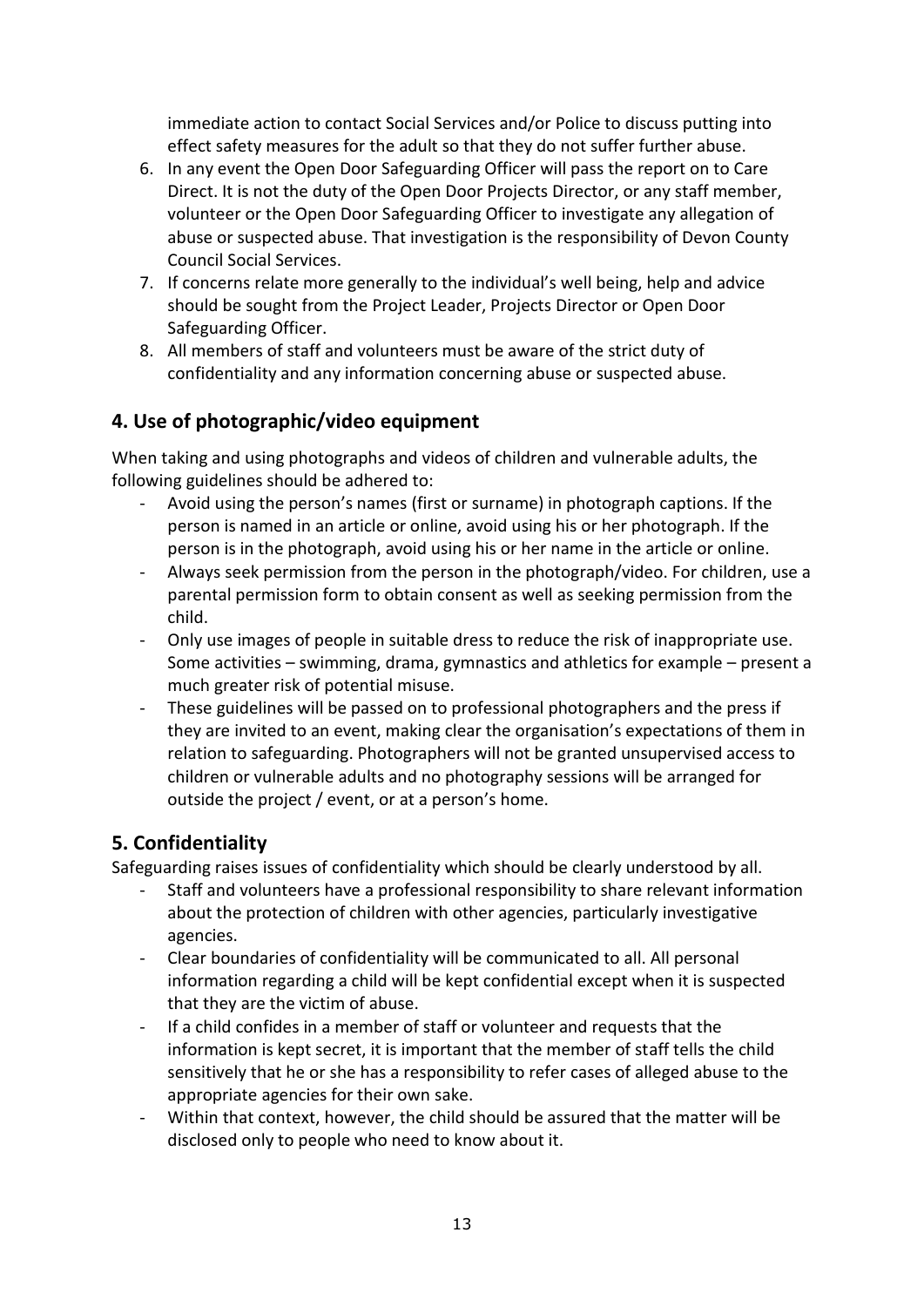immediate action to contact Social Services and/or Police to discuss putting into effect safety measures for the adult so that they do not suffer further abuse.

6. In any event the Open Door Safeguarding Officer will pass the report on to Care Direct. It is not the duty of the Open Door Projects Director, or any staff member, volunteer or the Open Door Safeguarding Officer to investigate any allegation of abuse or suspected abuse. That investigation is the responsibility of Devon County Council Social Services.
7. If concerns relate more generally to the individual's well being, help and advice should be sought from the Project Leader, Projects Director or Open Door Safeguarding Officer.
8. All members of staff and volunteers must be aware of the strict duty of confidentiality and any information concerning abuse or suspected abuse.

## 4. Use of photographic/video equipment

When taking and using photographs and videos of children and vulnerable adults, the following guidelines should be adhered to:

- Avoid using the person's names (first or surname) in photograph captions. If the person is named in an article or online, avoid using his or her photograph. If the person is in the photograph, avoid using his or her name in the article or online.
- Always seek permission from the person in the photograph/video. For children, use a parental permission form to obtain consent as well as seeking permission from the child.
- Only use images of people in suitable dress to reduce the risk of inappropriate use. Some activities – swimming, drama, gymnastics and athletics for example – present a much greater risk of potential misuse.
- These guidelines will be passed on to professional photographers and the press if they are invited to an event, making clear the organisation's expectations of them in relation to safeguarding. Photographers will not be granted unsupervised access to children or vulnerable adults and no photography sessions will be arranged for outside the project / event, or at a person's home.

## 5. Confidentiality

Safeguarding raises issues of confidentiality which should be clearly understood by all.

- Staff and volunteers have a professional responsibility to share relevant information about the protection of children with other agencies, particularly investigative agencies.
- Clear boundaries of confidentiality will be communicated to all. All personal information regarding a child will be kept confidential except when it is suspected that they are the victim of abuse.
- If a child confides in a member of staff or volunteer and requests that the information is kept secret, it is important that the member of staff tells the child sensitively that he or she has a responsibility to refer cases of alleged abuse to the appropriate agencies for their own sake.
- Within that context, however, the child should be assured that the matter will be disclosed only to people who need to know about it.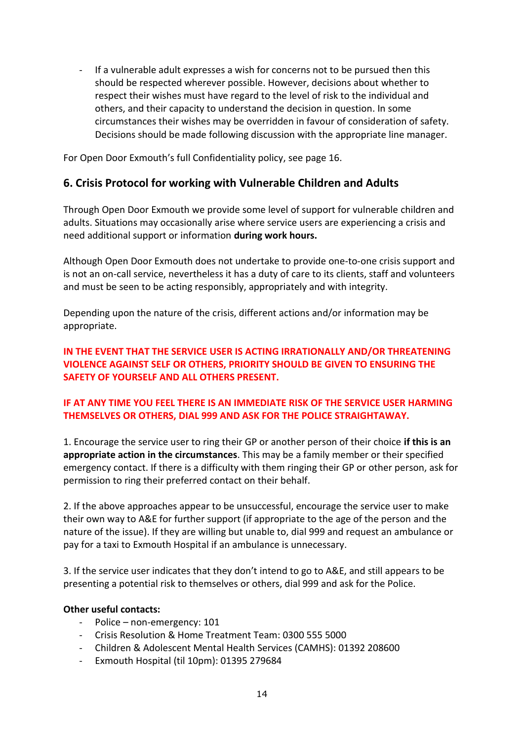- If a vulnerable adult expresses a wish for concerns not to be pursued then this should be respected wherever possible. However, decisions about whether to respect their wishes must have regard to the level of risk to the individual and others, and their capacity to understand the decision in question. In some circumstances their wishes may be overridden in favour of consideration of safety. Decisions should be made following discussion with the appropriate line manager.

For Open Door Exmouth's full Confidentiality policy, see page 16.

## 6. Crisis Protocol for working with Vulnerable Children and Adults

Through Open Door Exmouth we provide some level of support for vulnerable children and adults. Situations may occasionally arise where service users are experiencing a crisis and need additional support or information **during work hours.**

Although Open Door Exmouth does not undertake to provide one-to-one crisis support and is not an on-call service, nevertheless it has a duty of care to its clients, staff and volunteers and must be seen to be acting responsibly, appropriately and with integrity.

Depending upon the nature of the crisis, different actions and/or information may be appropriate.

**IN THE EVENT THAT THE SERVICE USER IS ACTING IRRATIONALLY AND/OR THREATENING VIOLENCE AGAINST SELF OR OTHERS, PRIORITY SHOULD BE GIVEN TO ENSURING THE SAFETY OF YOURSELF AND ALL OTHERS PRESENT.**

**IF AT ANY TIME YOU FEEL THERE IS AN IMMEDIATE RISK OF THE SERVICE USER HARMING THEMSELVES OR OTHERS, DIAL 999 AND ASK FOR THE POLICE STRAIGHTAWAY.**

1. Encourage the service user to ring their GP or another person of their choice **if this is an appropriate action in the circumstances**. This may be a family member or their specified emergency contact. If there is a difficulty with them ringing their GP or other person, ask for permission to ring their preferred contact on their behalf.

2. If the above approaches appear to be unsuccessful, encourage the service user to make their own way to A&E for further support (if appropriate to the age of the person and the nature of the issue). If they are willing but unable to, dial 999 and request an ambulance or pay for a taxi to Exmouth Hospital if an ambulance is unnecessary.

3. If the service user indicates that they don't intend to go to A&E, and still appears to be presenting a potential risk to themselves or others, dial 999 and ask for the Police.

**Other useful contacts:**

- Police – non-emergency: 101
- Crisis Resolution & Home Treatment Team: 0300 555 5000
- Children & Adolescent Mental Health Services (CAMHS): 01392 208600
- Exmouth Hospital (til 10pm): 01395 279684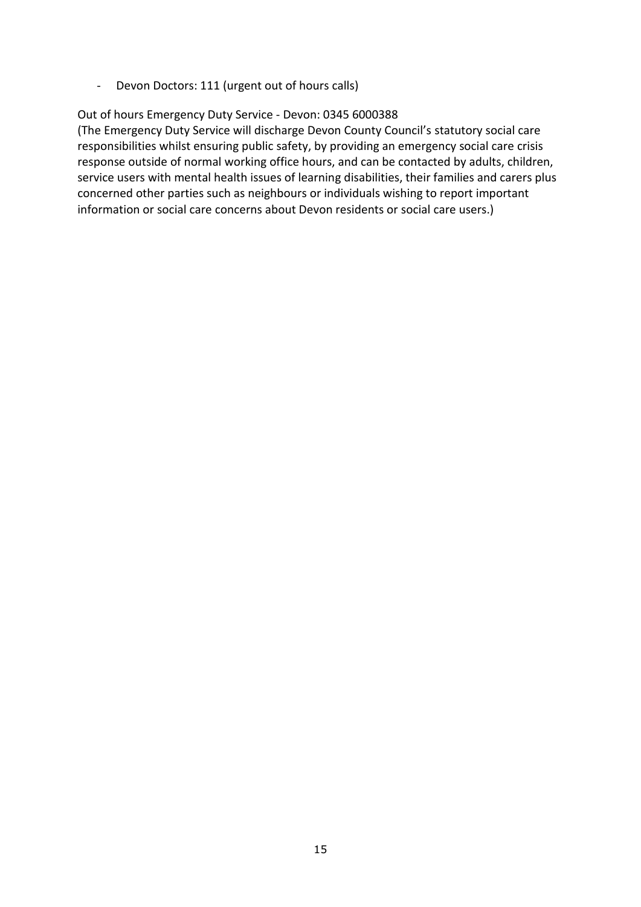- Devon Doctors: 111 (urgent out of hours calls)

Out of hours Emergency Duty Service - Devon: 0345 6000388
(The Emergency Duty Service will discharge Devon County Council's statutory social care responsibilities whilst ensuring public safety, by providing an emergency social care crisis response outside of normal working office hours, and can be contacted by adults, children, service users with mental health issues of learning disabilities, their families and carers plus concerned other parties such as neighbours or individuals wishing to report important information or social care concerns about Devon residents or social care users.)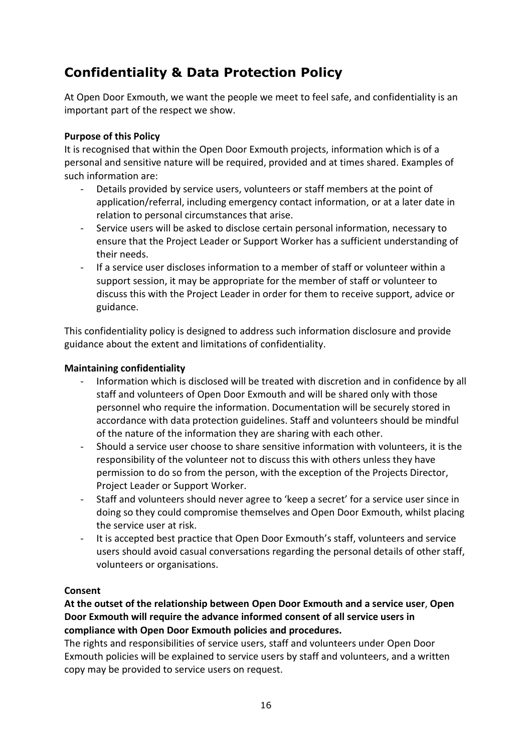## Confidentiality & Data Protection Policy

At Open Door Exmouth, we want the people we meet to feel safe, and confidentiality is an important part of the respect we show.

**Purpose of this Policy**

It is recognised that within the Open Door Exmouth projects, information which is of a personal and sensitive nature will be required, provided and at times shared. Examples of such information are:

- Details provided by service users, volunteers or staff members at the point of application/referral, including emergency contact information, or at a later date in relation to personal circumstances that arise.
- Service users will be asked to disclose certain personal information, necessary to ensure that the Project Leader or Support Worker has a sufficient understanding of their needs.
- If a service user discloses information to a member of staff or volunteer within a support session, it may be appropriate for the member of staff or volunteer to discuss this with the Project Leader in order for them to receive support, advice or guidance.

This confidentiality policy is designed to address such information disclosure and provide guidance about the extent and limitations of confidentiality.

**Maintaining confidentiality**

- Information which is disclosed will be treated with discretion and in confidence by all staff and volunteers of Open Door Exmouth and will be shared only with those personnel who require the information. Documentation will be securely stored in accordance with data protection guidelines. Staff and volunteers should be mindful of the nature of the information they are sharing with each other.
- Should a service user choose to share sensitive information with volunteers, it is the responsibility of the volunteer not to discuss this with others unless they have permission to do so from the person, with the exception of the Projects Director, Project Leader or Support Worker.
- Staff and volunteers should never agree to 'keep a secret' for a service user since in doing so they could compromise themselves and Open Door Exmouth, whilst placing the service user at risk.
- It is accepted best practice that Open Door Exmouth's staff, volunteers and service users should avoid casual conversations regarding the personal details of other staff, volunteers or organisations.

**Consent**

**At the outset of the relationship between Open Door Exmouth and a service user, Open Door Exmouth will require the advance informed consent of all service users in compliance with Open Door Exmouth policies and procedures.**

The rights and responsibilities of service users, staff and volunteers under Open Door Exmouth policies will be explained to service users by staff and volunteers, and a written copy may be provided to service users on request.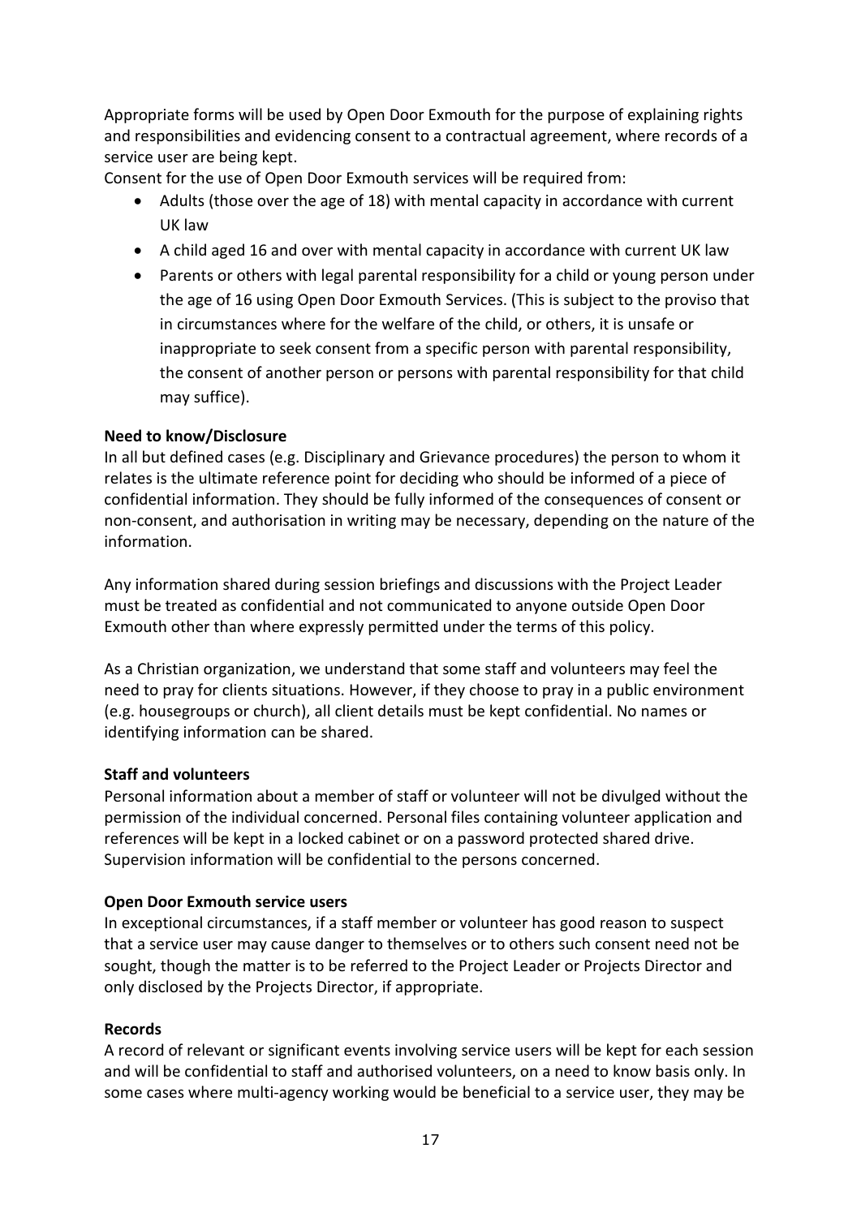Appropriate forms will be used by Open Door Exmouth for the purpose of explaining rights and responsibilities and evidencing consent to a contractual agreement, where records of a service user are being kept.

Consent for the use of Open Door Exmouth services will be required from:

- Adults (those over the age of 18) with mental capacity in accordance with current UK law
- A child aged 16 and over with mental capacity in accordance with current UK law
- Parents or others with legal parental responsibility for a child or young person under the age of 16 using Open Door Exmouth Services. (This is subject to the proviso that in circumstances where for the welfare of the child, or others, it is unsafe or inappropriate to seek consent from a specific person with parental responsibility, the consent of another person or persons with parental responsibility for that child may suffice).

**Need to know/Disclosure**

In all but defined cases (e.g. Disciplinary and Grievance procedures) the person to whom it relates is the ultimate reference point for deciding who should be informed of a piece of confidential information. They should be fully informed of the consequences of consent or non-consent, and authorisation in writing may be necessary, depending on the nature of the information.

Any information shared during session briefings and discussions with the Project Leader must be treated as confidential and not communicated to anyone outside Open Door Exmouth other than where expressly permitted under the terms of this policy.

As a Christian organization, we understand that some staff and volunteers may feel the need to pray for clients situations. However, if they choose to pray in a public environment (e.g. housegroups or church), all client details must be kept confidential. No names or identifying information can be shared.

**Staff and volunteers**

Personal information about a member of staff or volunteer will not be divulged without the permission of the individual concerned. Personal files containing volunteer application and references will be kept in a locked cabinet or on a password protected shared drive. Supervision information will be confidential to the persons concerned.

**Open Door Exmouth service users**

In exceptional circumstances, if a staff member or volunteer has good reason to suspect that a service user may cause danger to themselves or to others such consent need not be sought, though the matter is to be referred to the Project Leader or Projects Director and only disclosed by the Projects Director, if appropriate.

**Records**

A record of relevant or significant events involving service users will be kept for each session and will be confidential to staff and authorised volunteers, on a need to know basis only. In some cases where multi-agency working would be beneficial to a service user, they may be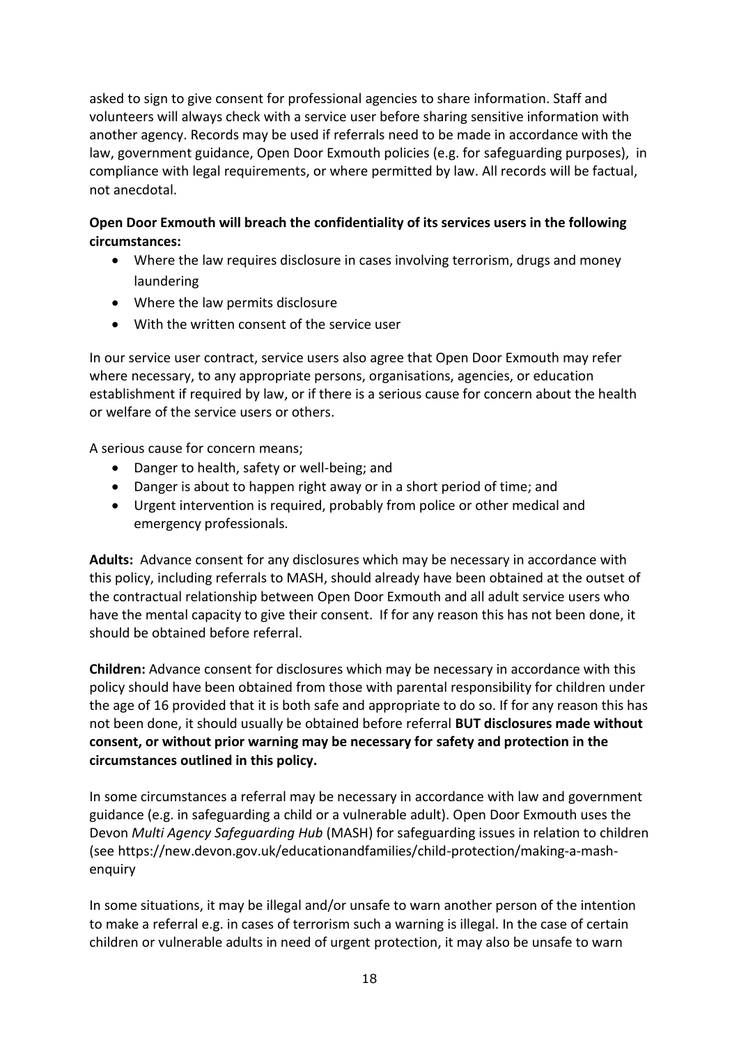asked to sign to give consent for professional agencies to share information. Staff and volunteers will always check with a service user before sharing sensitive information with another agency. Records may be used if referrals need to be made in accordance with the law, government guidance, Open Door Exmouth policies (e.g. for safeguarding purposes), in compliance with legal requirements, or where permitted by law. All records will be factual, not anecdotal.

**Open Door Exmouth will breach the confidentiality of its services users in the following circumstances:**

- Where the law requires disclosure in cases involving terrorism, drugs and money laundering
- Where the law permits disclosure
- With the written consent of the service user

In our service user contract, service users also agree that Open Door Exmouth may refer where necessary, to any appropriate persons, organisations, agencies, or education establishment if required by law, or if there is a serious cause for concern about the health or welfare of the service users or others.

A serious cause for concern means;

- Danger to health, safety or well-being; and
- Danger is about to happen right away or in a short period of time; and
- Urgent intervention is required, probably from police or other medical and emergency professionals.

**Adults:** Advance consent for any disclosures which may be necessary in accordance with this policy, including referrals to MASH, should already have been obtained at the outset of the contractual relationship between Open Door Exmouth and all adult service users who have the mental capacity to give their consent. If for any reason this has not been done, it should be obtained before referral.

**Children:** Advance consent for disclosures which may be necessary in accordance with this policy should have been obtained from those with parental responsibility for children under the age of 16 provided that it is both safe and appropriate to do so. If for any reason this has not been done, it should usually be obtained before referral **BUT disclosures made without consent, or without prior warning may be necessary for safety and protection in the circumstances outlined in this policy.**

In some circumstances a referral may be necessary in accordance with law and government guidance (e.g. in safeguarding a child or a vulnerable adult). Open Door Exmouth uses the Devon *Multi Agency Safeguarding Hub* (MASH) for safeguarding issues in relation to children (see https://new.devon.gov.uk/educationandfamilies/child-protection/making-a-mash-enquiry

In some situations, it may be illegal and/or unsafe to warn another person of the intention to make a referral e.g. in cases of terrorism such a warning is illegal. In the case of certain children or vulnerable adults in need of urgent protection, it may also be unsafe to warn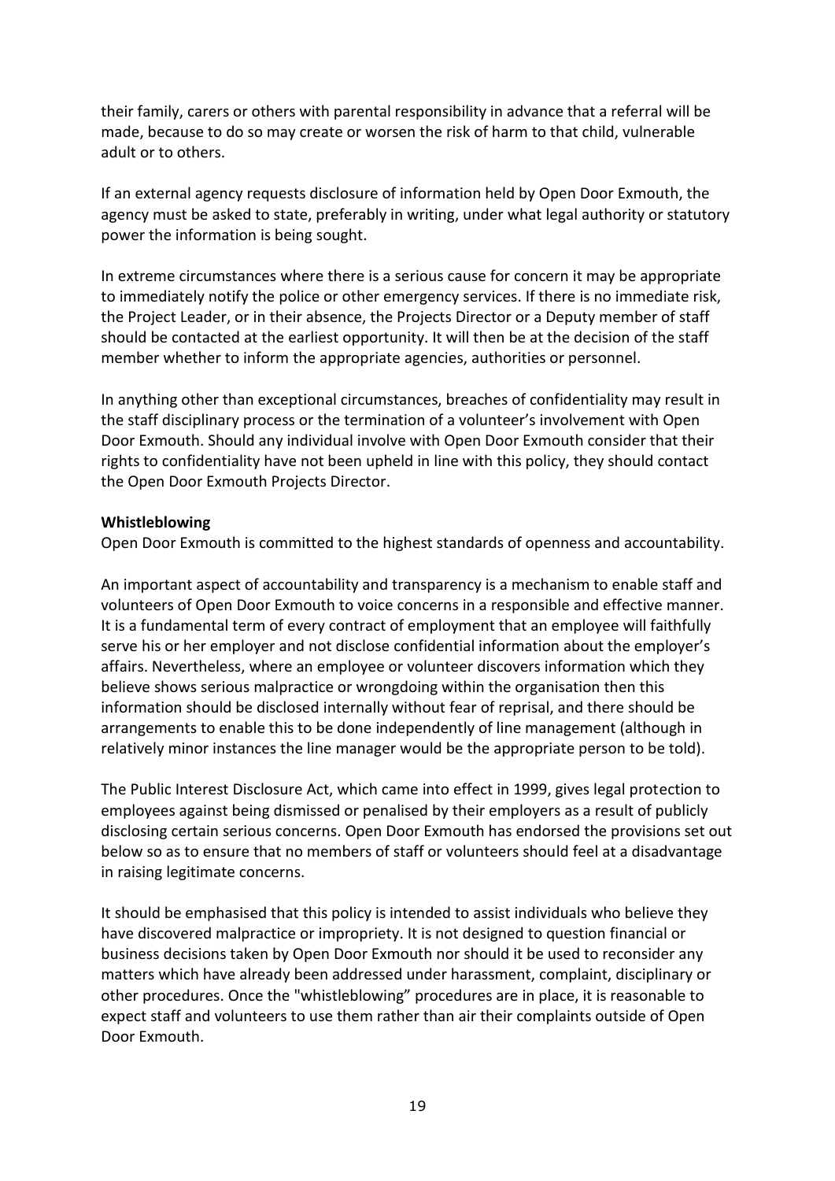their family, carers or others with parental responsibility in advance that a referral will be made, because to do so may create or worsen the risk of harm to that child, vulnerable adult or to others.

If an external agency requests disclosure of information held by Open Door Exmouth, the agency must be asked to state, preferably in writing, under what legal authority or statutory power the information is being sought.

In extreme circumstances where there is a serious cause for concern it may be appropriate to immediately notify the police or other emergency services. If there is no immediate risk, the Project Leader, or in their absence, the Projects Director or a Deputy member of staff should be contacted at the earliest opportunity. It will then be at the decision of the staff member whether to inform the appropriate agencies, authorities or personnel.

In anything other than exceptional circumstances, breaches of confidentiality may result in the staff disciplinary process or the termination of a volunteer's involvement with Open Door Exmouth. Should any individual involve with Open Door Exmouth consider that their rights to confidentiality have not been upheld in line with this policy, they should contact the Open Door Exmouth Projects Director.

**Whistleblowing**

Open Door Exmouth is committed to the highest standards of openness and accountability.

An important aspect of accountability and transparency is a mechanism to enable staff and volunteers of Open Door Exmouth to voice concerns in a responsible and effective manner. It is a fundamental term of every contract of employment that an employee will faithfully serve his or her employer and not disclose confidential information about the employer's affairs. Nevertheless, where an employee or volunteer discovers information which they believe shows serious malpractice or wrongdoing within the organisation then this information should be disclosed internally without fear of reprisal, and there should be arrangements to enable this to be done independently of line management (although in relatively minor instances the line manager would be the appropriate person to be told).

The Public Interest Disclosure Act, which came into effect in 1999, gives legal protection to employees against being dismissed or penalised by their employers as a result of publicly disclosing certain serious concerns. Open Door Exmouth has endorsed the provisions set out below so as to ensure that no members of staff or volunteers should feel at a disadvantage in raising legitimate concerns.

It should be emphasised that this policy is intended to assist individuals who believe they have discovered malpractice or impropriety. It is not designed to question financial or business decisions taken by Open Door Exmouth nor should it be used to reconsider any matters which have already been addressed under harassment, complaint, disciplinary or other procedures. Once the "whistleblowing" procedures are in place, it is reasonable to expect staff and volunteers to use them rather than air their complaints outside of Open Door Exmouth.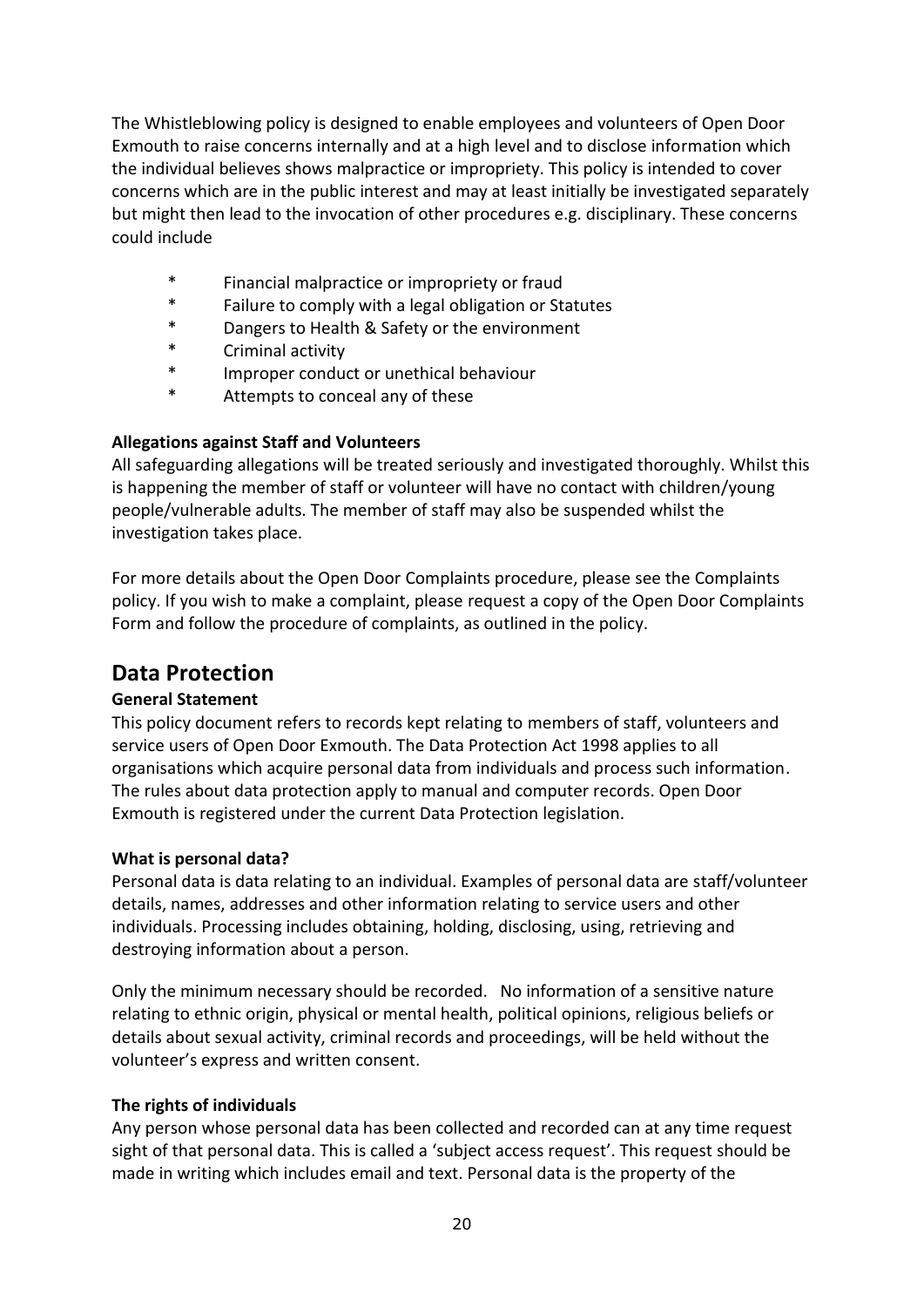The Whistleblowing policy is designed to enable employees and volunteers of Open Door Exmouth to raise concerns internally and at a high level and to disclose information which the individual believes shows malpractice or impropriety. This policy is intended to cover concerns which are in the public interest and may at least initially be investigated separately but might then lead to the invocation of other procedures e.g. disciplinary. These concerns could include

- Financial malpractice or impropriety or fraud
- Failure to comply with a legal obligation or Statutes
- Dangers to Health & Safety or the environment
- Criminal activity
- Improper conduct or unethical behaviour
- Attempts to conceal any of these

**Allegations against Staff and Volunteers**

All safeguarding allegations will be treated seriously and investigated thoroughly. Whilst this is happening the member of staff or volunteer will have no contact with children/young people/vulnerable adults. The member of staff may also be suspended whilst the investigation takes place.

For more details about the Open Door Complaints procedure, please see the Complaints policy. If you wish to make a complaint, please request a copy of the Open Door Complaints Form and follow the procedure of complaints, as outlined in the policy.

## Data Protection

**General Statement**

This policy document refers to records kept relating to members of staff, volunteers and service users of Open Door Exmouth. The Data Protection Act 1998 applies to all organisations which acquire personal data from individuals and process such information. The rules about data protection apply to manual and computer records. Open Door Exmouth is registered under the current Data Protection legislation.

**What is personal data?**

Personal data is data relating to an individual. Examples of personal data are staff/volunteer details, names, addresses and other information relating to service users and other individuals. Processing includes obtaining, holding, disclosing, using, retrieving and destroying information about a person.

Only the minimum necessary should be recorded. No information of a sensitive nature relating to ethnic origin, physical or mental health, political opinions, religious beliefs or details about sexual activity, criminal records and proceedings, will be held without the volunteer's express and written consent.

**The rights of individuals**

Any person whose personal data has been collected and recorded can at any time request sight of that personal data. This is called a 'subject access request'. This request should be made in writing which includes email and text. Personal data is the property of the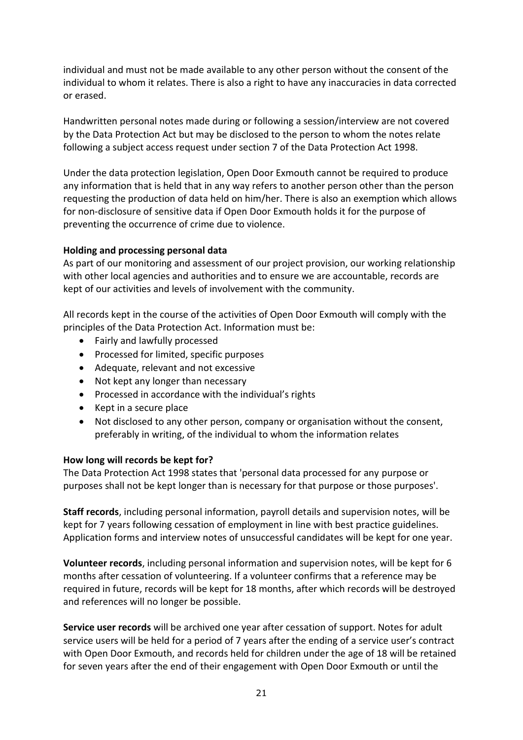individual and must not be made available to any other person without the consent of the individual to whom it relates. There is also a right to have any inaccuracies in data corrected or erased.

Handwritten personal notes made during or following a session/interview are not covered by the Data Protection Act but may be disclosed to the person to whom the notes relate following a subject access request under section 7 of the Data Protection Act 1998.

Under the data protection legislation, Open Door Exmouth cannot be required to produce any information that is held that in any way refers to another person other than the person requesting the production of data held on him/her. There is also an exemption which allows for non-disclosure of sensitive data if Open Door Exmouth holds it for the purpose of preventing the occurrence of crime due to violence.

**Holding and processing personal data**

As part of our monitoring and assessment of our project provision, our working relationship with other local agencies and authorities and to ensure we are accountable, records are kept of our activities and levels of involvement with the community.

All records kept in the course of the activities of Open Door Exmouth will comply with the principles of the Data Protection Act. Information must be:

- Fairly and lawfully processed
- Processed for limited, specific purposes
- Adequate, relevant and not excessive
- Not kept any longer than necessary
- Processed in accordance with the individual's rights
- Kept in a secure place
- Not disclosed to any other person, company or organisation without the consent, preferably in writing, of the individual to whom the information relates

**How long will records be kept for?**

The Data Protection Act 1998 states that 'personal data processed for any purpose or purposes shall not be kept longer than is necessary for that purpose or those purposes'.

**Staff records**, including personal information, payroll details and supervision notes, will be kept for 7 years following cessation of employment in line with best practice guidelines. Application forms and interview notes of unsuccessful candidates will be kept for one year.

**Volunteer records**, including personal information and supervision notes, will be kept for 6 months after cessation of volunteering. If a volunteer confirms that a reference may be required in future, records will be kept for 18 months, after which records will be destroyed and references will no longer be possible.

**Service user records** will be archived one year after cessation of support. Notes for adult service users will be held for a period of 7 years after the ending of a service user's contract with Open Door Exmouth, and records held for children under the age of 18 will be retained for seven years after the end of their engagement with Open Door Exmouth or until the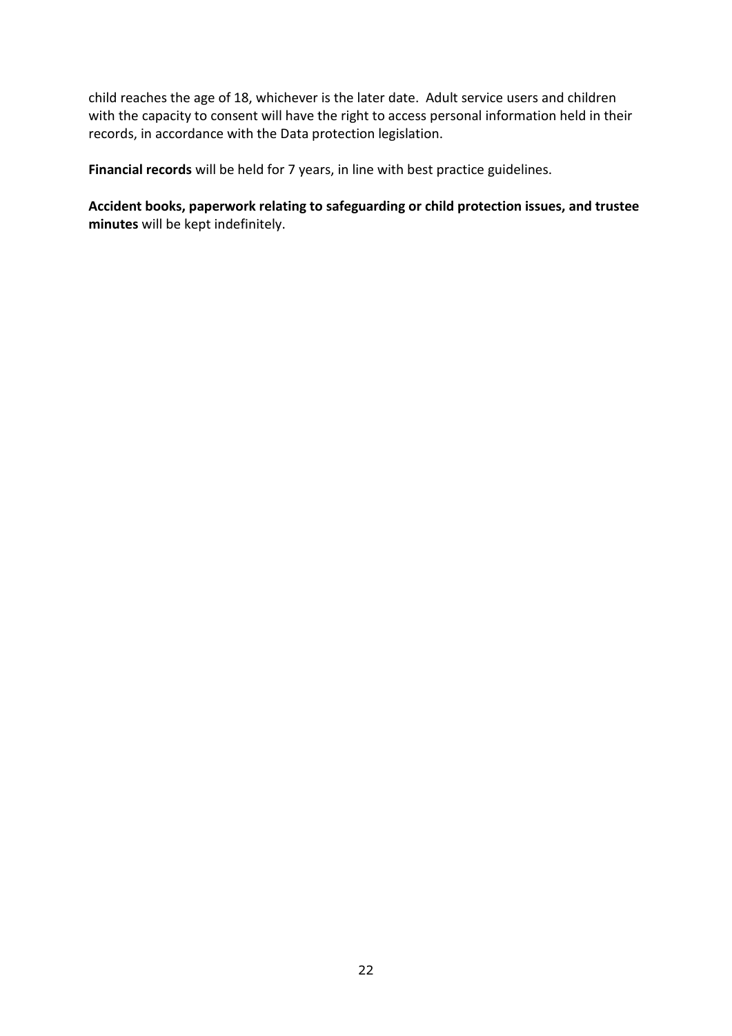child reaches the age of 18, whichever is the later date. Adult service users and children with the capacity to consent will have the right to access personal information held in their records, in accordance with the Data protection legislation.

**Financial records** will be held for 7 years, in line with best practice guidelines.

**Accident books, paperwork relating to safeguarding or child protection issues, and trustee minutes** will be kept indefinitely.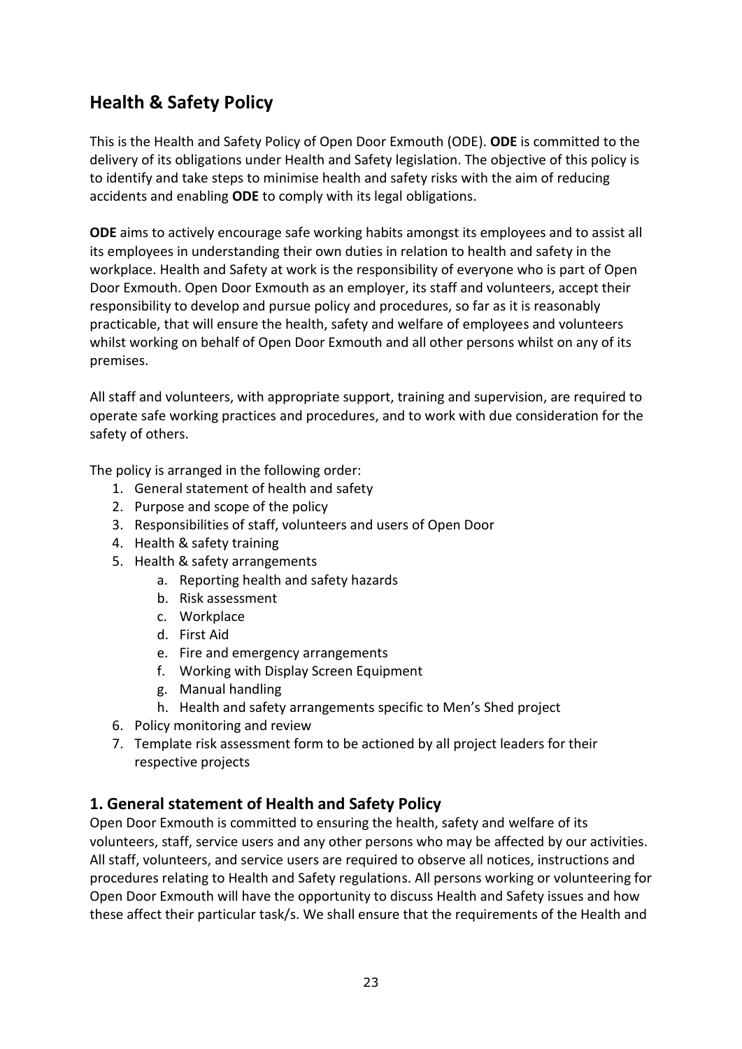## Health & Safety Policy

This is the Health and Safety Policy of Open Door Exmouth (ODE). **ODE** is committed to the delivery of its obligations under Health and Safety legislation. The objective of this policy is to identify and take steps to minimise health and safety risks with the aim of reducing accidents and enabling **ODE** to comply with its legal obligations.

**ODE** aims to actively encourage safe working habits amongst its employees and to assist all its employees in understanding their own duties in relation to health and safety in the workplace. Health and Safety at work is the responsibility of everyone who is part of Open Door Exmouth. Open Door Exmouth as an employer, its staff and volunteers, accept their responsibility to develop and pursue policy and procedures, so far as it is reasonably practicable, that will ensure the health, safety and welfare of employees and volunteers whilst working on behalf of Open Door Exmouth and all other persons whilst on any of its premises.

All staff and volunteers, with appropriate support, training and supervision, are required to operate safe working practices and procedures, and to work with due consideration for the safety of others.

The policy is arranged in the following order:

1. General statement of health and safety
2. Purpose and scope of the policy
3. Responsibilities of staff, volunteers and users of Open Door
4. Health & safety training
5. Health & safety arrangements
    a. Reporting health and safety hazards
    b. Risk assessment
    c. Workplace
    d. First Aid
    e. Fire and emergency arrangements
    f. Working with Display Screen Equipment
    g. Manual handling
    h. Health and safety arrangements specific to Men's Shed project
6. Policy monitoring and review
7. Template risk assessment form to be actioned by all project leaders for their respective projects

### 1. General statement of Health and Safety Policy

Open Door Exmouth is committed to ensuring the health, safety and welfare of its volunteers, staff, service users and any other persons who may be affected by our activities. All staff, volunteers, and service users are required to observe all notices, instructions and procedures relating to Health and Safety regulations. All persons working or volunteering for Open Door Exmouth will have the opportunity to discuss Health and Safety issues and how these affect their particular task/s. We shall ensure that the requirements of the Health and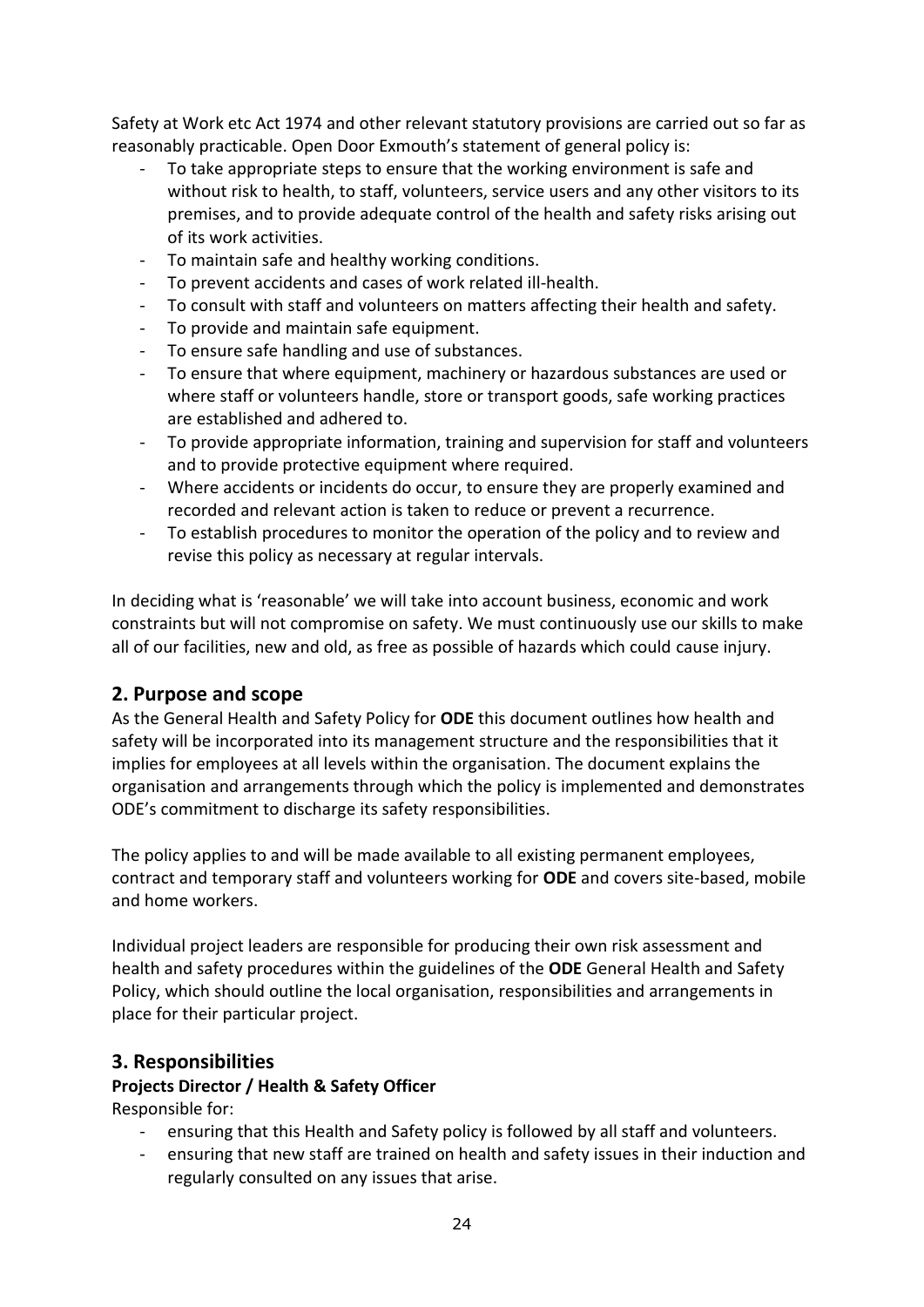Safety at Work etc Act 1974 and other relevant statutory provisions are carried out so far as reasonably practicable. Open Door Exmouth's statement of general policy is:

- To take appropriate steps to ensure that the working environment is safe and without risk to health, to staff, volunteers, service users and any other visitors to its premises, and to provide adequate control of the health and safety risks arising out of its work activities.
- To maintain safe and healthy working conditions.
- To prevent accidents and cases of work related ill-health.
- To consult with staff and volunteers on matters affecting their health and safety.
- To provide and maintain safe equipment.
- To ensure safe handling and use of substances.
- To ensure that where equipment, machinery or hazardous substances are used or where staff or volunteers handle, store or transport goods, safe working practices are established and adhered to.
- To provide appropriate information, training and supervision for staff and volunteers and to provide protective equipment where required.
- Where accidents or incidents do occur, to ensure they are properly examined and recorded and relevant action is taken to reduce or prevent a recurrence.
- To establish procedures to monitor the operation of the policy and to review and revise this policy as necessary at regular intervals.

In deciding what is 'reasonable' we will take into account business, economic and work constraints but will not compromise on safety. We must continuously use our skills to make all of our facilities, new and old, as free as possible of hazards which could cause injury.

## 2. Purpose and scope

As the General Health and Safety Policy for **ODE** this document outlines how health and safety will be incorporated into its management structure and the responsibilities that it implies for employees at all levels within the organisation. The document explains the organisation and arrangements through which the policy is implemented and demonstrates ODE's commitment to discharge its safety responsibilities.

The policy applies to and will be made available to all existing permanent employees, contract and temporary staff and volunteers working for **ODE** and covers site-based, mobile and home workers.

Individual project leaders are responsible for producing their own risk assessment and health and safety procedures within the guidelines of the **ODE** General Health and Safety Policy, which should outline the local organisation, responsibilities and arrangements in place for their particular project.

## 3. Responsibilities

**Projects Director / Health & Safety Officer**

Responsible for:

- ensuring that this Health and Safety policy is followed by all staff and volunteers.
- ensuring that new staff are trained on health and safety issues in their induction and regularly consulted on any issues that arise.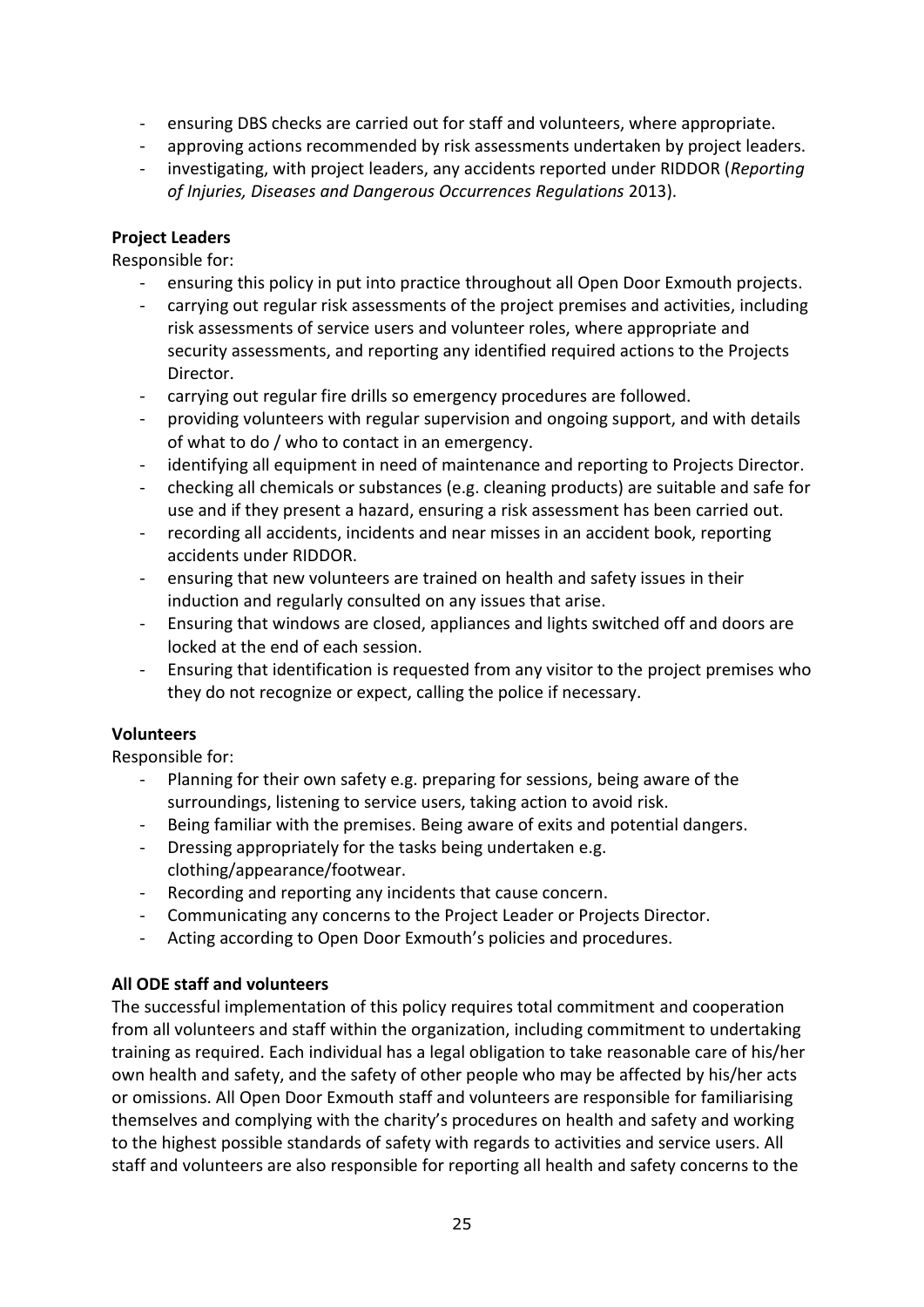- ensuring DBS checks are carried out for staff and volunteers, where appropriate.
- approving actions recommended by risk assessments undertaken by project leaders.
- investigating, with project leaders, any accidents reported under RIDDOR (*Reporting of Injuries, Diseases and Dangerous Occurrences Regulations* 2013).

**Project Leaders**

Responsible for:

- ensuring this policy in put into practice throughout all Open Door Exmouth projects.
- carrying out regular risk assessments of the project premises and activities, including risk assessments of service users and volunteer roles, where appropriate and security assessments, and reporting any identified required actions to the Projects Director.
- carrying out regular fire drills so emergency procedures are followed.
- providing volunteers with regular supervision and ongoing support, and with details of what to do / who to contact in an emergency.
- identifying all equipment in need of maintenance and reporting to Projects Director.
- checking all chemicals or substances (e.g. cleaning products) are suitable and safe for use and if they present a hazard, ensuring a risk assessment has been carried out.
- recording all accidents, incidents and near misses in an accident book, reporting accidents under RIDDOR.
- ensuring that new volunteers are trained on health and safety issues in their induction and regularly consulted on any issues that arise.
- Ensuring that windows are closed, appliances and lights switched off and doors are locked at the end of each session.
- Ensuring that identification is requested from any visitor to the project premises who they do not recognize or expect, calling the police if necessary.

**Volunteers**

Responsible for:

- Planning for their own safety e.g. preparing for sessions, being aware of the surroundings, listening to service users, taking action to avoid risk.
- Being familiar with the premises. Being aware of exits and potential dangers.
- Dressing appropriately for the tasks being undertaken e.g. clothing/appearance/footwear.
- Recording and reporting any incidents that cause concern.
- Communicating any concerns to the Project Leader or Projects Director.
- Acting according to Open Door Exmouth's policies and procedures.

**All ODE staff and volunteers**

The successful implementation of this policy requires total commitment and cooperation from all volunteers and staff within the organization, including commitment to undertaking training as required. Each individual has a legal obligation to take reasonable care of his/her own health and safety, and the safety of other people who may be affected by his/her acts or omissions. All Open Door Exmouth staff and volunteers are responsible for familiarising themselves and complying with the charity's procedures on health and safety and working to the highest possible standards of safety with regards to activities and service users. All staff and volunteers are also responsible for reporting all health and safety concerns to the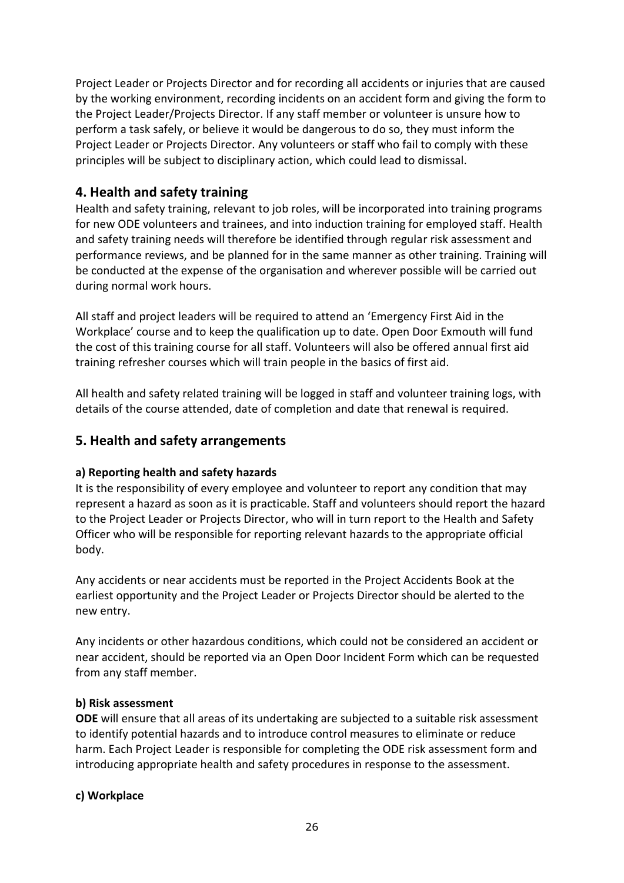Project Leader or Projects Director and for recording all accidents or injuries that are caused by the working environment, recording incidents on an accident form and giving the form to the Project Leader/Projects Director. If any staff member or volunteer is unsure how to perform a task safely, or believe it would be dangerous to do so, they must inform the Project Leader or Projects Director. Any volunteers or staff who fail to comply with these principles will be subject to disciplinary action, which could lead to dismissal.

## 4. Health and safety training

Health and safety training, relevant to job roles, will be incorporated into training programs for new ODE volunteers and trainees, and into induction training for employed staff. Health and safety training needs will therefore be identified through regular risk assessment and performance reviews, and be planned for in the same manner as other training. Training will be conducted at the expense of the organisation and wherever possible will be carried out during normal work hours.

All staff and project leaders will be required to attend an 'Emergency First Aid in the Workplace' course and to keep the qualification up to date. Open Door Exmouth will fund the cost of this training course for all staff. Volunteers will also be offered annual first aid training refresher courses which will train people in the basics of first aid.

All health and safety related training will be logged in staff and volunteer training logs, with details of the course attended, date of completion and date that renewal is required.

## 5. Health and safety arrangements

**a) Reporting health and safety hazards**

It is the responsibility of every employee and volunteer to report any condition that may represent a hazard as soon as it is practicable. Staff and volunteers should report the hazard to the Project Leader or Projects Director, who will in turn report to the Health and Safety Officer who will be responsible for reporting relevant hazards to the appropriate official body.

Any accidents or near accidents must be reported in the Project Accidents Book at the earliest opportunity and the Project Leader or Projects Director should be alerted to the new entry.

Any incidents or other hazardous conditions, which could not be considered an accident or near accident, should be reported via an Open Door Incident Form which can be requested from any staff member.

**b) Risk assessment**

**ODE** will ensure that all areas of its undertaking are subjected to a suitable risk assessment to identify potential hazards and to introduce control measures to eliminate or reduce harm. Each Project Leader is responsible for completing the ODE risk assessment form and introducing appropriate health and safety procedures in response to the assessment.

**c) Workplace**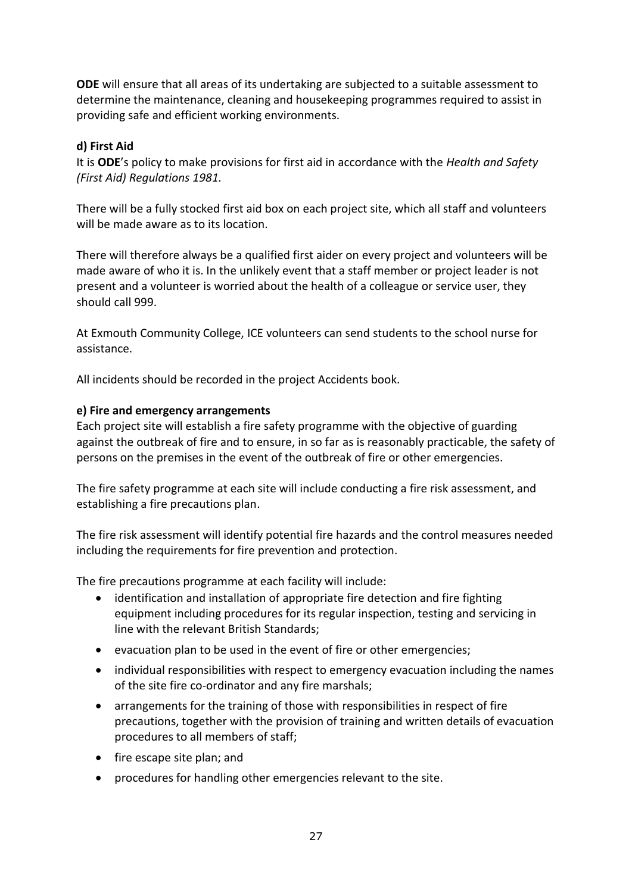**ODE** will ensure that all areas of its undertaking are subjected to a suitable assessment to determine the maintenance, cleaning and housekeeping programmes required to assist in providing safe and efficient working environments.

**d) First Aid**

It is **ODE**'s policy to make provisions for first aid in accordance with the *Health and Safety (First Aid) Regulations 1981.*

There will be a fully stocked first aid box on each project site, which all staff and volunteers will be made aware as to its location.

There will therefore always be a qualified first aider on every project and volunteers will be made aware of who it is. In the unlikely event that a staff member or project leader is not present and a volunteer is worried about the health of a colleague or service user, they should call 999.

At Exmouth Community College, ICE volunteers can send students to the school nurse for assistance.

All incidents should be recorded in the project Accidents book.

**e) Fire and emergency arrangements**

Each project site will establish a fire safety programme with the objective of guarding against the outbreak of fire and to ensure, in so far as is reasonably practicable, the safety of persons on the premises in the event of the outbreak of fire or other emergencies.

The fire safety programme at each site will include conducting a fire risk assessment, and establishing a fire precautions plan.

The fire risk assessment will identify potential fire hazards and the control measures needed including the requirements for fire prevention and protection.

The fire precautions programme at each facility will include:

- identification and installation of appropriate fire detection and fire fighting equipment including procedures for its regular inspection, testing and servicing in line with the relevant British Standards;
- evacuation plan to be used in the event of fire or other emergencies;
- individual responsibilities with respect to emergency evacuation including the names of the site fire co-ordinator and any fire marshals;
- arrangements for the training of those with responsibilities in respect of fire precautions, together with the provision of training and written details of evacuation procedures to all members of staff;
- fire escape site plan; and
- procedures for handling other emergencies relevant to the site.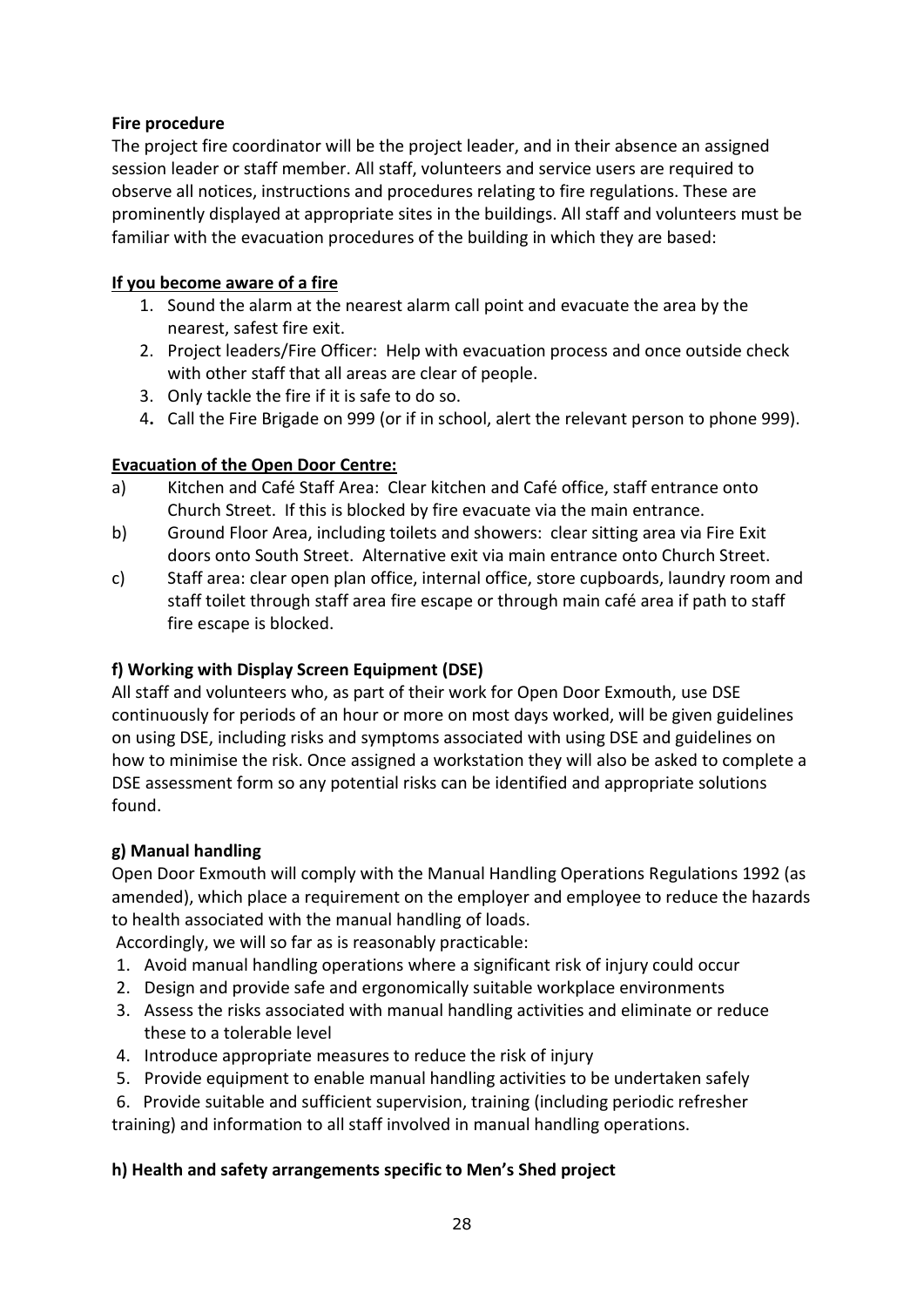**Fire procedure**

The project fire coordinator will be the project leader, and in their absence an assigned session leader or staff member. All staff, volunteers and service users are required to observe all notices, instructions and procedures relating to fire regulations. These are prominently displayed at appropriate sites in the buildings. All staff and volunteers must be familiar with the evacuation procedures of the building in which they are based:

**<u>If you become aware of a fire</u>**

1. Sound the alarm at the nearest alarm call point and evacuate the area by the nearest, safest fire exit.
2. Project leaders/Fire Officer: Help with evacuation process and once outside check with other staff that all areas are clear of people.
3. Only tackle the fire if it is safe to do so.
4. Call the Fire Brigade on 999 (or if in school, alert the relevant person to phone 999).

**<u>Evacuation of the Open Door Centre:</u>**

a) Kitchen and Café Staff Area: Clear kitchen and Café office, staff entrance onto Church Street. If this is blocked by fire evacuate via the main entrance.

b) Ground Floor Area, including toilets and showers: clear sitting area via Fire Exit doors onto South Street. Alternative exit via main entrance onto Church Street.

c) Staff area: clear open plan office, internal office, store cupboards, laundry room and staff toilet through staff area fire escape or through main café area if path to staff fire escape is blocked.

**f) Working with Display Screen Equipment (DSE)**

All staff and volunteers who, as part of their work for Open Door Exmouth, use DSE continuously for periods of an hour or more on most days worked, will be given guidelines on using DSE, including risks and symptoms associated with using DSE and guidelines on how to minimise the risk. Once assigned a workstation they will also be asked to complete a DSE assessment form so any potential risks can be identified and appropriate solutions found.

**g) Manual handling**

Open Door Exmouth will comply with the Manual Handling Operations Regulations 1992 (as amended), which place a requirement on the employer and employee to reduce the hazards to health associated with the manual handling of loads.

Accordingly, we will so far as is reasonably practicable:

1. Avoid manual handling operations where a significant risk of injury could occur
2. Design and provide safe and ergonomically suitable workplace environments
3. Assess the risks associated with manual handling activities and eliminate or reduce these to a tolerable level
4. Introduce appropriate measures to reduce the risk of injury
5. Provide equipment to enable manual handling activities to be undertaken safely
6. Provide suitable and sufficient supervision, training (including periodic refresher training) and information to all staff involved in manual handling operations.

**h) Health and safety arrangements specific to Men's Shed project**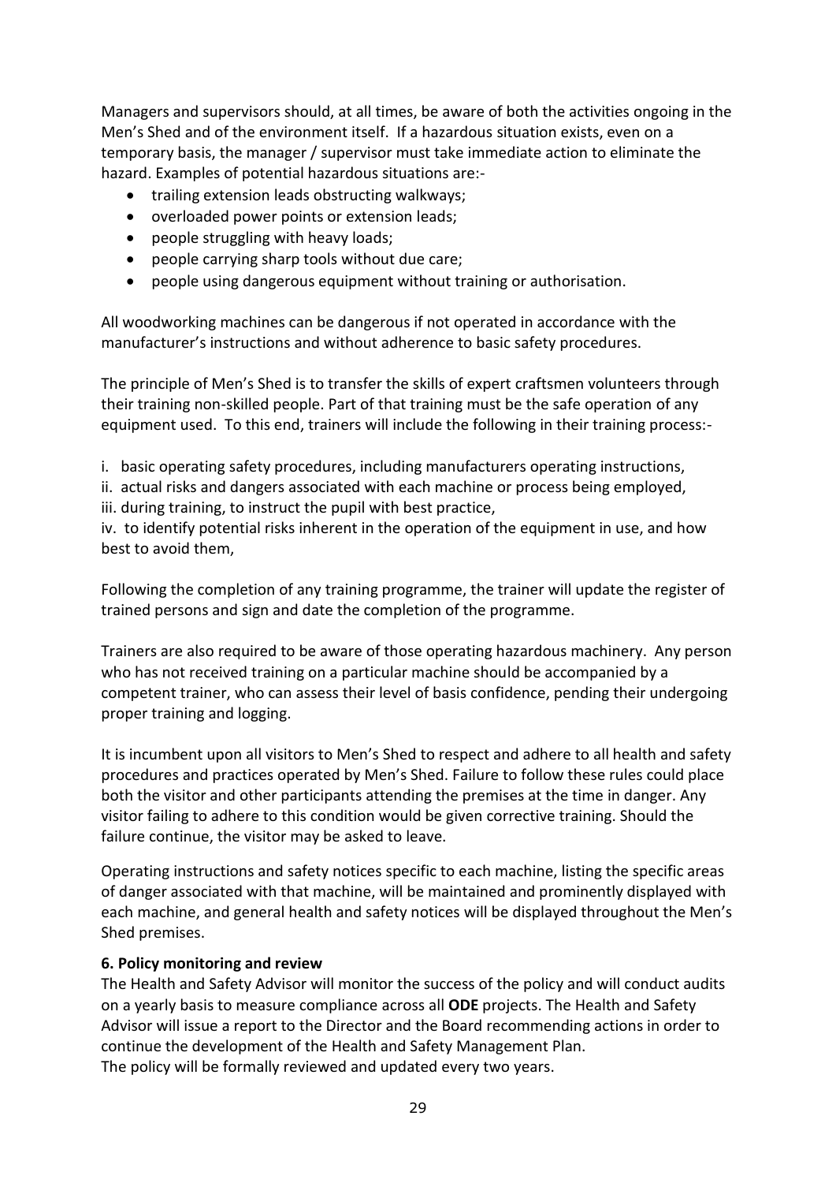Managers and supervisors should, at all times, be aware of both the activities ongoing in the Men's Shed and of the environment itself. If a hazardous situation exists, even on a temporary basis, the manager / supervisor must take immediate action to eliminate the hazard. Examples of potential hazardous situations are:-

- trailing extension leads obstructing walkways;
- overloaded power points or extension leads;
- people struggling with heavy loads;
- people carrying sharp tools without due care;
- people using dangerous equipment without training or authorisation.

All woodworking machines can be dangerous if not operated in accordance with the manufacturer's instructions and without adherence to basic safety procedures.

The principle of Men's Shed is to transfer the skills of expert craftsmen volunteers through their training non-skilled people. Part of that training must be the safe operation of any equipment used. To this end, trainers will include the following in their training process:-

i. basic operating safety procedures, including manufacturers operating instructions,
ii. actual risks and dangers associated with each machine or process being employed,
iii. during training, to instruct the pupil with best practice,
iv. to identify potential risks inherent in the operation of the equipment in use, and how best to avoid them,

Following the completion of any training programme, the trainer will update the register of trained persons and sign and date the completion of the programme.

Trainers are also required to be aware of those operating hazardous machinery. Any person who has not received training on a particular machine should be accompanied by a competent trainer, who can assess their level of basis confidence, pending their undergoing proper training and logging.

It is incumbent upon all visitors to Men's Shed to respect and adhere to all health and safety procedures and practices operated by Men's Shed. Failure to follow these rules could place both the visitor and other participants attending the premises at the time in danger. Any visitor failing to adhere to this condition would be given corrective training. Should the failure continue, the visitor may be asked to leave.

Operating instructions and safety notices specific to each machine, listing the specific areas of danger associated with that machine, will be maintained and prominently displayed with each machine, and general health and safety notices will be displayed throughout the Men's Shed premises.

**6. Policy monitoring and review**

The Health and Safety Advisor will monitor the success of the policy and will conduct audits on a yearly basis to measure compliance across all **ODE** projects. The Health and Safety Advisor will issue a report to the Director and the Board recommending actions in order to continue the development of the Health and Safety Management Plan.
The policy will be formally reviewed and updated every two years.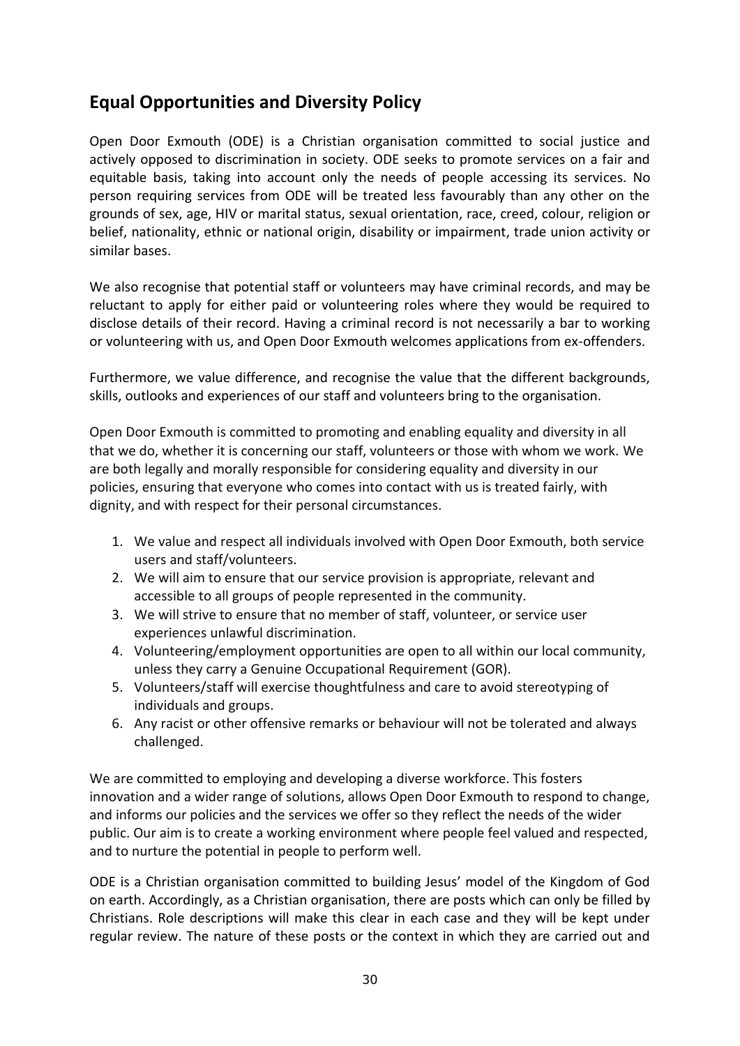## Equal Opportunities and Diversity Policy

Open Door Exmouth (ODE) is a Christian organisation committed to social justice and actively opposed to discrimination in society. ODE seeks to promote services on a fair and equitable basis, taking into account only the needs of people accessing its services. No person requiring services from ODE will be treated less favourably than any other on the grounds of sex, age, HIV or marital status, sexual orientation, race, creed, colour, religion or belief, nationality, ethnic or national origin, disability or impairment, trade union activity or similar bases.

We also recognise that potential staff or volunteers may have criminal records, and may be reluctant to apply for either paid or volunteering roles where they would be required to disclose details of their record. Having a criminal record is not necessarily a bar to working or volunteering with us, and Open Door Exmouth welcomes applications from ex-offenders.

Furthermore, we value difference, and recognise the value that the different backgrounds, skills, outlooks and experiences of our staff and volunteers bring to the organisation.

Open Door Exmouth is committed to promoting and enabling equality and diversity in all that we do, whether it is concerning our staff, volunteers or those with whom we work. We are both legally and morally responsible for considering equality and diversity in our policies, ensuring that everyone who comes into contact with us is treated fairly, with dignity, and with respect for their personal circumstances.

1. We value and respect all individuals involved with Open Door Exmouth, both service users and staff/volunteers.
2. We will aim to ensure that our service provision is appropriate, relevant and accessible to all groups of people represented in the community.
3. We will strive to ensure that no member of staff, volunteer, or service user experiences unlawful discrimination.
4. Volunteering/employment opportunities are open to all within our local community, unless they carry a Genuine Occupational Requirement (GOR).
5. Volunteers/staff will exercise thoughtfulness and care to avoid stereotyping of individuals and groups.
6. Any racist or other offensive remarks or behaviour will not be tolerated and always challenged.

We are committed to employing and developing a diverse workforce. This fosters innovation and a wider range of solutions, allows Open Door Exmouth to respond to change, and informs our policies and the services we offer so they reflect the needs of the wider public. Our aim is to create a working environment where people feel valued and respected, and to nurture the potential in people to perform well.

ODE is a Christian organisation committed to building Jesus' model of the Kingdom of God on earth. Accordingly, as a Christian organisation, there are posts which can only be filled by Christians. Role descriptions will make this clear in each case and they will be kept under regular review. The nature of these posts or the context in which they are carried out and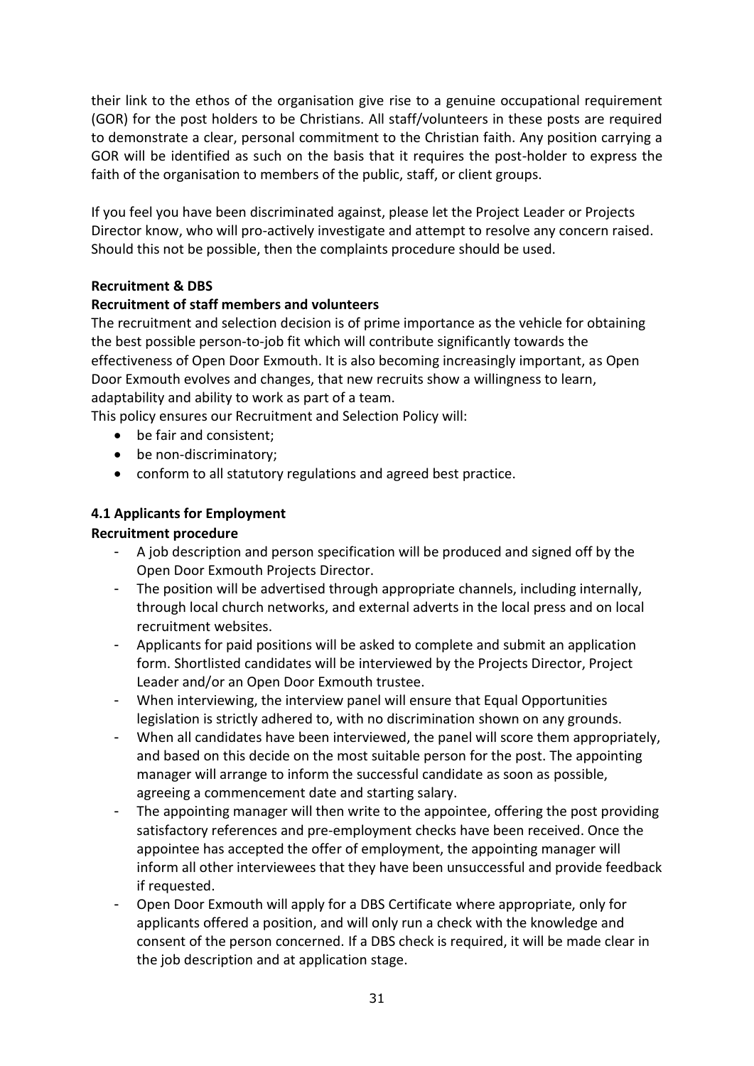their link to the ethos of the organisation give rise to a genuine occupational requirement (GOR) for the post holders to be Christians. All staff/volunteers in these posts are required to demonstrate a clear, personal commitment to the Christian faith. Any position carrying a GOR will be identified as such on the basis that it requires the post-holder to express the faith of the organisation to members of the public, staff, or client groups.

If you feel you have been discriminated against, please let the Project Leader or Projects Director know, who will pro-actively investigate and attempt to resolve any concern raised. Should this not be possible, then the complaints procedure should be used.

**Recruitment & DBS**

**Recruitment of staff members and volunteers**

The recruitment and selection decision is of prime importance as the vehicle for obtaining the best possible person-to-job fit which will contribute significantly towards the effectiveness of Open Door Exmouth. It is also becoming increasingly important, as Open Door Exmouth evolves and changes, that new recruits show a willingness to learn, adaptability and ability to work as part of a team.

This policy ensures our Recruitment and Selection Policy will:

- be fair and consistent;
- be non-discriminatory;
- conform to all statutory regulations and agreed best practice.

**4.1 Applicants for Employment**

**Recruitment procedure**

- A job description and person specification will be produced and signed off by the Open Door Exmouth Projects Director.
- The position will be advertised through appropriate channels, including internally, through local church networks, and external adverts in the local press and on local recruitment websites.
- Applicants for paid positions will be asked to complete and submit an application form. Shortlisted candidates will be interviewed by the Projects Director, Project Leader and/or an Open Door Exmouth trustee.
- When interviewing, the interview panel will ensure that Equal Opportunities legislation is strictly adhered to, with no discrimination shown on any grounds.
- When all candidates have been interviewed, the panel will score them appropriately, and based on this decide on the most suitable person for the post. The appointing manager will arrange to inform the successful candidate as soon as possible, agreeing a commencement date and starting salary.
- The appointing manager will then write to the appointee, offering the post providing satisfactory references and pre-employment checks have been received. Once the appointee has accepted the offer of employment, the appointing manager will inform all other interviewees that they have been unsuccessful and provide feedback if requested.
- Open Door Exmouth will apply for a DBS Certificate where appropriate, only for applicants offered a position, and will only run a check with the knowledge and consent of the person concerned. If a DBS check is required, it will be made clear in the job description and at application stage.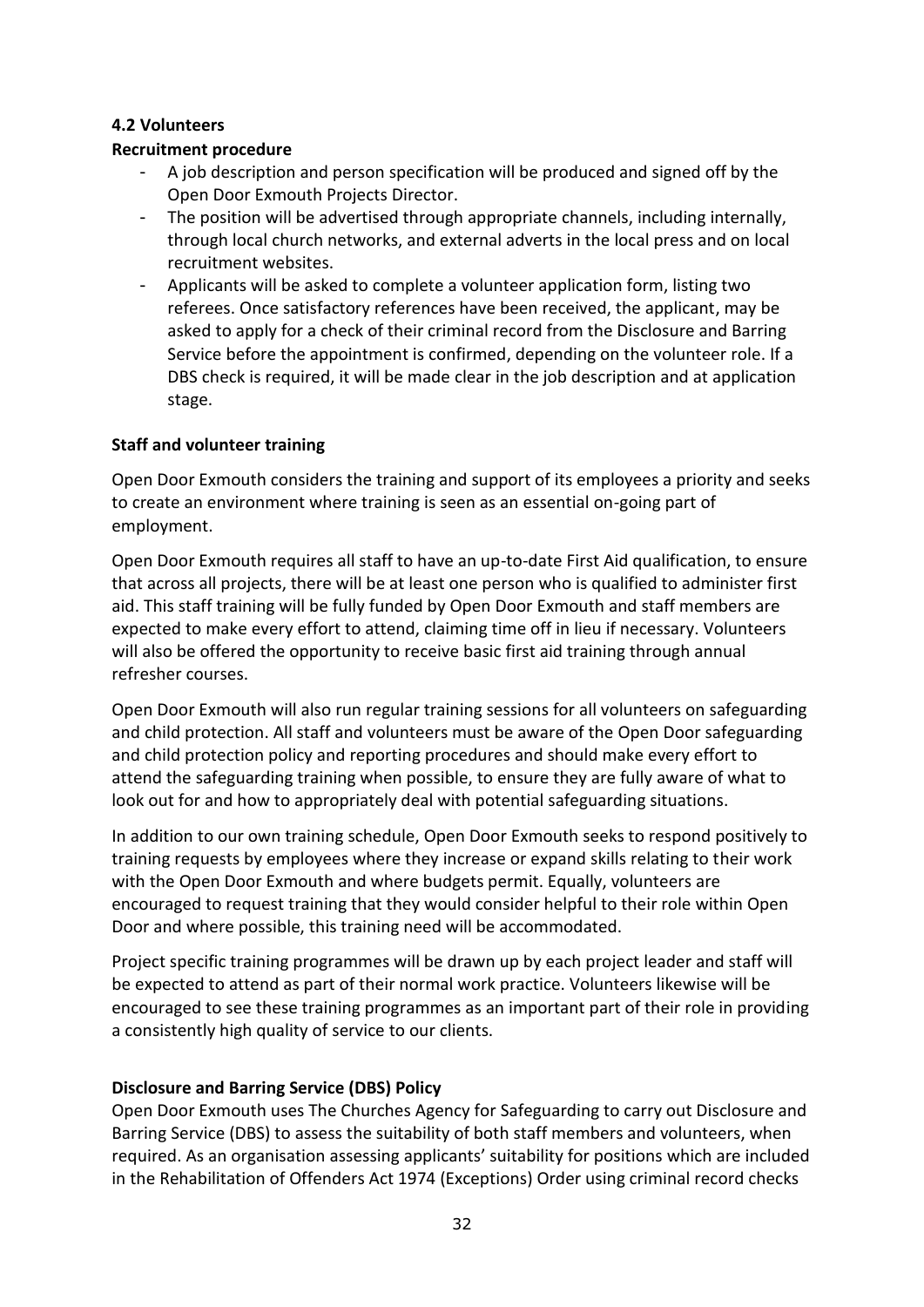### 4.2 Volunteers

**Recruitment procedure**

- A job description and person specification will be produced and signed off by the Open Door Exmouth Projects Director.
- The position will be advertised through appropriate channels, including internally, through local church networks, and external adverts in the local press and on local recruitment websites.
- Applicants will be asked to complete a volunteer application form, listing two referees. Once satisfactory references have been received, the applicant, may be asked to apply for a check of their criminal record from the Disclosure and Barring Service before the appointment is confirmed, depending on the volunteer role. If a DBS check is required, it will be made clear in the job description and at application stage.

**Staff and volunteer training**

Open Door Exmouth considers the training and support of its employees a priority and seeks to create an environment where training is seen as an essential on-going part of employment.

Open Door Exmouth requires all staff to have an up-to-date First Aid qualification, to ensure that across all projects, there will be at least one person who is qualified to administer first aid. This staff training will be fully funded by Open Door Exmouth and staff members are expected to make every effort to attend, claiming time off in lieu if necessary. Volunteers will also be offered the opportunity to receive basic first aid training through annual refresher courses.

Open Door Exmouth will also run regular training sessions for all volunteers on safeguarding and child protection. All staff and volunteers must be aware of the Open Door safeguarding and child protection policy and reporting procedures and should make every effort to attend the safeguarding training when possible, to ensure they are fully aware of what to look out for and how to appropriately deal with potential safeguarding situations.

In addition to our own training schedule, Open Door Exmouth seeks to respond positively to training requests by employees where they increase or expand skills relating to their work with the Open Door Exmouth and where budgets permit. Equally, volunteers are encouraged to request training that they would consider helpful to their role within Open Door and where possible, this training need will be accommodated.

Project specific training programmes will be drawn up by each project leader and staff will be expected to attend as part of their normal work practice. Volunteers likewise will be encouraged to see these training programmes as an important part of their role in providing a consistently high quality of service to our clients.

**Disclosure and Barring Service (DBS) Policy**

Open Door Exmouth uses The Churches Agency for Safeguarding to carry out Disclosure and Barring Service (DBS) to assess the suitability of both staff members and volunteers, when required. As an organisation assessing applicants' suitability for positions which are included in the Rehabilitation of Offenders Act 1974 (Exceptions) Order using criminal record checks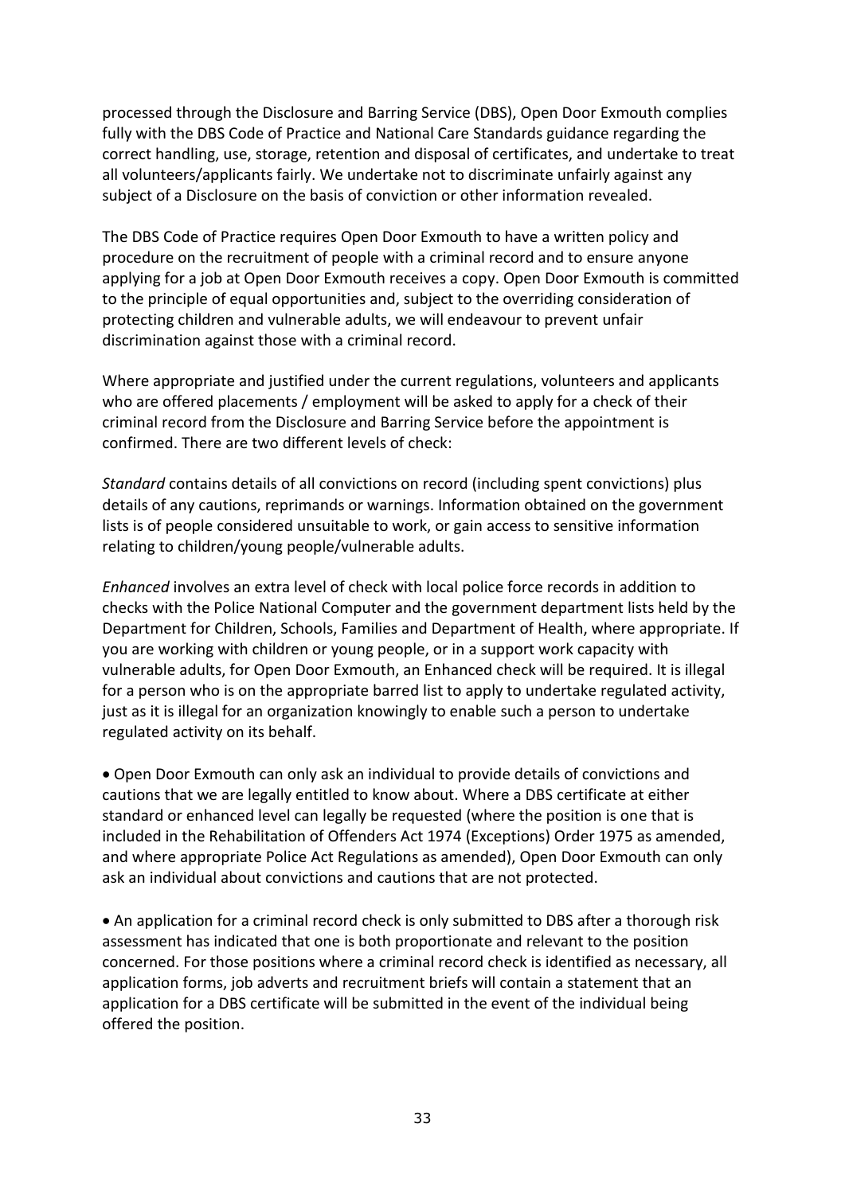processed through the Disclosure and Barring Service (DBS), Open Door Exmouth complies fully with the DBS Code of Practice and National Care Standards guidance regarding the correct handling, use, storage, retention and disposal of certificates, and undertake to treat all volunteers/applicants fairly. We undertake not to discriminate unfairly against any subject of a Disclosure on the basis of conviction or other information revealed.

The DBS Code of Practice requires Open Door Exmouth to have a written policy and procedure on the recruitment of people with a criminal record and to ensure anyone applying for a job at Open Door Exmouth receives a copy. Open Door Exmouth is committed to the principle of equal opportunities and, subject to the overriding consideration of protecting children and vulnerable adults, we will endeavour to prevent unfair discrimination against those with a criminal record.

Where appropriate and justified under the current regulations, volunteers and applicants who are offered placements / employment will be asked to apply for a check of their criminal record from the Disclosure and Barring Service before the appointment is confirmed. There are two different levels of check:

*Standard* contains details of all convictions on record (including spent convictions) plus details of any cautions, reprimands or warnings. Information obtained on the government lists is of people considered unsuitable to work, or gain access to sensitive information relating to children/young people/vulnerable adults.

*Enhanced* involves an extra level of check with local police force records in addition to checks with the Police National Computer and the government department lists held by the Department for Children, Schools, Families and Department of Health, where appropriate. If you are working with children or young people, or in a support work capacity with vulnerable adults, for Open Door Exmouth, an Enhanced check will be required. It is illegal for a person who is on the appropriate barred list to apply to undertake regulated activity, just as it is illegal for an organization knowingly to enable such a person to undertake regulated activity on its behalf.

- Open Door Exmouth can only ask an individual to provide details of convictions and cautions that we are legally entitled to know about. Where a DBS certificate at either standard or enhanced level can legally be requested (where the position is one that is included in the Rehabilitation of Offenders Act 1974 (Exceptions) Order 1975 as amended, and where appropriate Police Act Regulations as amended), Open Door Exmouth can only ask an individual about convictions and cautions that are not protected.

- An application for a criminal record check is only submitted to DBS after a thorough risk assessment has indicated that one is both proportionate and relevant to the position concerned. For those positions where a criminal record check is identified as necessary, all application forms, job adverts and recruitment briefs will contain a statement that an application for a DBS certificate will be submitted in the event of the individual being offered the position.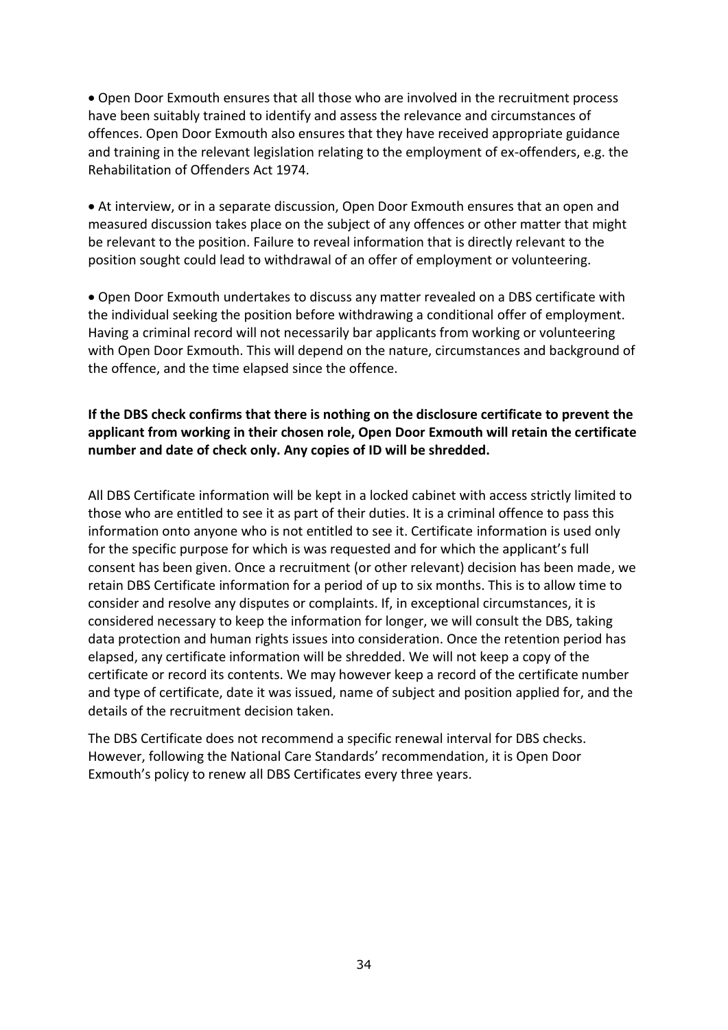- Open Door Exmouth ensures that all those who are involved in the recruitment process have been suitably trained to identify and assess the relevance and circumstances of offences. Open Door Exmouth also ensures that they have received appropriate guidance and training in the relevant legislation relating to the employment of ex-offenders, e.g. the Rehabilitation of Offenders Act 1974.

- At interview, or in a separate discussion, Open Door Exmouth ensures that an open and measured discussion takes place on the subject of any offences or other matter that might be relevant to the position. Failure to reveal information that is directly relevant to the position sought could lead to withdrawal of an offer of employment or volunteering.

- Open Door Exmouth undertakes to discuss any matter revealed on a DBS certificate with the individual seeking the position before withdrawing a conditional offer of employment. Having a criminal record will not necessarily bar applicants from working or volunteering with Open Door Exmouth. This will depend on the nature, circumstances and background of the offence, and the time elapsed since the offence.

**If the DBS check confirms that there is nothing on the disclosure certificate to prevent the applicant from working in their chosen role, Open Door Exmouth will retain the certificate number and date of check only. Any copies of ID will be shredded.**

All DBS Certificate information will be kept in a locked cabinet with access strictly limited to those who are entitled to see it as part of their duties. It is a criminal offence to pass this information onto anyone who is not entitled to see it. Certificate information is used only for the specific purpose for which is was requested and for which the applicant's full consent has been given. Once a recruitment (or other relevant) decision has been made, we retain DBS Certificate information for a period of up to six months. This is to allow time to consider and resolve any disputes or complaints. If, in exceptional circumstances, it is considered necessary to keep the information for longer, we will consult the DBS, taking data protection and human rights issues into consideration. Once the retention period has elapsed, any certificate information will be shredded. We will not keep a copy of the certificate or record its contents. We may however keep a record of the certificate number and type of certificate, date it was issued, name of subject and position applied for, and the details of the recruitment decision taken.

The DBS Certificate does not recommend a specific renewal interval for DBS checks. However, following the National Care Standards' recommendation, it is Open Door Exmouth's policy to renew all DBS Certificates every three years.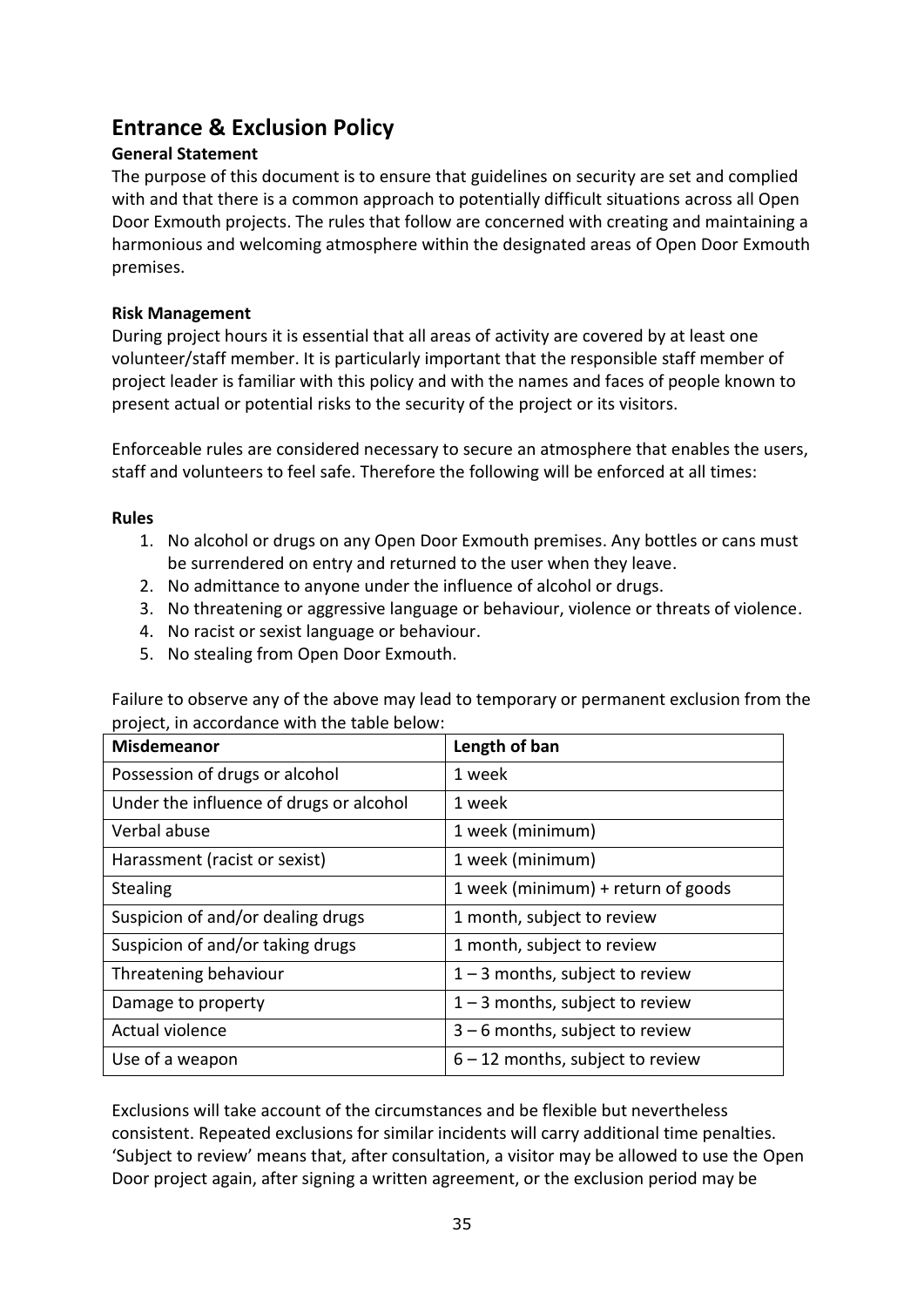## Entrance & Exclusion Policy

### General Statement

The purpose of this document is to ensure that guidelines on security are set and complied with and that there is a common approach to potentially difficult situations across all Open Door Exmouth projects. The rules that follow are concerned with creating and maintaining a harmonious and welcoming atmosphere within the designated areas of Open Door Exmouth premises.

### Risk Management

During project hours it is essential that all areas of activity are covered by at least one volunteer/staff member. It is particularly important that the responsible staff member of project leader is familiar with this policy and with the names and faces of people known to present actual or potential risks to the security of the project or its visitors.

Enforceable rules are considered necessary to secure an atmosphere that enables the users, staff and volunteers to feel safe. Therefore the following will be enforced at all times:

### Rules

1. No alcohol or drugs on any Open Door Exmouth premises. Any bottles or cans must be surrendered on entry and returned to the user when they leave.
2. No admittance to anyone under the influence of alcohol or drugs.
3. No threatening or aggressive language or behaviour, violence or threats of violence.
4. No racist or sexist language or behaviour.
5. No stealing from Open Door Exmouth.

Failure to observe any of the above may lead to temporary or permanent exclusion from the project, in accordance with the table below:

| Misdemeanor | Length of ban |
|---|---|
| Possession of drugs or alcohol | 1 week |
| Under the influence of drugs or alcohol | 1 week |
| Verbal abuse | 1 week (minimum) |
| Harassment (racist or sexist) | 1 week (minimum) |
| Stealing | 1 week (minimum) + return of goods |
| Suspicion of and/or dealing drugs | 1 month, subject to review |
| Suspicion of and/or taking drugs | 1 month, subject to review |
| Threatening behaviour | 1 – 3 months, subject to review |
| Damage to property | 1 – 3 months, subject to review |
| Actual violence | 3 – 6 months, subject to review |
| Use of a weapon | 6 – 12 months, subject to review |

Exclusions will take account of the circumstances and be flexible but nevertheless consistent. Repeated exclusions for similar incidents will carry additional time penalties. 'Subject to review' means that, after consultation, a visitor may be allowed to use the Open Door project again, after signing a written agreement, or the exclusion period may be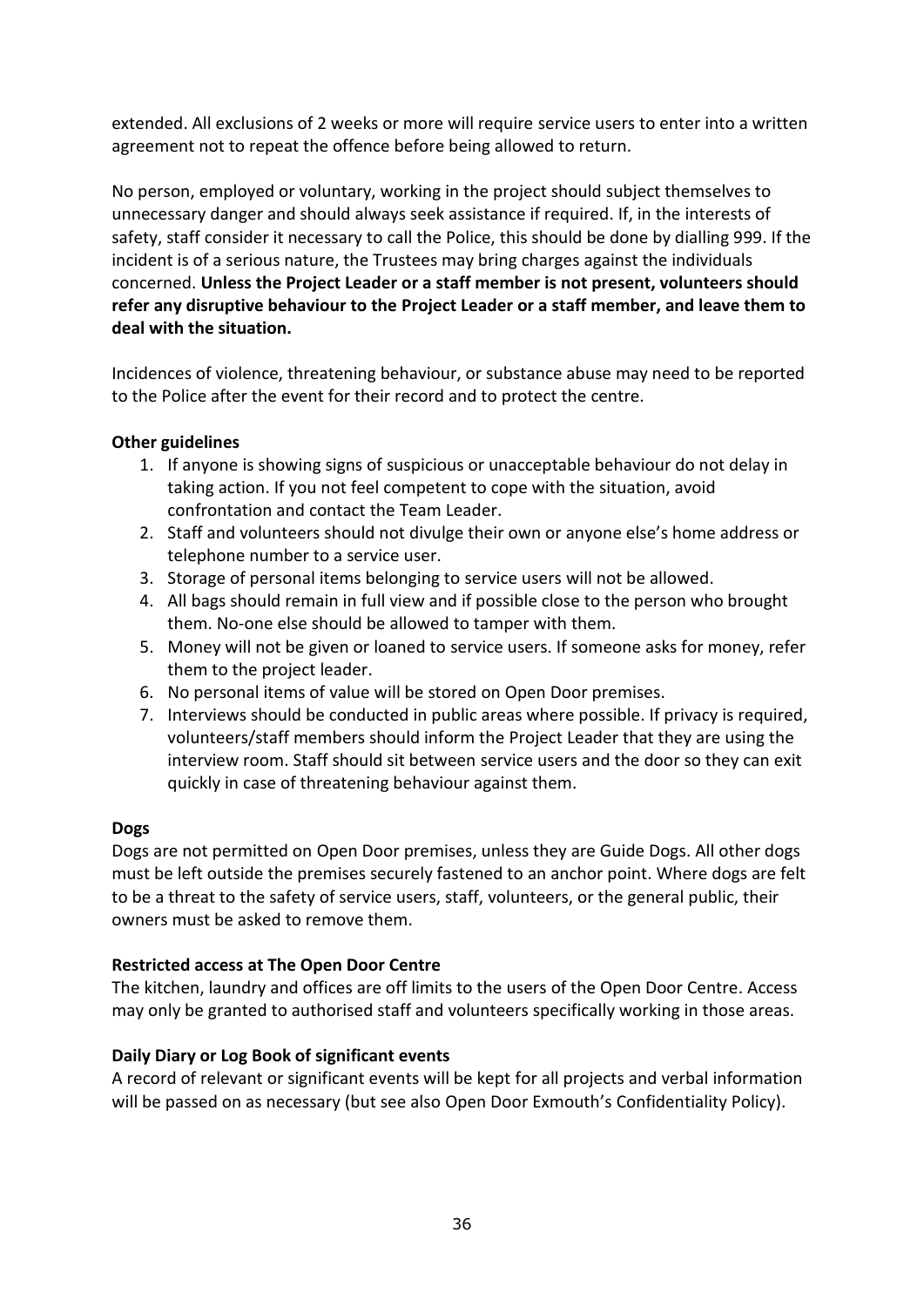extended. All exclusions of 2 weeks or more will require service users to enter into a written agreement not to repeat the offence before being allowed to return.

No person, employed or voluntary, working in the project should subject themselves to unnecessary danger and should always seek assistance if required. If, in the interests of safety, staff consider it necessary to call the Police, this should be done by dialling 999. If the incident is of a serious nature, the Trustees may bring charges against the individuals concerned. **Unless the Project Leader or a staff member is not present, volunteers should refer any disruptive behaviour to the Project Leader or a staff member, and leave them to deal with the situation.**

Incidences of violence, threatening behaviour, or substance abuse may need to be reported to the Police after the event for their record and to protect the centre.

**Other guidelines**

1. If anyone is showing signs of suspicious or unacceptable behaviour do not delay in taking action. If you not feel competent to cope with the situation, avoid confrontation and contact the Team Leader.
2. Staff and volunteers should not divulge their own or anyone else's home address or telephone number to a service user.
3. Storage of personal items belonging to service users will not be allowed.
4. All bags should remain in full view and if possible close to the person who brought them. No-one else should be allowed to tamper with them.
5. Money will not be given or loaned to service users. If someone asks for money, refer them to the project leader.
6. No personal items of value will be stored on Open Door premises.
7. Interviews should be conducted in public areas where possible. If privacy is required, volunteers/staff members should inform the Project Leader that they are using the interview room. Staff should sit between service users and the door so they can exit quickly in case of threatening behaviour against them.

**Dogs**

Dogs are not permitted on Open Door premises, unless they are Guide Dogs. All other dogs must be left outside the premises securely fastened to an anchor point. Where dogs are felt to be a threat to the safety of service users, staff, volunteers, or the general public, their owners must be asked to remove them.

**Restricted access at The Open Door Centre**

The kitchen, laundry and offices are off limits to the users of the Open Door Centre. Access may only be granted to authorised staff and volunteers specifically working in those areas.

**Daily Diary or Log Book of significant events**

A record of relevant or significant events will be kept for all projects and verbal information will be passed on as necessary (but see also Open Door Exmouth's Confidentiality Policy).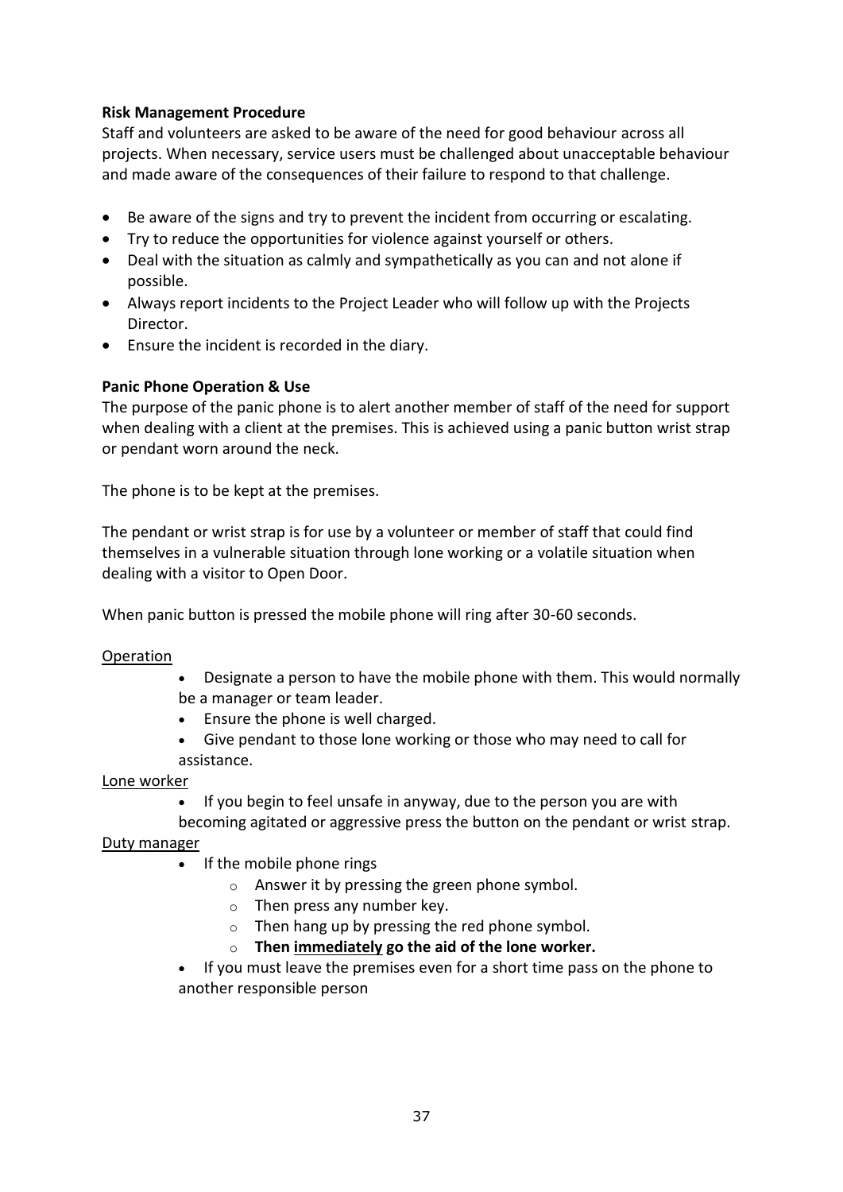**Risk Management Procedure**

Staff and volunteers are asked to be aware of the need for good behaviour across all projects. When necessary, service users must be challenged about unacceptable behaviour and made aware of the consequences of their failure to respond to that challenge.

- Be aware of the signs and try to prevent the incident from occurring or escalating.
- Try to reduce the opportunities for violence against yourself or others.
- Deal with the situation as calmly and sympathetically as you can and not alone if possible.
- Always report incidents to the Project Leader who will follow up with the Projects Director.
- Ensure the incident is recorded in the diary.

**Panic Phone Operation & Use**

The purpose of the panic phone is to alert another member of staff of the need for support when dealing with a client at the premises. This is achieved using a panic button wrist strap or pendant worn around the neck.

The phone is to be kept at the premises.

The pendant or wrist strap is for use by a volunteer or member of staff that could find themselves in a vulnerable situation through lone working or a volatile situation when dealing with a visitor to Open Door.

When panic button is pressed the mobile phone will ring after 30-60 seconds.

<u>Operation</u>

- Designate a person to have the mobile phone with them. This would normally be a manager or team leader.
- Ensure the phone is well charged.
- Give pendant to those lone working or those who may need to call for assistance.

<u>Lone worker</u>

- If you begin to feel unsafe in anyway, due to the person you are with becoming agitated or aggressive press the button on the pendant or wrist strap.

<u>Duty manager</u>

- If the mobile phone rings
  - Answer it by pressing the green phone symbol.
  - Then press any number key.
  - Then hang up by pressing the red phone symbol.
  - **Then <u>immediately</u> go the aid of the lone worker.**
- If you must leave the premises even for a short time pass on the phone to another responsible person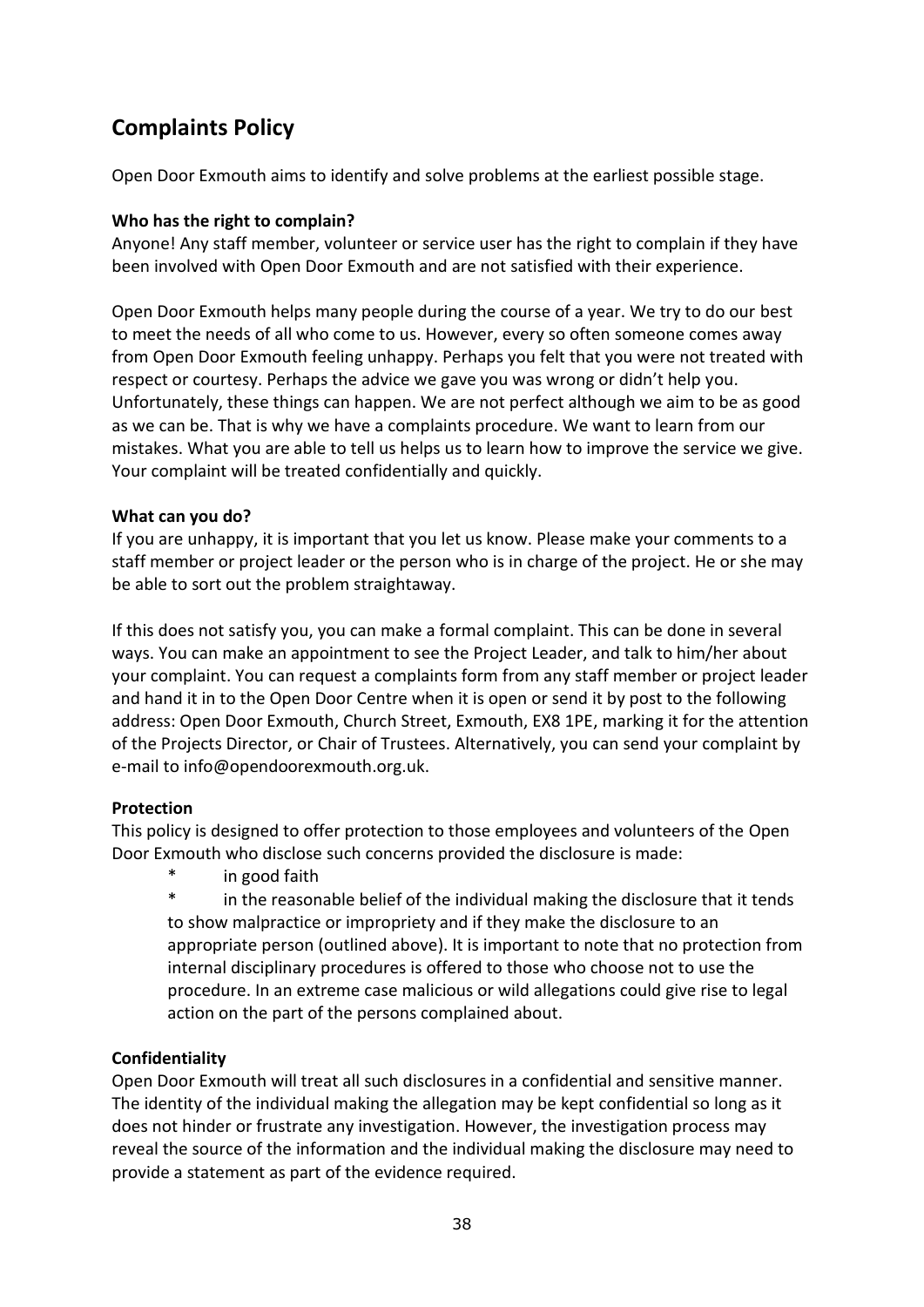## Complaints Policy

Open Door Exmouth aims to identify and solve problems at the earliest possible stage.

**Who has the right to complain?**
Anyone! Any staff member, volunteer or service user has the right to complain if they have been involved with Open Door Exmouth and are not satisfied with their experience.

Open Door Exmouth helps many people during the course of a year. We try to do our best to meet the needs of all who come to us. However, every so often someone comes away from Open Door Exmouth feeling unhappy. Perhaps you felt that you were not treated with respect or courtesy. Perhaps the advice we gave you was wrong or didn't help you. Unfortunately, these things can happen. We are not perfect although we aim to be as good as we can be. That is why we have a complaints procedure. We want to learn from our mistakes. What you are able to tell us helps us to learn how to improve the service we give. Your complaint will be treated confidentially and quickly.

**What can you do?**
If you are unhappy, it is important that you let us know. Please make your comments to a staff member or project leader or the person who is in charge of the project. He or she may be able to sort out the problem straightaway.

If this does not satisfy you, you can make a formal complaint. This can be done in several ways. You can make an appointment to see the Project Leader, and talk to him/her about your complaint. You can request a complaints form from any staff member or project leader and hand it in to the Open Door Centre when it is open or send it by post to the following address: Open Door Exmouth, Church Street, Exmouth, EX8 1PE, marking it for the attention of the Projects Director, or Chair of Trustees. Alternatively, you can send your complaint by e-mail to info@opendoorexmouth.org.uk.

**Protection**
This policy is designed to offer protection to those employees and volunteers of the Open Door Exmouth who disclose such concerns provided the disclosure is made:

* in good faith
* in the reasonable belief of the individual making the disclosure that it tends to show malpractice or impropriety and if they make the disclosure to an appropriate person (outlined above). It is important to note that no protection from internal disciplinary procedures is offered to those who choose not to use the procedure. In an extreme case malicious or wild allegations could give rise to legal action on the part of the persons complained about.

**Confidentiality**
Open Door Exmouth will treat all such disclosures in a confidential and sensitive manner. The identity of the individual making the allegation may be kept confidential so long as it does not hinder or frustrate any investigation. However, the investigation process may reveal the source of the information and the individual making the disclosure may need to provide a statement as part of the evidence required.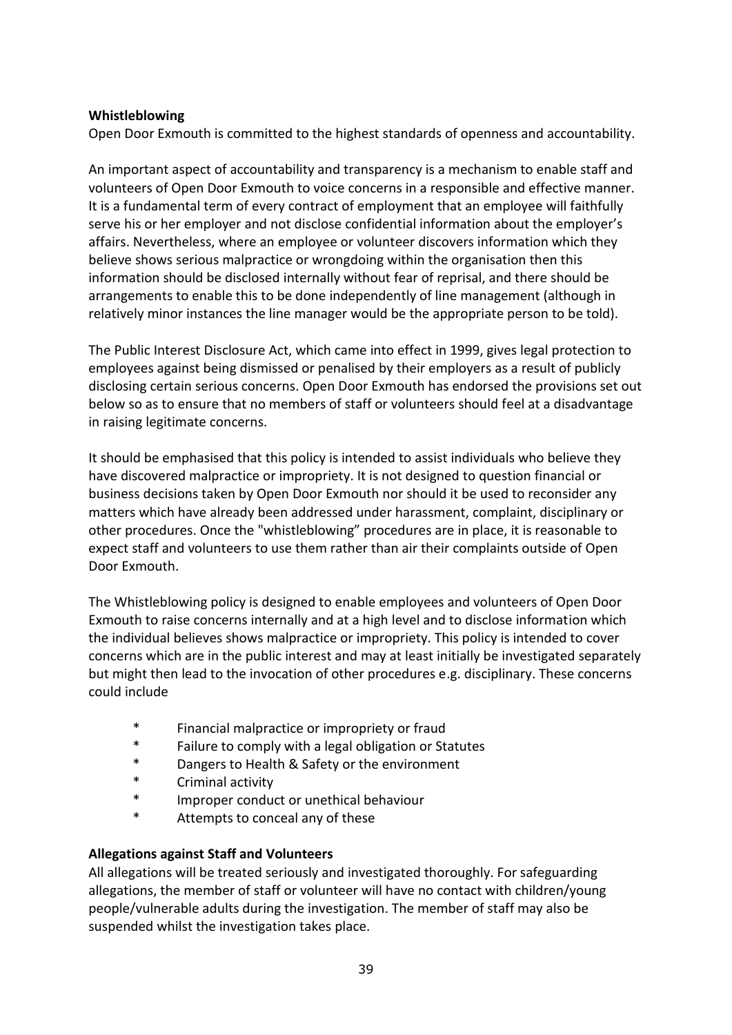**Whistleblowing**
Open Door Exmouth is committed to the highest standards of openness and accountability.

An important aspect of accountability and transparency is a mechanism to enable staff and volunteers of Open Door Exmouth to voice concerns in a responsible and effective manner. It is a fundamental term of every contract of employment that an employee will faithfully serve his or her employer and not disclose confidential information about the employer's affairs. Nevertheless, where an employee or volunteer discovers information which they believe shows serious malpractice or wrongdoing within the organisation then this information should be disclosed internally without fear of reprisal, and there should be arrangements to enable this to be done independently of line management (although in relatively minor instances the line manager would be the appropriate person to be told).

The Public Interest Disclosure Act, which came into effect in 1999, gives legal protection to employees against being dismissed or penalised by their employers as a result of publicly disclosing certain serious concerns. Open Door Exmouth has endorsed the provisions set out below so as to ensure that no members of staff or volunteers should feel at a disadvantage in raising legitimate concerns.

It should be emphasised that this policy is intended to assist individuals who believe they have discovered malpractice or impropriety. It is not designed to question financial or business decisions taken by Open Door Exmouth nor should it be used to reconsider any matters which have already been addressed under harassment, complaint, disciplinary or other procedures. Once the "whistleblowing" procedures are in place, it is reasonable to expect staff and volunteers to use them rather than air their complaints outside of Open Door Exmouth.

The Whistleblowing policy is designed to enable employees and volunteers of Open Door Exmouth to raise concerns internally and at a high level and to disclose information which the individual believes shows malpractice or impropriety. This policy is intended to cover concerns which are in the public interest and may at least initially be investigated separately but might then lead to the invocation of other procedures e.g. disciplinary. These concerns could include

* Financial malpractice or impropriety or fraud
* Failure to comply with a legal obligation or Statutes
* Dangers to Health & Safety or the environment
* Criminal activity
* Improper conduct or unethical behaviour
* Attempts to conceal any of these

**Allegations against Staff and Volunteers**
All allegations will be treated seriously and investigated thoroughly. For safeguarding allegations, the member of staff or volunteer will have no contact with children/young people/vulnerable adults during the investigation. The member of staff may also be suspended whilst the investigation takes place.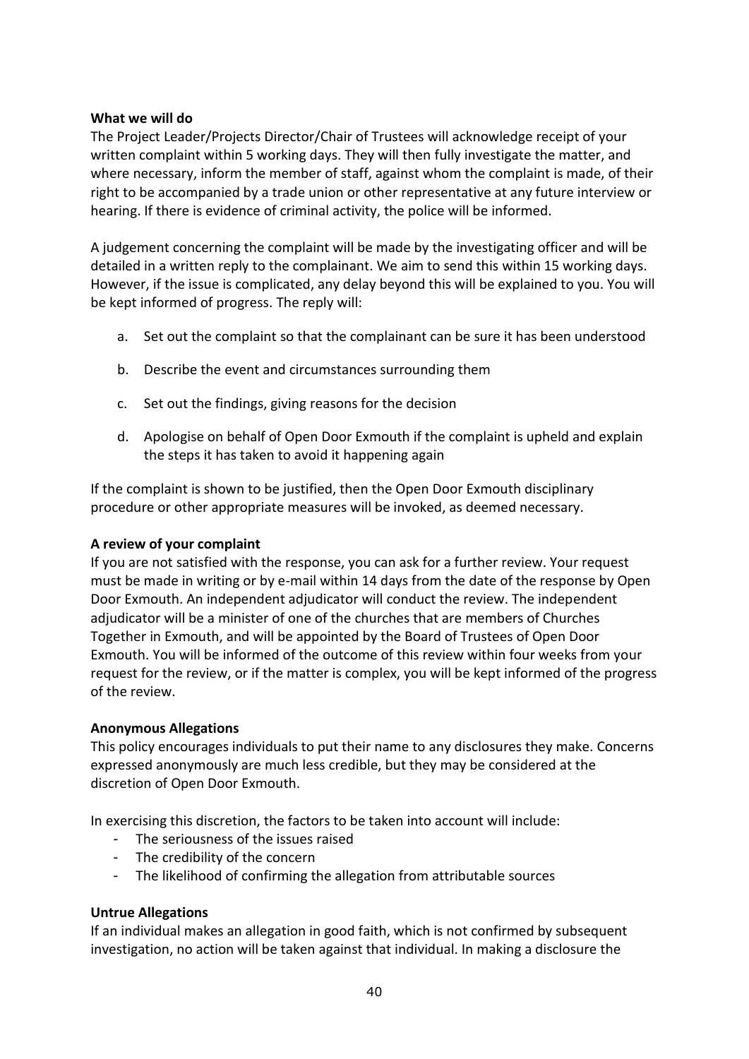**What we will do**

The Project Leader/Projects Director/Chair of Trustees will acknowledge receipt of your written complaint within 5 working days. They will then fully investigate the matter, and where necessary, inform the member of staff, against whom the complaint is made, of their right to be accompanied by a trade union or other representative at any future interview or hearing. If there is evidence of criminal activity, the police will be informed.

A judgement concerning the complaint will be made by the investigating officer and will be detailed in a written reply to the complainant. We aim to send this within 15 working days. However, if the issue is complicated, any delay beyond this will be explained to you. You will be kept informed of progress. The reply will:

a. Set out the complaint so that the complainant can be sure it has been understood

b. Describe the event and circumstances surrounding them

c. Set out the findings, giving reasons for the decision

d. Apologise on behalf of Open Door Exmouth if the complaint is upheld and explain the steps it has taken to avoid it happening again

If the complaint is shown to be justified, then the Open Door Exmouth disciplinary procedure or other appropriate measures will be invoked, as deemed necessary.

**A review of your complaint**

If you are not satisfied with the response, you can ask for a further review. Your request must be made in writing or by e-mail within 14 days from the date of the response by Open Door Exmouth. An independent adjudicator will conduct the review. The independent adjudicator will be a minister of one of the churches that are members of Churches Together in Exmouth, and will be appointed by the Board of Trustees of Open Door Exmouth. You will be informed of the outcome of this review within four weeks from your request for the review, or if the matter is complex, you will be kept informed of the progress of the review.

**Anonymous Allegations**

This policy encourages individuals to put their name to any disclosures they make. Concerns expressed anonymously are much less credible, but they may be considered at the discretion of Open Door Exmouth.

In exercising this discretion, the factors to be taken into account will include:

- The seriousness of the issues raised
- The credibility of the concern
- The likelihood of confirming the allegation from attributable sources

**Untrue Allegations**

If an individual makes an allegation in good faith, which is not confirmed by subsequent investigation, no action will be taken against that individual. In making a disclosure the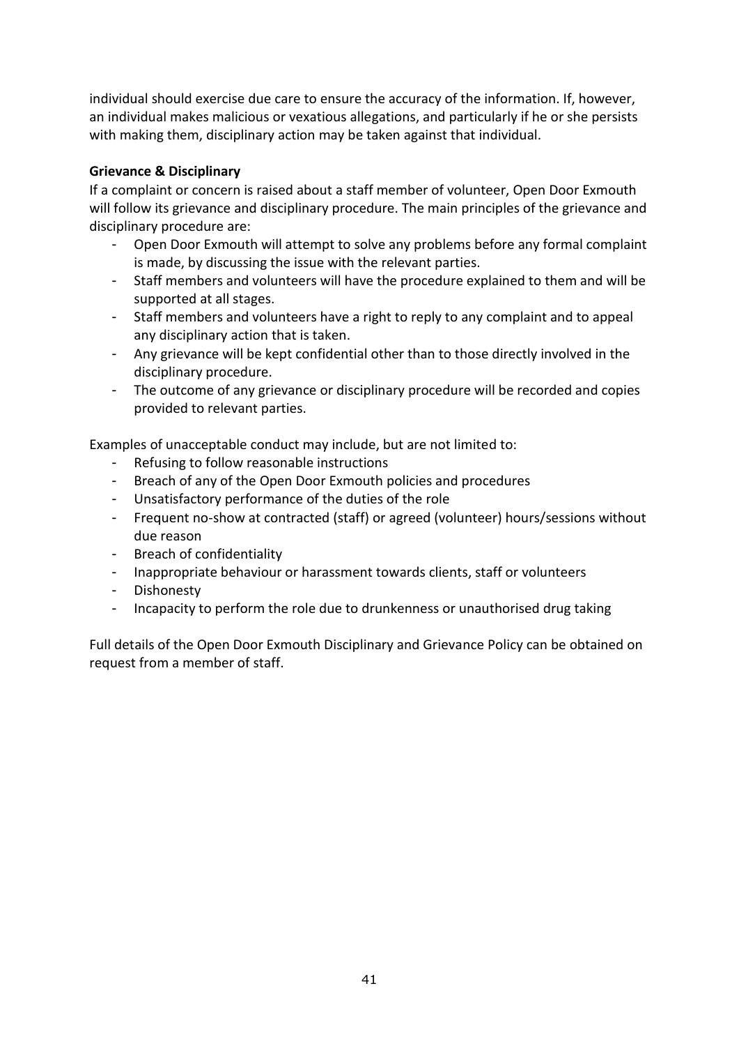individual should exercise due care to ensure the accuracy of the information. If, however, an individual makes malicious or vexatious allegations, and particularly if he or she persists with making them, disciplinary action may be taken against that individual.

**Grievance & Disciplinary**

If a complaint or concern is raised about a staff member of volunteer, Open Door Exmouth will follow its grievance and disciplinary procedure. The main principles of the grievance and disciplinary procedure are:

- Open Door Exmouth will attempt to solve any problems before any formal complaint is made, by discussing the issue with the relevant parties.
- Staff members and volunteers will have the procedure explained to them and will be supported at all stages.
- Staff members and volunteers have a right to reply to any complaint and to appeal any disciplinary action that is taken.
- Any grievance will be kept confidential other than to those directly involved in the disciplinary procedure.
- The outcome of any grievance or disciplinary procedure will be recorded and copies provided to relevant parties.

Examples of unacceptable conduct may include, but are not limited to:

- Refusing to follow reasonable instructions
- Breach of any of the Open Door Exmouth policies and procedures
- Unsatisfactory performance of the duties of the role
- Frequent no-show at contracted (staff) or agreed (volunteer) hours/sessions without due reason
- Breach of confidentiality
- Inappropriate behaviour or harassment towards clients, staff or volunteers
- Dishonesty
- Incapacity to perform the role due to drunkenness or unauthorised drug taking

Full details of the Open Door Exmouth Disciplinary and Grievance Policy can be obtained on request from a member of staff.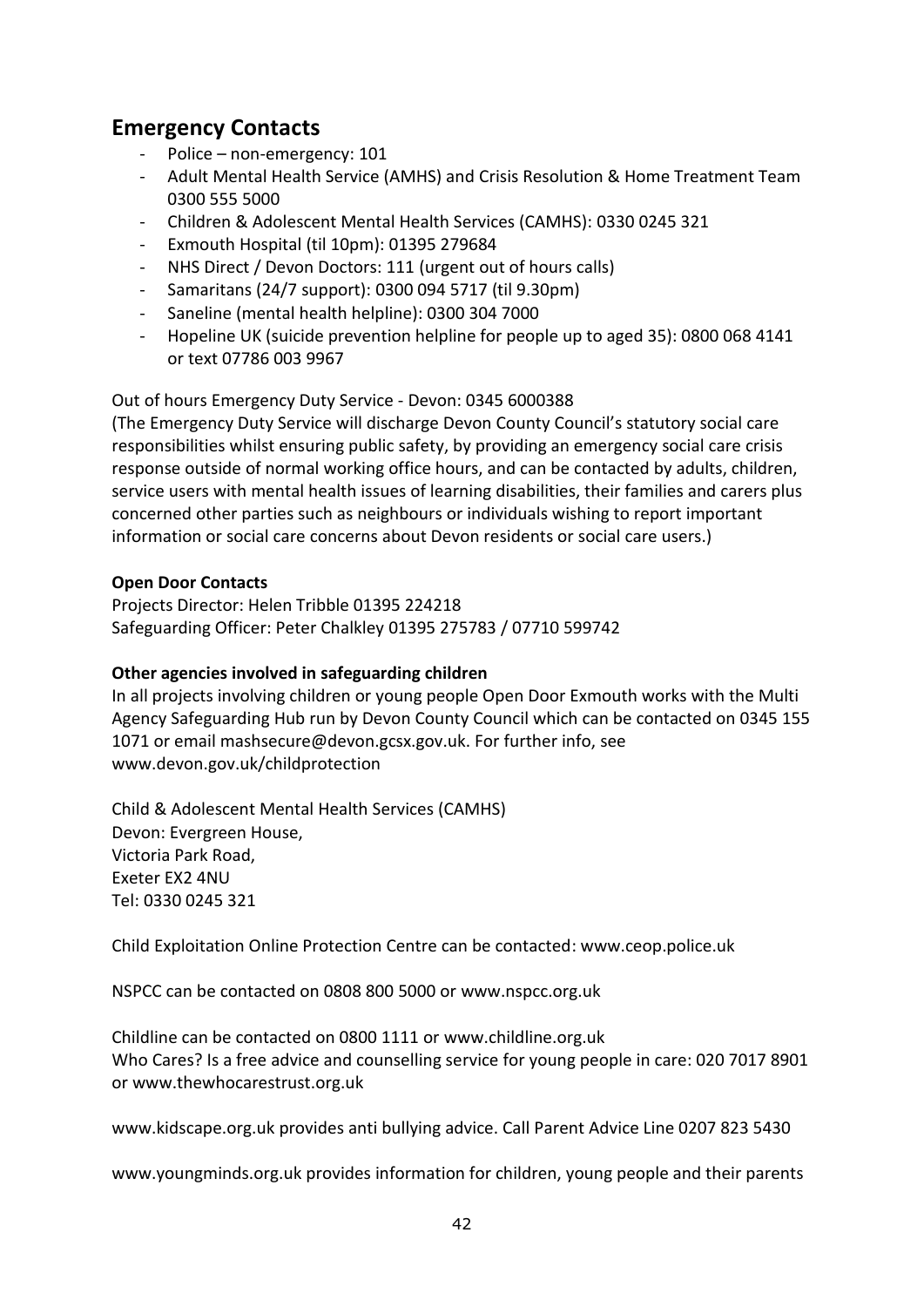## Emergency Contacts

- Police – non-emergency: 101
- Adult Mental Health Service (AMHS) and Crisis Resolution & Home Treatment Team 0300 555 5000
- Children & Adolescent Mental Health Services (CAMHS): 0330 0245 321
- Exmouth Hospital (til 10pm): 01395 279684
- NHS Direct / Devon Doctors: 111 (urgent out of hours calls)
- Samaritans (24/7 support): 0300 094 5717 (til 9.30pm)
- Saneline (mental health helpline): 0300 304 7000
- Hopeline UK (suicide prevention helpline for people up to aged 35): 0800 068 4141 or text 07786 003 9967

Out of hours Emergency Duty Service - Devon: 0345 6000388
(The Emergency Duty Service will discharge Devon County Council's statutory social care responsibilities whilst ensuring public safety, by providing an emergency social care crisis response outside of normal working office hours, and can be contacted by adults, children, service users with mental health issues of learning disabilities, their families and carers plus concerned other parties such as neighbours or individuals wishing to report important information or social care concerns about Devon residents or social care users.)

**Open Door Contacts**
Projects Director: Helen Tribble 01395 224218
Safeguarding Officer: Peter Chalkley 01395 275783 / 07710 599742

**Other agencies involved in safeguarding children**
In all projects involving children or young people Open Door Exmouth works with the Multi Agency Safeguarding Hub run by Devon County Council which can be contacted on 0345 155 1071 or email mashsecure@devon.gcsx.gov.uk. For further info, see www.devon.gov.uk/childprotection

Child & Adolescent Mental Health Services (CAMHS)
Devon: Evergreen House,
Victoria Park Road,
Exeter EX2 4NU
Tel: 0330 0245 321

Child Exploitation Online Protection Centre can be contacted: www.ceop.police.uk

NSPCC can be contacted on 0808 800 5000 or www.nspcc.org.uk

Childline can be contacted on 0800 1111 or www.childline.org.uk
Who Cares? Is a free advice and counselling service for young people in care: 020 7017 8901 or www.thewhocarestrust.org.uk

www.kidscape.org.uk provides anti bullying advice. Call Parent Advice Line 0207 823 5430

www.youngminds.org.uk provides information for children, young people and their parents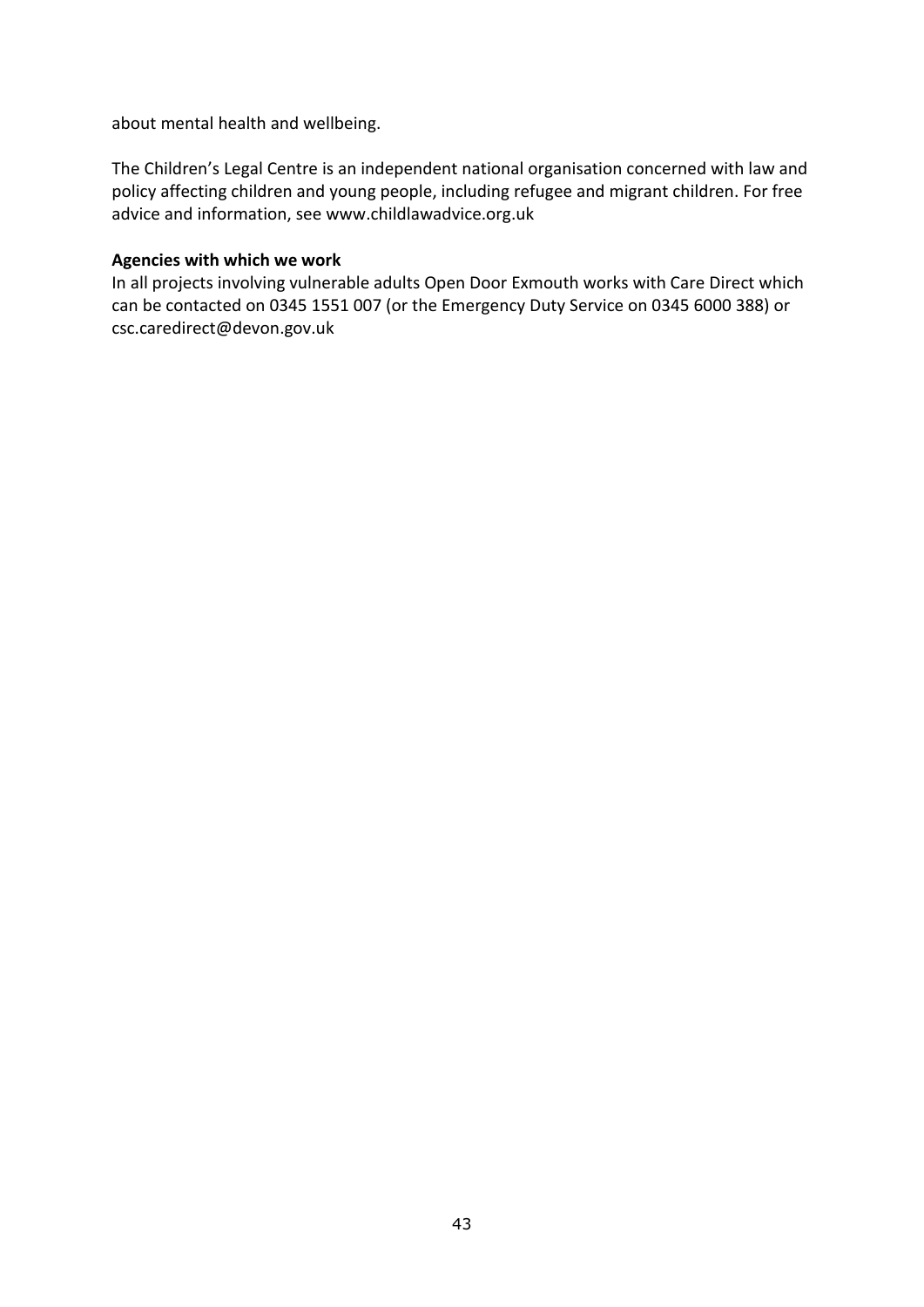about mental health and wellbeing.

The Children's Legal Centre is an independent national organisation concerned with law and policy affecting children and young people, including refugee and migrant children. For free advice and information, see www.childlawadvice.org.uk

**Agencies with which we work**

In all projects involving vulnerable adults Open Door Exmouth works with Care Direct which can be contacted on 0345 1551 007 (or the Emergency Duty Service on 0345 6000 388) or csc.caredirect@devon.gov.uk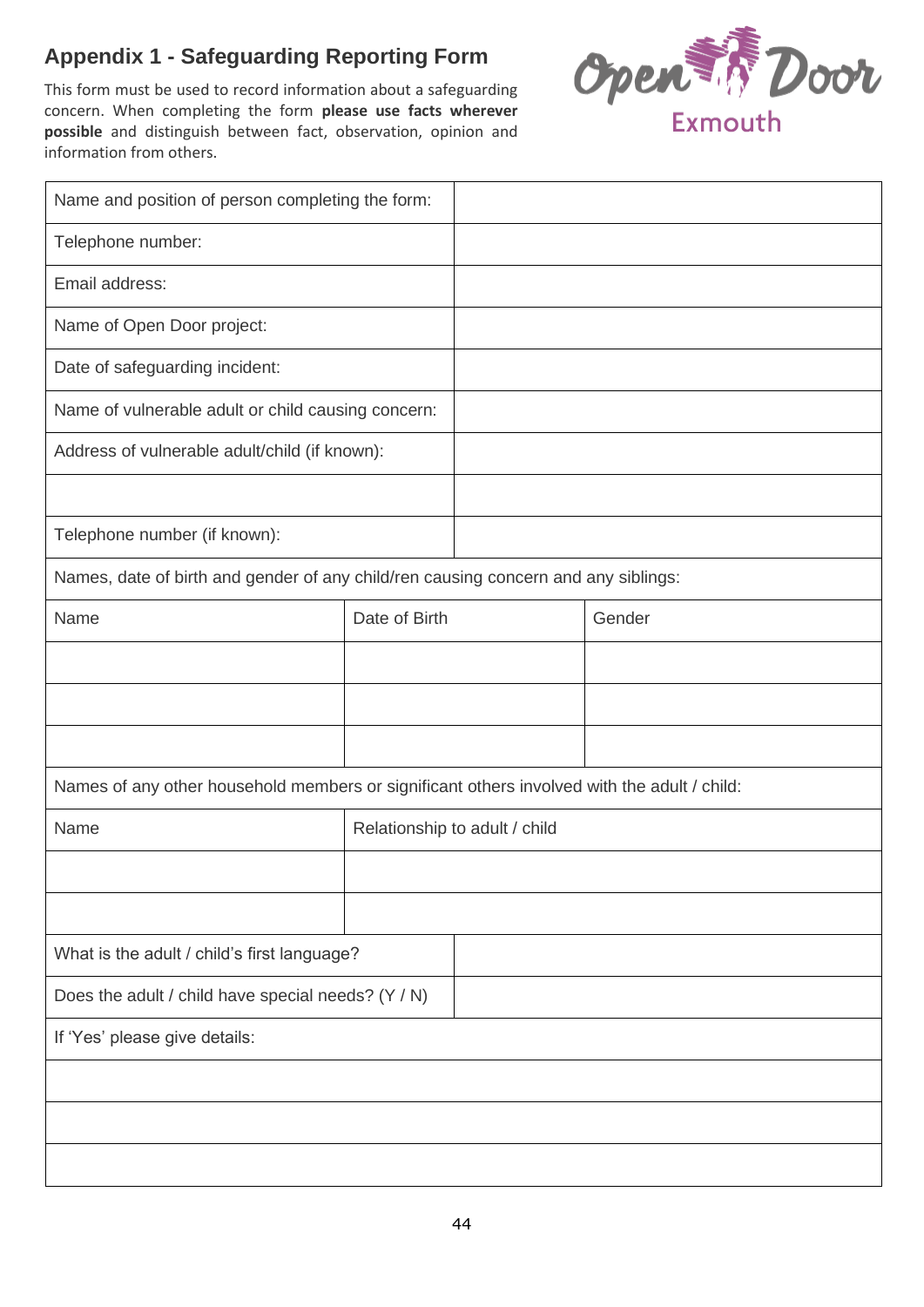## Appendix 1 - Safeguarding Reporting Form

This form must be used to record information about a safeguarding concern. When completing the form **please use facts wherever possible** and distinguish between fact, observation, opinion and information from others.

| | |
|---|---|
| Name and position of person completing the form: | |
| Telephone number: | |
| Email address: | |
| Name of Open Door project: | |
| Date of safeguarding incident: | |
| Name of vulnerable adult or child causing concern: | |
| Address of vulnerable adult/child (if known): | |
| | |
| Telephone number (if known): | |

Names, date of birth and gender of any child/ren causing concern and any siblings:

| Name | Date of Birth | Gender |
|---|---|---|
| | | |
| | | |
| | | |

Names of any other household members or significant others involved with the adult / child:

| Name | Relationship to adult / child |
|---|---|
| | |
| | |

| | |
|---|---|
| What is the adult / child's first language? | |
| Does the adult / child have special needs? (Y / N) | |

If 'Yes' please give details:

| |
|---|
| |
| |
| |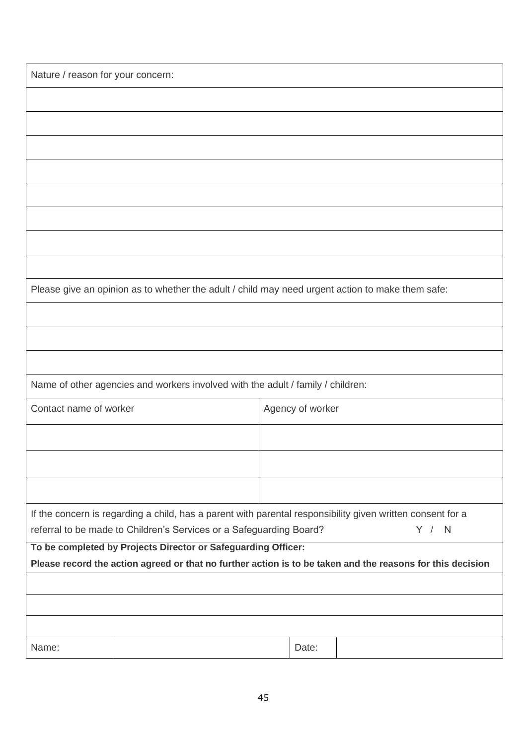| Nature / reason for your concern: | |
|---|---|
| | |
| | |
| | |
| | |
| | |
| | |
| | |
| | |
| Please give an opinion as to whether the adult / child may need urgent action to make them safe: | |
| | |
| | |
| | |
| Name of other agencies and workers involved with the adult / family / children: | |
| Contact name of worker | Agency of worker |
| | |
| | |
| | |
| If the concern is regarding a child, has a parent with parental responsibility given written consent for a referral to be made to Children's Services or a Safeguarding Board? Y / N | |
| **To be completed by Projects Director or Safeguarding Officer:** **Please record the action agreed or that no further action is to be taken and the reasons for this decision** | |
| | |
| | |
| | |

| Name: | | Date: | |
|---|---|---|---|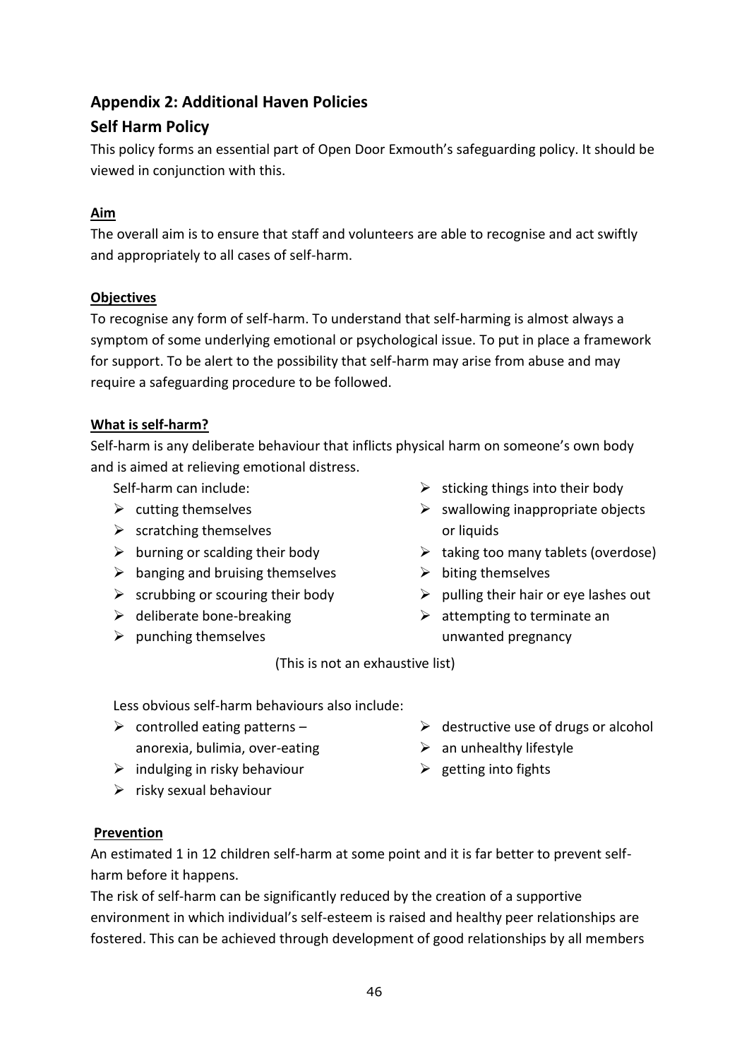## Appendix 2: Additional Haven Policies

## Self Harm Policy

This policy forms an essential part of Open Door Exmouth's safeguarding policy. It should be viewed in conjunction with this.

**Aim**

The overall aim is to ensure that staff and volunteers are able to recognise and act swiftly and appropriately to all cases of self-harm.

**Objectives**

To recognise any form of self-harm. To understand that self-harming is almost always a symptom of some underlying emotional or psychological issue. To put in place a framework for support. To be alert to the possibility that self-harm may arise from abuse and may require a safeguarding procedure to be followed.

**What is self-harm?**

Self-harm is any deliberate behaviour that inflicts physical harm on someone's own body and is aimed at relieving emotional distress.

Self-harm can include:

- cutting themselves
- scratching themselves
- burning or scalding their body
- banging and bruising themselves
- scrubbing or scouring their body
- deliberate bone-breaking
- punching themselves
- sticking things into their body
- swallowing inappropriate objects or liquids
- taking too many tablets (overdose)
- biting themselves
- pulling their hair or eye lashes out
- attempting to terminate an unwanted pregnancy

(This is not an exhaustive list)

Less obvious self-harm behaviours also include:

- controlled eating patterns – anorexia, bulimia, over-eating
- indulging in risky behaviour
- risky sexual behaviour
- destructive use of drugs or alcohol
- an unhealthy lifestyle
- getting into fights

**Prevention**

An estimated 1 in 12 children self-harm at some point and it is far better to prevent self-harm before it happens.

The risk of self-harm can be significantly reduced by the creation of a supportive environment in which individual's self-esteem is raised and healthy peer relationships are fostered. This can be achieved through development of good relationships by all members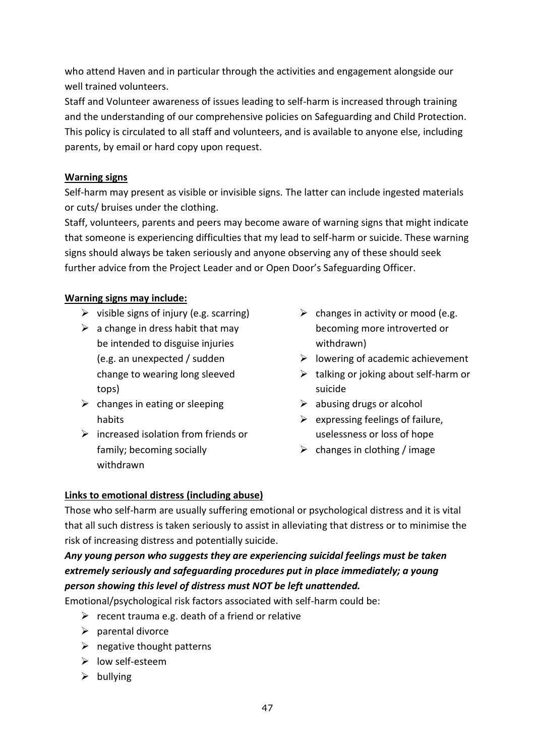who attend Haven and in particular through the activities and engagement alongside our well trained volunteers.

Staff and Volunteer awareness of issues leading to self-harm is increased through training and the understanding of our comprehensive policies on Safeguarding and Child Protection. This policy is circulated to all staff and volunteers, and is available to anyone else, including parents, by email or hard copy upon request.

**Warning signs**

Self-harm may present as visible or invisible signs. The latter can include ingested materials or cuts/ bruises under the clothing.

Staff, volunteers, parents and peers may become aware of warning signs that might indicate that someone is experiencing difficulties that my lead to self-harm or suicide. These warning signs should always be taken seriously and anyone observing any of these should seek further advice from the Project Leader and or Open Door's Safeguarding Officer.

**Warning signs may include:**

- visible signs of injury (e.g. scarring)
- a change in dress habit that may be intended to disguise injuries (e.g. an unexpected / sudden change to wearing long sleeved tops)
- changes in eating or sleeping habits
- increased isolation from friends or family; becoming socially withdrawn
- changes in activity or mood (e.g. becoming more introverted or withdrawn)
- lowering of academic achievement
- talking or joking about self-harm or suicide
- abusing drugs or alcohol
- expressing feelings of failure, uselessness or loss of hope
- changes in clothing / image

**Links to emotional distress (including abuse)**

Those who self-harm are usually suffering emotional or psychological distress and it is vital that all such distress is taken seriously to assist in alleviating that distress or to minimise the risk of increasing distress and potentially suicide.

***Any young person who suggests they are experiencing suicidal feelings must be taken extremely seriously and safeguarding procedures put in place immediately; a young person showing this level of distress must NOT be left unattended.***

Emotional/psychological risk factors associated with self-harm could be:

- recent trauma e.g. death of a friend or relative
- parental divorce
- negative thought patterns
- low self-esteem
- bullying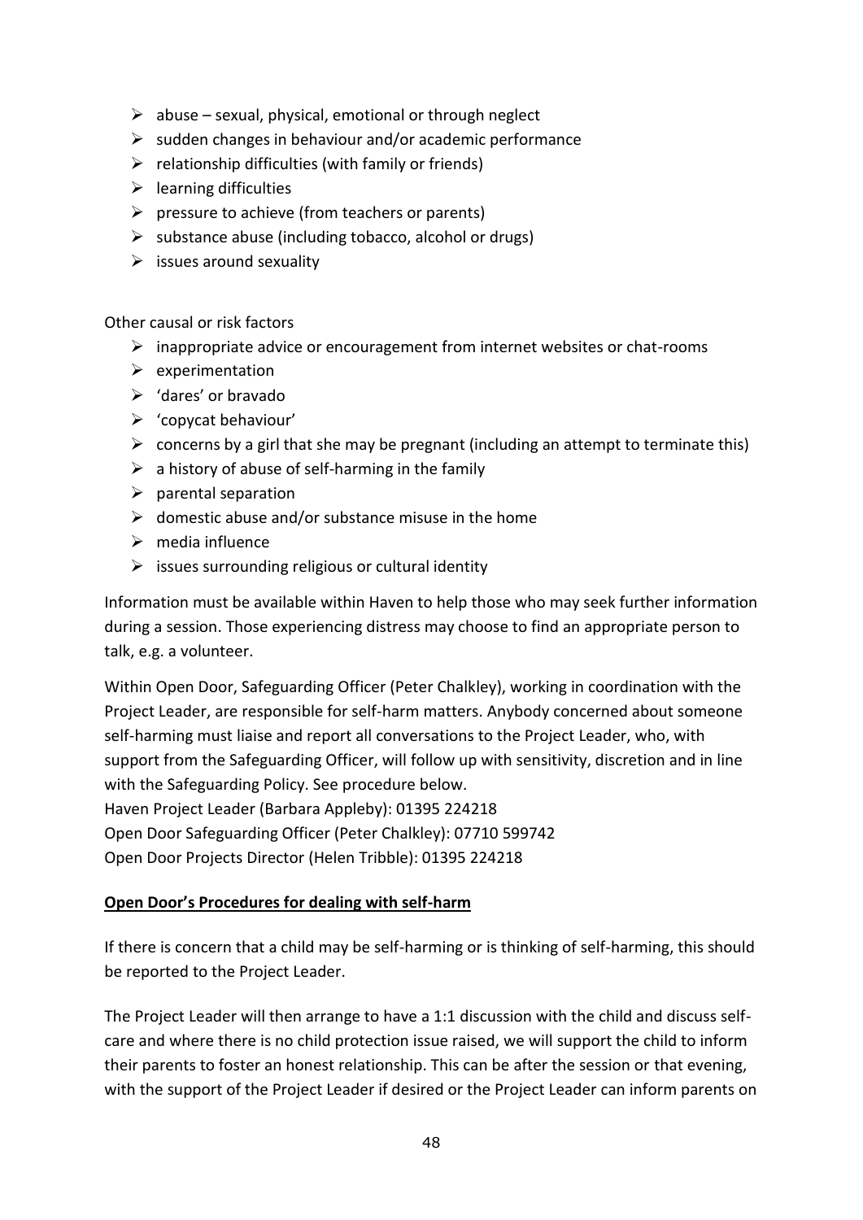- abuse – sexual, physical, emotional or through neglect
- sudden changes in behaviour and/or academic performance
- relationship difficulties (with family or friends)
- learning difficulties
- pressure to achieve (from teachers or parents)
- substance abuse (including tobacco, alcohol or drugs)
- issues around sexuality

Other causal or risk factors

- inappropriate advice or encouragement from internet websites or chat-rooms
- experimentation
- 'dares' or bravado
- 'copycat behaviour'
- concerns by a girl that she may be pregnant (including an attempt to terminate this)
- a history of abuse of self-harming in the family
- parental separation
- domestic abuse and/or substance misuse in the home
- media influence
- issues surrounding religious or cultural identity

Information must be available within Haven to help those who may seek further information during a session. Those experiencing distress may choose to find an appropriate person to talk, e.g. a volunteer.

Within Open Door, Safeguarding Officer (Peter Chalkley), working in coordination with the Project Leader, are responsible for self-harm matters. Anybody concerned about someone self-harming must liaise and report all conversations to the Project Leader, who, with support from the Safeguarding Officer, will follow up with sensitivity, discretion and in line with the Safeguarding Policy. See procedure below.
Haven Project Leader (Barbara Appleby): 01395 224218
Open Door Safeguarding Officer (Peter Chalkley): 07710 599742
Open Door Projects Director (Helen Tribble): 01395 224218

**Open Door's Procedures for dealing with self-harm**

If there is concern that a child may be self-harming or is thinking of self-harming, this should be reported to the Project Leader.

The Project Leader will then arrange to have a 1:1 discussion with the child and discuss self-care and where there is no child protection issue raised, we will support the child to inform their parents to foster an honest relationship. This can be after the session or that evening, with the support of the Project Leader if desired or the Project Leader can inform parents on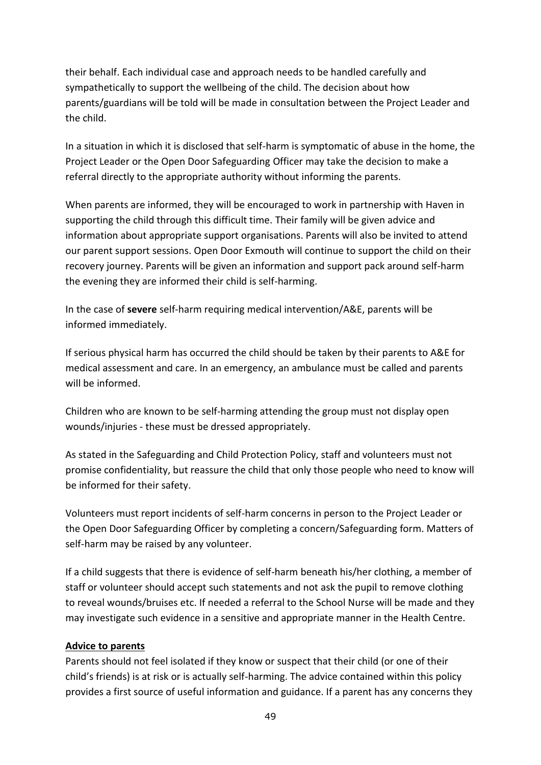their behalf. Each individual case and approach needs to be handled carefully and sympathetically to support the wellbeing of the child. The decision about how parents/guardians will be told will be made in consultation between the Project Leader and the child.

In a situation in which it is disclosed that self-harm is symptomatic of abuse in the home, the Project Leader or the Open Door Safeguarding Officer may take the decision to make a referral directly to the appropriate authority without informing the parents.

When parents are informed, they will be encouraged to work in partnership with Haven in supporting the child through this difficult time. Their family will be given advice and information about appropriate support organisations. Parents will also be invited to attend our parent support sessions. Open Door Exmouth will continue to support the child on their recovery journey. Parents will be given an information and support pack around self-harm the evening they are informed their child is self-harming.

In the case of **severe** self-harm requiring medical intervention/A&E, parents will be informed immediately.

If serious physical harm has occurred the child should be taken by their parents to A&E for medical assessment and care. In an emergency, an ambulance must be called and parents will be informed.

Children who are known to be self-harming attending the group must not display open wounds/injuries - these must be dressed appropriately.

As stated in the Safeguarding and Child Protection Policy, staff and volunteers must not promise confidentiality, but reassure the child that only those people who need to know will be informed for their safety.

Volunteers must report incidents of self-harm concerns in person to the Project Leader or the Open Door Safeguarding Officer by completing a concern/Safeguarding form. Matters of self-harm may be raised by any volunteer.

If a child suggests that there is evidence of self-harm beneath his/her clothing, a member of staff or volunteer should accept such statements and not ask the pupil to remove clothing to reveal wounds/bruises etc. If needed a referral to the School Nurse will be made and they may investigate such evidence in a sensitive and appropriate manner in the Health Centre.

**Advice to parents**

Parents should not feel isolated if they know or suspect that their child (or one of their child's friends) is at risk or is actually self-harming. The advice contained within this policy provides a first source of useful information and guidance. If a parent has any concerns they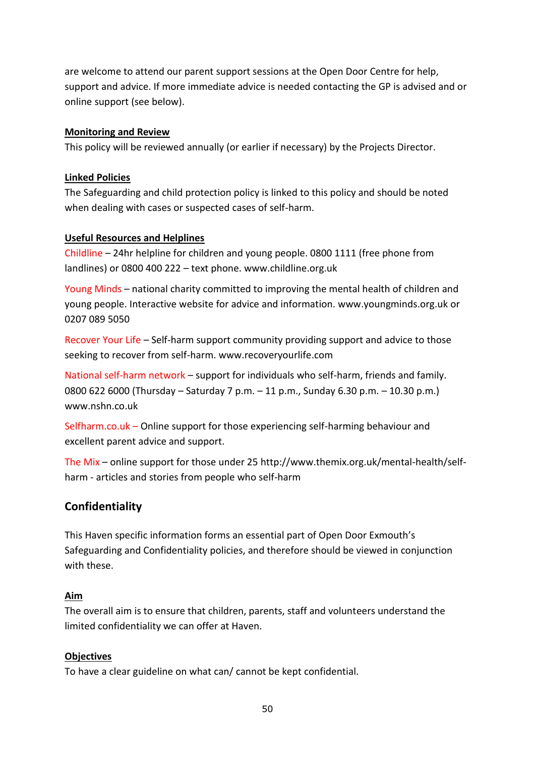are welcome to attend our parent support sessions at the Open Door Centre for help, support and advice. If more immediate advice is needed contacting the GP is advised and or online support (see below).

**Monitoring and Review**

This policy will be reviewed annually (or earlier if necessary) by the Projects Director.

**Linked Policies**

The Safeguarding and child protection policy is linked to this policy and should be noted when dealing with cases or suspected cases of self-harm.

**Useful Resources and Helplines**

Childline – 24hr helpline for children and young people. 0800 1111 (free phone from landlines) or 0800 400 222 – text phone. www.childline.org.uk

Young Minds – national charity committed to improving the mental health of children and young people. Interactive website for advice and information. www.youngminds.org.uk or 0207 089 5050

Recover Your Life – Self-harm support community providing support and advice to those seeking to recover from self-harm. www.recoveryourlife.com

National self-harm network – support for individuals who self-harm, friends and family. 0800 622 6000 (Thursday – Saturday 7 p.m. – 11 p.m., Sunday 6.30 p.m. – 10.30 p.m.) www.nshn.co.uk

Selfharm.co.uk – Online support for those experiencing self-harming behaviour and excellent parent advice and support.

The Mix – online support for those under 25 http://www.themix.org.uk/mental-health/self-harm - articles and stories from people who self-harm

## Confidentiality

This Haven specific information forms an essential part of Open Door Exmouth's Safeguarding and Confidentiality policies, and therefore should be viewed in conjunction with these.

**Aim**

The overall aim is to ensure that children, parents, staff and volunteers understand the limited confidentiality we can offer at Haven.

**Objectives**

To have a clear guideline on what can/ cannot be kept confidential.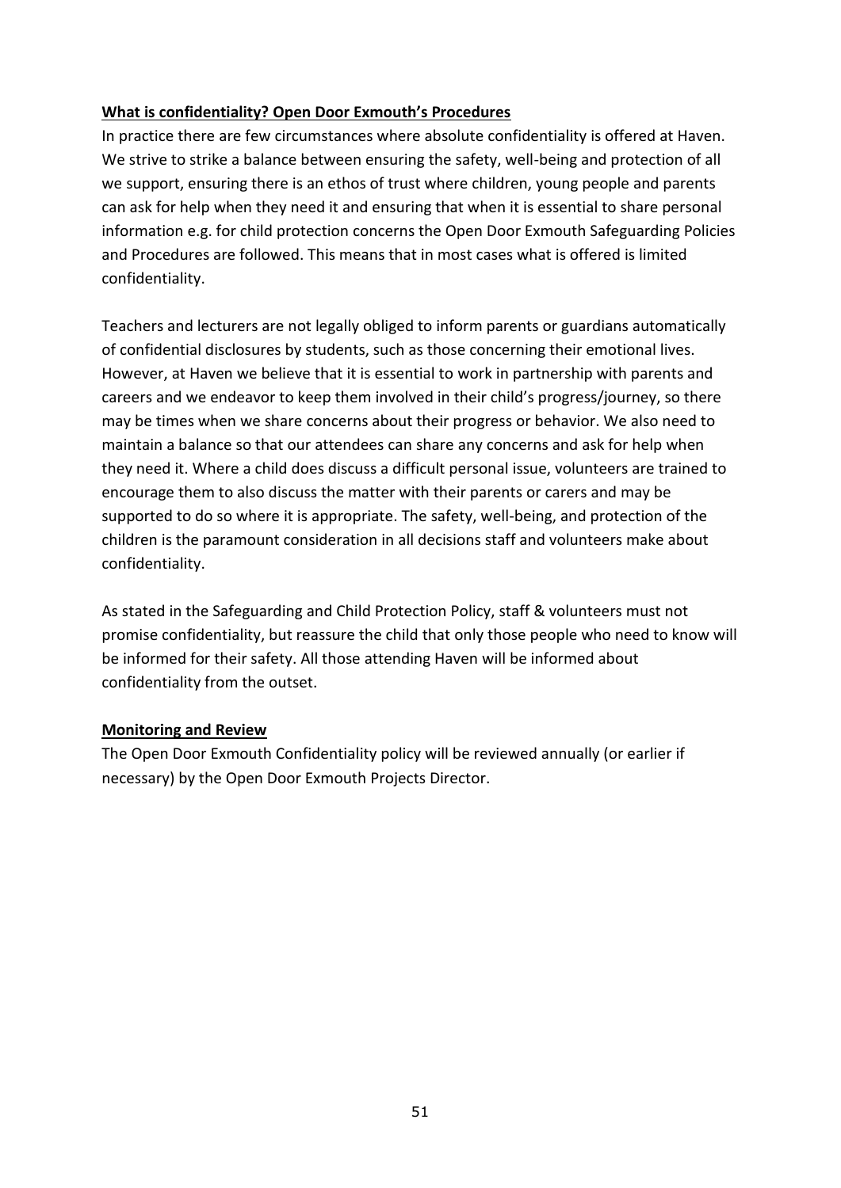## What is confidentiality? Open Door Exmouth's Procedures

In practice there are few circumstances where absolute confidentiality is offered at Haven. We strive to strike a balance between ensuring the safety, well-being and protection of all we support, ensuring there is an ethos of trust where children, young people and parents can ask for help when they need it and ensuring that when it is essential to share personal information e.g. for child protection concerns the Open Door Exmouth Safeguarding Policies and Procedures are followed. This means that in most cases what is offered is limited confidentiality.

Teachers and lecturers are not legally obliged to inform parents or guardians automatically of confidential disclosures by students, such as those concerning their emotional lives. However, at Haven we believe that it is essential to work in partnership with parents and careers and we endeavor to keep them involved in their child's progress/journey, so there may be times when we share concerns about their progress or behavior. We also need to maintain a balance so that our attendees can share any concerns and ask for help when they need it. Where a child does discuss a difficult personal issue, volunteers are trained to encourage them to also discuss the matter with their parents or carers and may be supported to do so where it is appropriate. The safety, well-being, and protection of the children is the paramount consideration in all decisions staff and volunteers make about confidentiality.

As stated in the Safeguarding and Child Protection Policy, staff & volunteers must not promise confidentiality, but reassure the child that only those people who need to know will be informed for their safety. All those attending Haven will be informed about confidentiality from the outset.

## Monitoring and Review

The Open Door Exmouth Confidentiality policy will be reviewed annually (or earlier if necessary) by the Open Door Exmouth Projects Director.